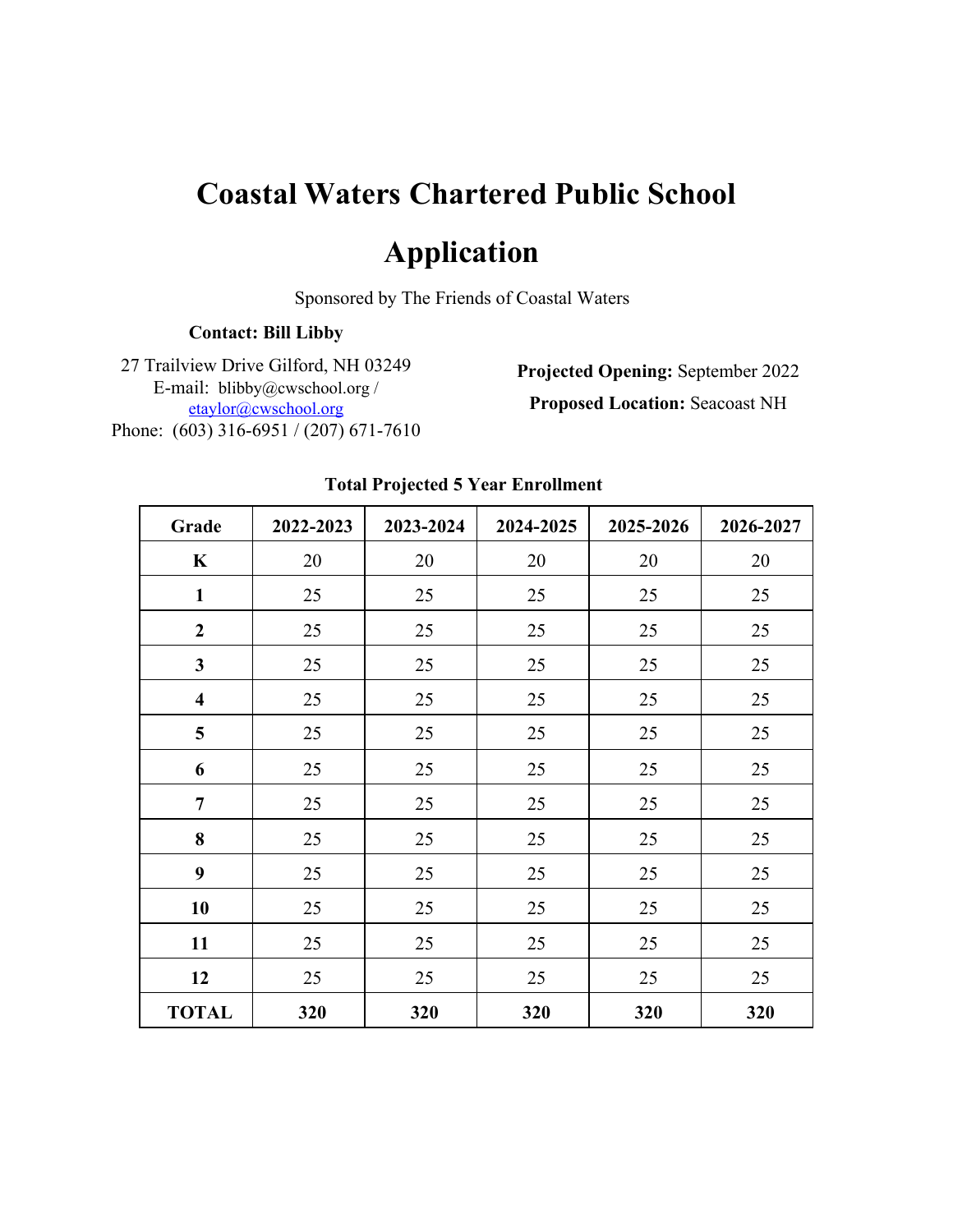# Coastal Waters Chartered Public School

# Application

Sponsored by The Friends of Coastal Waters

**Contact: Bill Libby**

27 Trailview Drive Gilford, NH 03249
E-mail: blibby@cwschool.org / etaylor@cwschool.org
Phone: (603) 316-6951 / (207) 671-7610

**Projected Opening:** September 2022

**Proposed Location:** Seacoast NH

**Total Projected 5 Year Enrollment**

| Grade | 2022-2023 | 2023-2024 | 2024-2025 | 2025-2026 | 2026-2027 |
|---|---|---|---|---|---|
| **K** | 20 | 20 | 20 | 20 | 20 |
| **1** | 25 | 25 | 25 | 25 | 25 |
| **2** | 25 | 25 | 25 | 25 | 25 |
| **3** | 25 | 25 | 25 | 25 | 25 |
| **4** | 25 | 25 | 25 | 25 | 25 |
| **5** | 25 | 25 | 25 | 25 | 25 |
| **6** | 25 | 25 | 25 | 25 | 25 |
| **7** | 25 | 25 | 25 | 25 | 25 |
| **8** | 25 | 25 | 25 | 25 | 25 |
| **9** | 25 | 25 | 25 | 25 | 25 |
| **10** | 25 | 25 | 25 | 25 | 25 |
| **11** | 25 | 25 | 25 | 25 | 25 |
| **12** | 25 | 25 | 25 | 25 | 25 |
| **TOTAL** | **320** | **320** | **320** | **320** | **320** |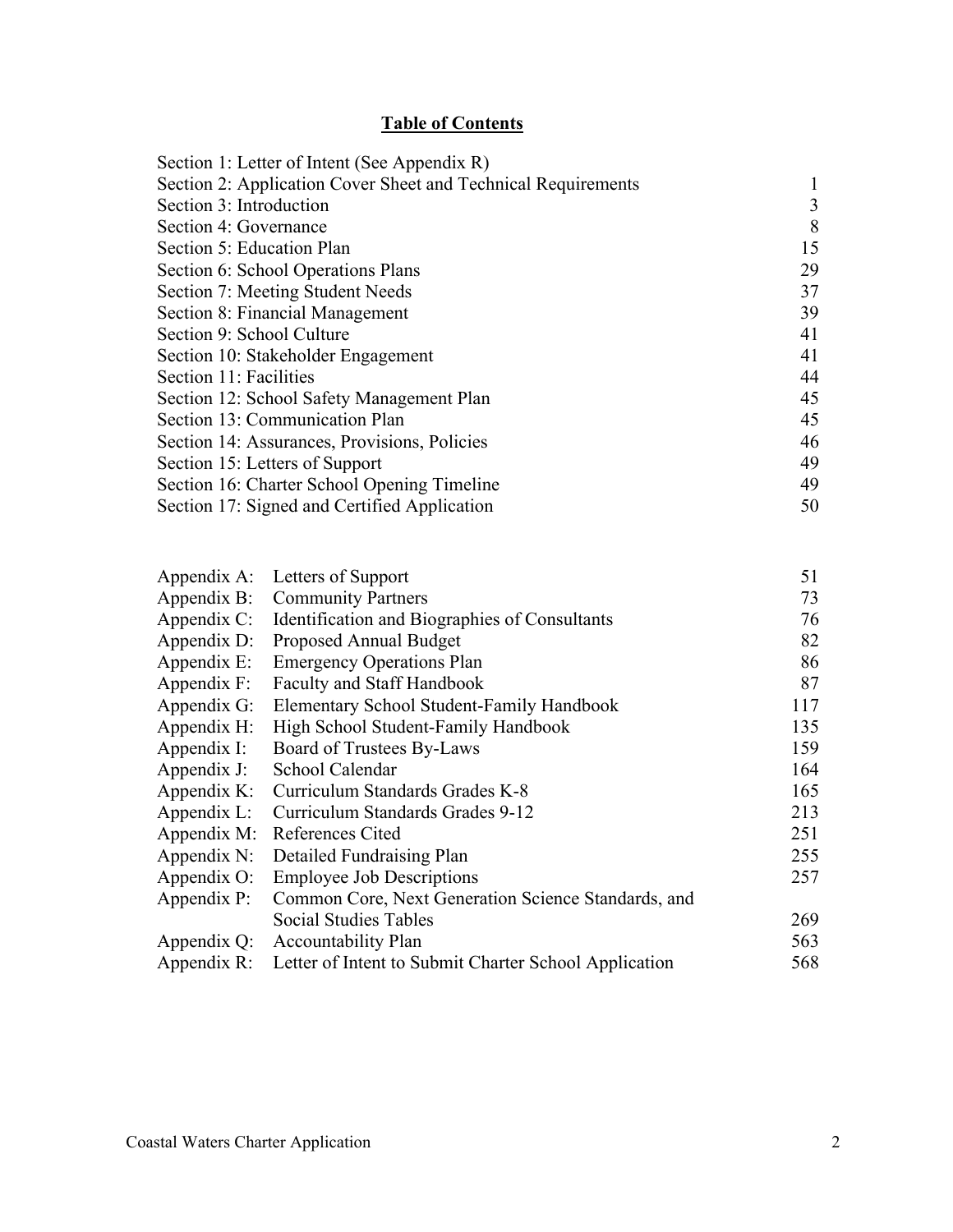# Table of Contents

| | |
|---|---|
| Section 1: Letter of Intent (See Appendix R) | |
| Section 2: Application Cover Sheet and Technical Requirements | 1 |
| Section 3: Introduction | 3 |
| Section 4: Governance | 8 |
| Section 5: Education Plan | 15 |
| Section 6: School Operations Plans | 29 |
| Section 7: Meeting Student Needs | 37 |
| Section 8: Financial Management | 39 |
| Section 9: School Culture | 41 |
| Section 10: Stakeholder Engagement | 41 |
| Section 11: Facilities | 44 |
| Section 12: School Safety Management Plan | 45 |
| Section 13: Communication Plan | 45 |
| Section 14: Assurances, Provisions, Policies | 46 |
| Section 15: Letters of Support | 49 |
| Section 16: Charter School Opening Timeline | 49 |
| Section 17: Signed and Certified Application | 50 |

| | | |
|---|---|---|
| Appendix A: | Letters of Support | 51 |
| Appendix B: | Community Partners | 73 |
| Appendix C: | Identification and Biographies of Consultants | 76 |
| Appendix D: | Proposed Annual Budget | 82 |
| Appendix E: | Emergency Operations Plan | 86 |
| Appendix F: | Faculty and Staff Handbook | 87 |
| Appendix G: | Elementary School Student-Family Handbook | 117 |
| Appendix H: | High School Student-Family Handbook | 135 |
| Appendix I: | Board of Trustees By-Laws | 159 |
| Appendix J: | School Calendar | 164 |
| Appendix K: | Curriculum Standards Grades K-8 | 165 |
| Appendix L: | Curriculum Standards Grades 9-12 | 213 |
| Appendix M: | References Cited | 251 |
| Appendix N: | Detailed Fundraising Plan | 255 |
| Appendix O: | Employee Job Descriptions | 257 |
| Appendix P: | Common Core, Next Generation Science Standards, and Social Studies Tables | 269 |
| Appendix Q: | Accountability Plan | 563 |
| Appendix R: | Letter of Intent to Submit Charter School Application | 568 |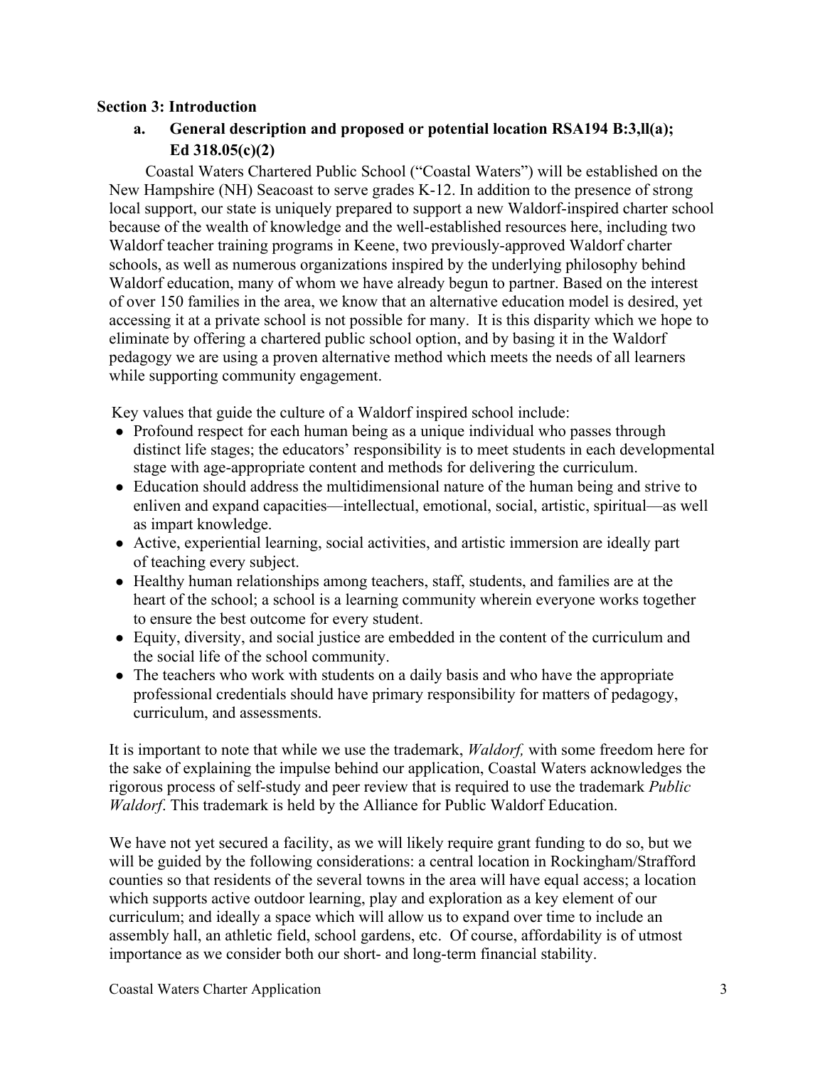## Section 3: Introduction

### a. General description and proposed or potential location RSA194 B:3,ll(a); Ed 318.05(c)(2)

Coastal Waters Chartered Public School ("Coastal Waters") will be established on the New Hampshire (NH) Seacoast to serve grades K-12. In addition to the presence of strong local support, our state is uniquely prepared to support a new Waldorf-inspired charter school because of the wealth of knowledge and the well-established resources here, including two Waldorf teacher training programs in Keene, two previously-approved Waldorf charter schools, as well as numerous organizations inspired by the underlying philosophy behind Waldorf education, many of whom we have already begun to partner. Based on the interest of over 150 families in the area, we know that an alternative education model is desired, yet accessing it at a private school is not possible for many. It is this disparity which we hope to eliminate by offering a chartered public school option, and by basing it in the Waldorf pedagogy we are using a proven alternative method which meets the needs of all learners while supporting community engagement.

Key values that guide the culture of a Waldorf inspired school include:

- Profound respect for each human being as a unique individual who passes through distinct life stages; the educators' responsibility is to meet students in each developmental stage with age-appropriate content and methods for delivering the curriculum.
- Education should address the multidimensional nature of the human being and strive to enliven and expand capacities—intellectual, emotional, social, artistic, spiritual—as well as impart knowledge.
- Active, experiential learning, social activities, and artistic immersion are ideally part of teaching every subject.
- Healthy human relationships among teachers, staff, students, and families are at the heart of the school; a school is a learning community wherein everyone works together to ensure the best outcome for every student.
- Equity, diversity, and social justice are embedded in the content of the curriculum and the social life of the school community.
- The teachers who work with students on a daily basis and who have the appropriate professional credentials should have primary responsibility for matters of pedagogy, curriculum, and assessments.

It is important to note that while we use the trademark, *Waldorf,* with some freedom here for the sake of explaining the impulse behind our application, Coastal Waters acknowledges the rigorous process of self-study and peer review that is required to use the trademark *Public Waldorf*. This trademark is held by the Alliance for Public Waldorf Education.

We have not yet secured a facility, as we will likely require grant funding to do so, but we will be guided by the following considerations: a central location in Rockingham/Strafford counties so that residents of the several towns in the area will have equal access; a location which supports active outdoor learning, play and exploration as a key element of our curriculum; and ideally a space which will allow us to expand over time to include an assembly hall, an athletic field, school gardens, etc. Of course, affordability is of utmost importance as we consider both our short- and long-term financial stability.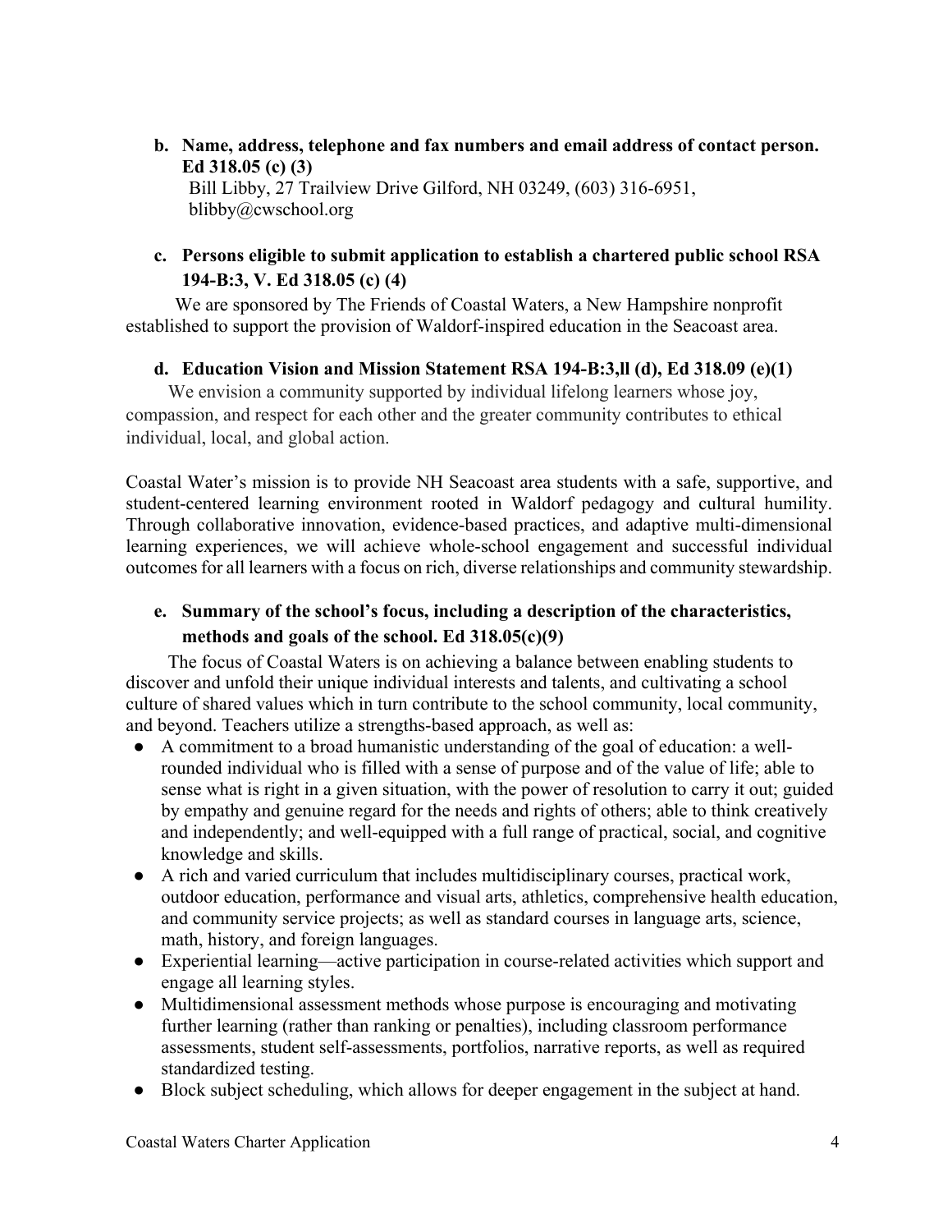**b. Name, address, telephone and fax numbers and email address of contact person. Ed 318.05 (c) (3)**

Bill Libby, 27 Trailview Drive Gilford, NH 03249, (603) 316-6951, blibby@cwschool.org

**c. Persons eligible to submit application to establish a chartered public school RSA 194-B:3, V. Ed 318.05 (c) (4)**

We are sponsored by The Friends of Coastal Waters, a New Hampshire nonprofit established to support the provision of Waldorf-inspired education in the Seacoast area.

**d. Education Vision and Mission Statement RSA 194-B:3,ll (d), Ed 318.09 (e)(1)**

We envision a community supported by individual lifelong learners whose joy, compassion, and respect for each other and the greater community contributes to ethical individual, local, and global action.

Coastal Water's mission is to provide NH Seacoast area students with a safe, supportive, and student-centered learning environment rooted in Waldorf pedagogy and cultural humility. Through collaborative innovation, evidence-based practices, and adaptive multi-dimensional learning experiences, we will achieve whole-school engagement and successful individual outcomes for all learners with a focus on rich, diverse relationships and community stewardship.

**e. Summary of the school's focus, including a description of the characteristics, methods and goals of the school. Ed 318.05(c)(9)**

The focus of Coastal Waters is on achieving a balance between enabling students to discover and unfold their unique individual interests and talents, and cultivating a school culture of shared values which in turn contribute to the school community, local community, and beyond. Teachers utilize a strengths-based approach, as well as:

- A commitment to a broad humanistic understanding of the goal of education: a well-rounded individual who is filled with a sense of purpose and of the value of life; able to sense what is right in a given situation, with the power of resolution to carry it out; guided by empathy and genuine regard for the needs and rights of others; able to think creatively and independently; and well-equipped with a full range of practical, social, and cognitive knowledge and skills.
- A rich and varied curriculum that includes multidisciplinary courses, practical work, outdoor education, performance and visual arts, athletics, comprehensive health education, and community service projects; as well as standard courses in language arts, science, math, history, and foreign languages.
- Experiential learning—active participation in course-related activities which support and engage all learning styles.
- Multidimensional assessment methods whose purpose is encouraging and motivating further learning (rather than ranking or penalties), including classroom performance assessments, student self-assessments, portfolios, narrative reports, as well as required standardized testing.
- Block subject scheduling, which allows for deeper engagement in the subject at hand.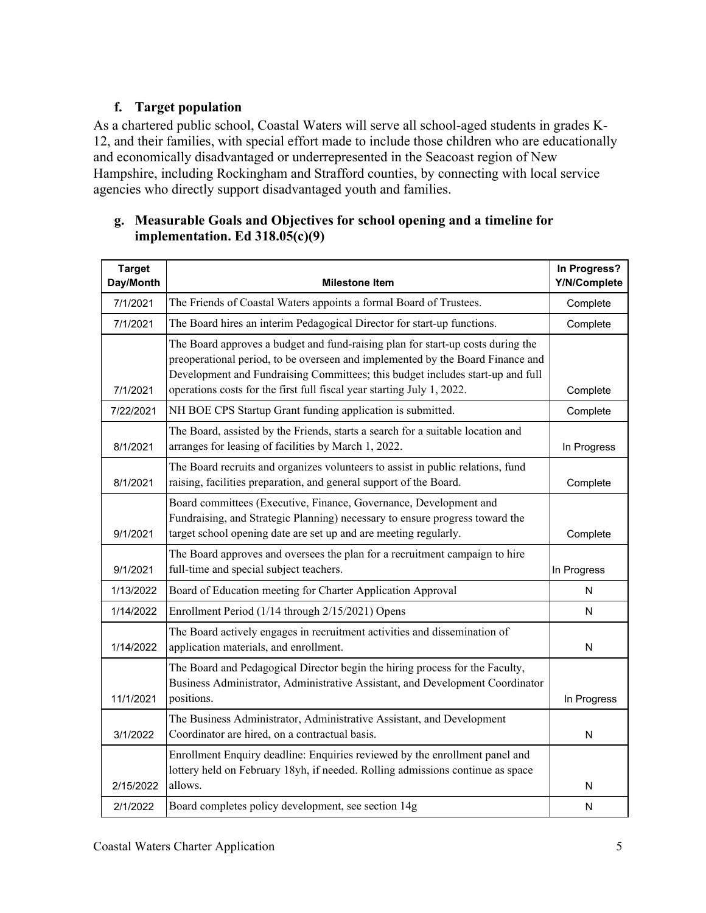### f. Target population

As a chartered public school, Coastal Waters will serve all school-aged students in grades K-12, and their families, with special effort made to include those children who are educationally and economically disadvantaged or underrepresented in the Seacoast region of New Hampshire, including Rockingham and Strafford counties, by connecting with local service agencies who directly support disadvantaged youth and families.

### g. Measurable Goals and Objectives for school opening and a timeline for implementation. Ed 318.05(c)(9)

| Target Day/Month | Milestone Item | In Progress? Y/N/Complete |
|---|---|---|
| 7/1/2021 | The Friends of Coastal Waters appoints a formal Board of Trustees. | Complete |
| 7/1/2021 | The Board hires an interim Pedagogical Director for start-up functions. | Complete |
| 7/1/2021 | The Board approves a budget and fund-raising plan for start-up costs during the preoperational period, to be overseen and implemented by the Board Finance and Development and Fundraising Committees; this budget includes start-up and full operations costs for the first full fiscal year starting July 1, 2022. | Complete |
| 7/22/2021 | NH BOE CPS Startup Grant funding application is submitted. | Complete |
| 8/1/2021 | The Board, assisted by the Friends, starts a search for a suitable location and arranges for leasing of facilities by March 1, 2022. | In Progress |
| 8/1/2021 | The Board recruits and organizes volunteers to assist in public relations, fund raising, facilities preparation, and general support of the Board. | Complete |
| 9/1/2021 | Board committees (Executive, Finance, Governance, Development and Fundraising, and Strategic Planning) necessary to ensure progress toward the target school opening date are set up and are meeting regularly. | Complete |
| 9/1/2021 | The Board approves and oversees the plan for a recruitment campaign to hire full-time and special subject teachers. | In Progress |
| 1/13/2022 | Board of Education meeting for Charter Application Approval | N |
| 1/14/2022 | Enrollment Period (1/14 through 2/15/2021) Opens | N |
| 1/14/2022 | The Board actively engages in recruitment activities and dissemination of application materials, and enrollment. | N |
| 11/1/2021 | The Board and Pedagogical Director begin the hiring process for the Faculty, Business Administrator, Administrative Assistant, and Development Coordinator positions. | In Progress |
| 3/1/2022 | The Business Administrator, Administrative Assistant, and Development Coordinator are hired, on a contractual basis. | N |
| 2/15/2022 | Enrollment Enquiry deadline: Enquiries reviewed by the enrollment panel and lottery held on February 18yh, if needed. Rolling admissions continue as space allows. | N |
| 2/1/2022 | Board completes policy development, see section 14g | N |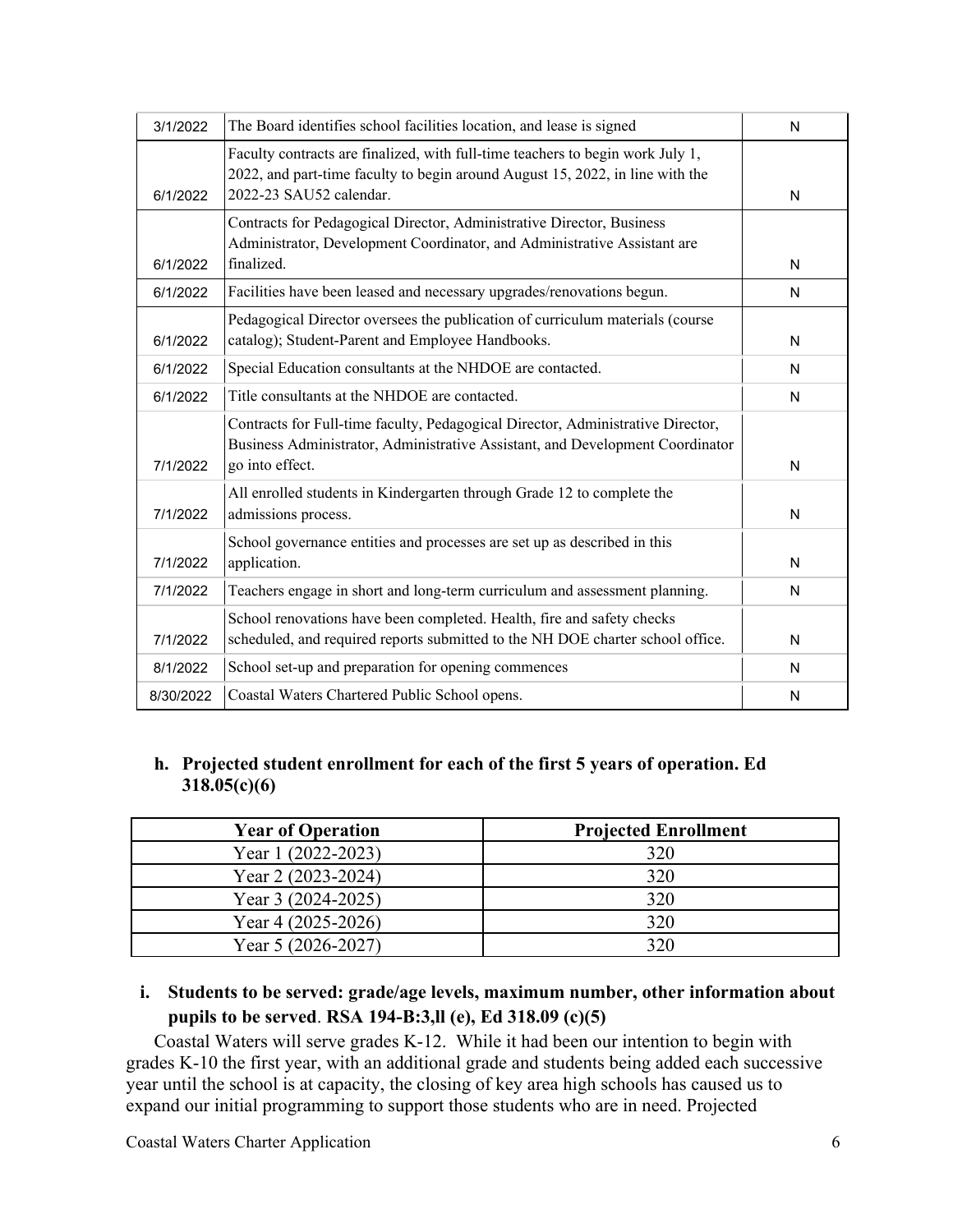| | | |
|---|---|---|
| 3/1/2022 | The Board identifies school facilities location, and lease is signed | N |
| 6/1/2022 | Faculty contracts are finalized, with full-time teachers to begin work July 1, 2022, and part-time faculty to begin around August 15, 2022, in line with the 2022-23 SAU52 calendar. | N |
| 6/1/2022 | Contracts for Pedagogical Director, Administrative Director, Business Administrator, Development Coordinator, and Administrative Assistant are finalized. | N |
| 6/1/2022 | Facilities have been leased and necessary upgrades/renovations begun. | N |
| 6/1/2022 | Pedagogical Director oversees the publication of curriculum materials (course catalog); Student-Parent and Employee Handbooks. | N |
| 6/1/2022 | Special Education consultants at the NHDOE are contacted. | N |
| 6/1/2022 | Title consultants at the NHDOE are contacted. | N |
| 7/1/2022 | Contracts for Full-time faculty, Pedagogical Director, Administrative Director, Business Administrator, Administrative Assistant, and Development Coordinator go into effect. | N |
| 7/1/2022 | All enrolled students in Kindergarten through Grade 12 to complete the admissions process. | N |
| 7/1/2022 | School governance entities and processes are set up as described in this application. | N |
| 7/1/2022 | Teachers engage in short and long-term curriculum and assessment planning. | N |
| 7/1/2022 | School renovations have been completed. Health, fire and safety checks scheduled, and required reports submitted to the NH DOE charter school office. | N |
| 8/1/2022 | School set-up and preparation for opening commences | N |
| 8/30/2022 | Coastal Waters Chartered Public School opens. | N |

**h. Projected student enrollment for each of the first 5 years of operation. Ed 318.05(c)(6)**

| Year of Operation | Projected Enrollment |
|---|---|
| Year 1 (2022-2023) | 320 |
| Year 2 (2023-2024) | 320 |
| Year 3 (2024-2025) | 320 |
| Year 4 (2025-2026) | 320 |
| Year 5 (2026-2027) | 320 |

**i. Students to be served: grade/age levels, maximum number, other information about pupils to be served. RSA 194-B:3,ll (e), Ed 318.09 (c)(5)**

Coastal Waters will serve grades K-12. While it had been our intention to begin with grades K-10 the first year, with an additional grade and students being added each successive year until the school is at capacity, the closing of key area high schools has caused us to expand our initial programming to support those students who are in need. Projected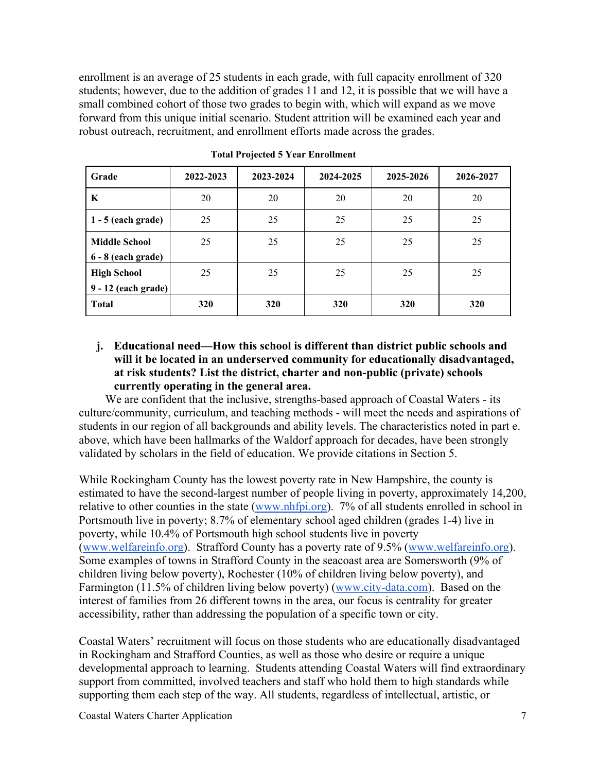enrollment is an average of 25 students in each grade, with full capacity enrollment of 320 students; however, due to the addition of grades 11 and 12, it is possible that we will have a small combined cohort of those two grades to begin with, which will expand as we move forward from this unique initial scenario. Student attrition will be examined each year and robust outreach, recruitment, and enrollment efforts made across the grades.

**Total Projected 5 Year Enrollment**

| Grade | 2022-2023 | 2023-2024 | 2024-2025 | 2025-2026 | 2026-2027 |
|---|---|---|---|---|---|
| **K** | 20 | 20 | 20 | 20 | 20 |
| **1 - 5 (each grade)** | 25 | 25 | 25 | 25 | 25 |
| **Middle School 6 - 8 (each grade)** | 25 | 25 | 25 | 25 | 25 |
| **High School 9 - 12 (each grade)** | 25 | 25 | 25 | 25 | 25 |
| **Total** | **320** | **320** | **320** | **320** | **320** |

**j. Educational need—How this school is different than district public schools and will it be located in an underserved community for educationally disadvantaged, at risk students? List the district, charter and non-public (private) schools currently operating in the general area.**

We are confident that the inclusive, strengths-based approach of Coastal Waters - its culture/community, curriculum, and teaching methods - will meet the needs and aspirations of students in our region of all backgrounds and ability levels. The characteristics noted in part e. above, which have been hallmarks of the Waldorf approach for decades, have been strongly validated by scholars in the field of education. We provide citations in Section 5.

While Rockingham County has the lowest poverty rate in New Hampshire, the county is estimated to have the second-largest number of people living in poverty, approximately 14,200, relative to other counties in the state (www.nhfpi.org). 7% of all students enrolled in school in Portsmouth live in poverty; 8.7% of elementary school aged children (grades 1-4) live in poverty, while 10.4% of Portsmouth high school students live in poverty (www.welfareinfo.org). Strafford County has a poverty rate of 9.5% (www.welfareinfo.org). Some examples of towns in Strafford County in the seacoast area are Somersworth (9% of children living below poverty), Rochester (10% of children living below poverty), and Farmington (11.5% of children living below poverty) (www.city-data.com). Based on the interest of families from 26 different towns in the area, our focus is centrality for greater accessibility, rather than addressing the population of a specific town or city.

Coastal Waters' recruitment will focus on those students who are educationally disadvantaged in Rockingham and Strafford Counties, as well as those who desire or require a unique developmental approach to learning. Students attending Coastal Waters will find extraordinary support from committed, involved teachers and staff who hold them to high standards while supporting them each step of the way. All students, regardless of intellectual, artistic, or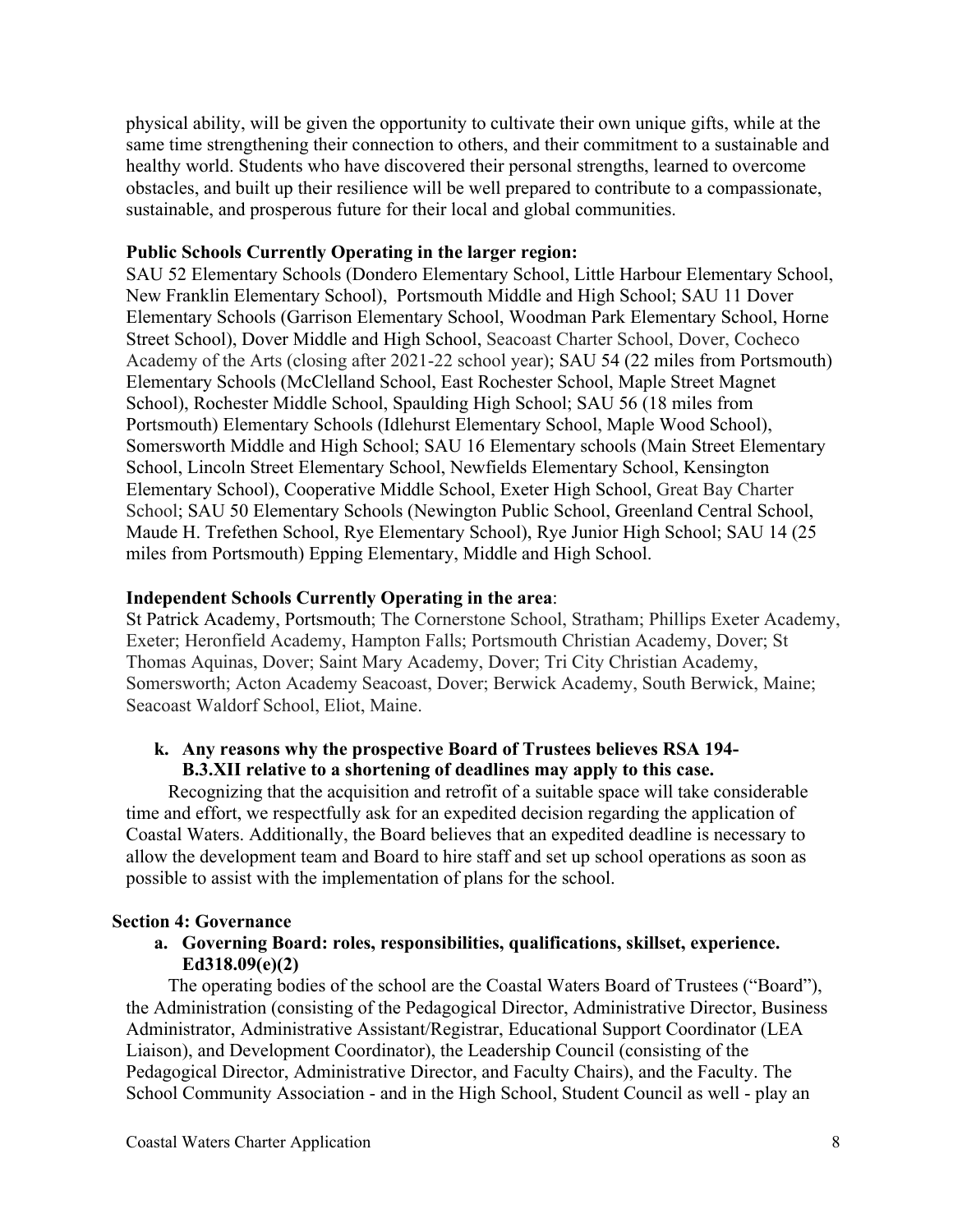physical ability, will be given the opportunity to cultivate their own unique gifts, while at the same time strengthening their connection to others, and their commitment to a sustainable and healthy world. Students who have discovered their personal strengths, learned to overcome obstacles, and built up their resilience will be well prepared to contribute to a compassionate, sustainable, and prosperous future for their local and global communities.

**Public Schools Currently Operating in the larger region:**
SAU 52 Elementary Schools (Dondero Elementary School, Little Harbour Elementary School, New Franklin Elementary School), Portsmouth Middle and High School; SAU 11 Dover Elementary Schools (Garrison Elementary School, Woodman Park Elementary School, Horne Street School), Dover Middle and High School, Seacoast Charter School, Dover, Cocheco Academy of the Arts (closing after 2021-22 school year); SAU 54 (22 miles from Portsmouth) Elementary Schools (McClelland School, East Rochester School, Maple Street Magnet School), Rochester Middle School, Spaulding High School; SAU 56 (18 miles from Portsmouth) Elementary Schools (Idlehurst Elementary School, Maple Wood School), Somersworth Middle and High School; SAU 16 Elementary schools (Main Street Elementary School, Lincoln Street Elementary School, Newfields Elementary School, Kensington Elementary School), Cooperative Middle School, Exeter High School, Great Bay Charter School; SAU 50 Elementary Schools (Newington Public School, Greenland Central School, Maude H. Trefethen School, Rye Elementary School), Rye Junior High School; SAU 14 (25 miles from Portsmouth) Epping Elementary, Middle and High School.

**Independent Schools Currently Operating in the area**:
St Patrick Academy, Portsmouth; The Cornerstone School, Stratham; Phillips Exeter Academy, Exeter; Heronfield Academy, Hampton Falls; Portsmouth Christian Academy, Dover; St Thomas Aquinas, Dover; Saint Mary Academy, Dover; Tri City Christian Academy, Somersworth; Acton Academy Seacoast, Dover; Berwick Academy, South Berwick, Maine; Seacoast Waldorf School, Eliot, Maine.

**k. Any reasons why the prospective Board of Trustees believes RSA 194-B.3.XII relative to a shortening of deadlines may apply to this case.**

Recognizing that the acquisition and retrofit of a suitable space will take considerable time and effort, we respectfully ask for an expedited decision regarding the application of Coastal Waters. Additionally, the Board believes that an expedited deadline is necessary to allow the development team and Board to hire staff and set up school operations as soon as possible to assist with the implementation of plans for the school.

## Section 4: Governance

**a. Governing Board: roles, responsibilities, qualifications, skillset, experience. Ed318.09(e)(2)**

The operating bodies of the school are the Coastal Waters Board of Trustees ("Board"), the Administration (consisting of the Pedagogical Director, Administrative Director, Business Administrator, Administrative Assistant/Registrar, Educational Support Coordinator (LEA Liaison), and Development Coordinator), the Leadership Council (consisting of the Pedagogical Director, Administrative Director, and Faculty Chairs), and the Faculty. The School Community Association - and in the High School, Student Council as well - play an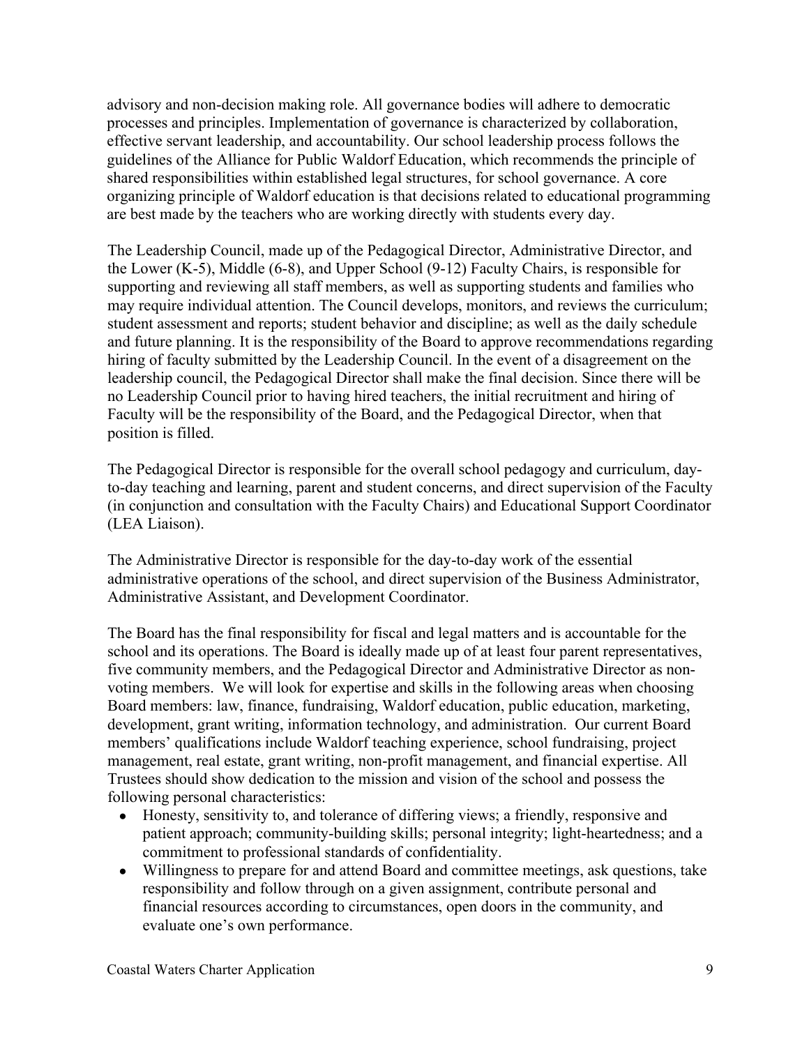advisory and non-decision making role. All governance bodies will adhere to democratic processes and principles. Implementation of governance is characterized by collaboration, effective servant leadership, and accountability. Our school leadership process follows the guidelines of the Alliance for Public Waldorf Education, which recommends the principle of shared responsibilities within established legal structures, for school governance. A core organizing principle of Waldorf education is that decisions related to educational programming are best made by the teachers who are working directly with students every day.

The Leadership Council, made up of the Pedagogical Director, Administrative Director, and the Lower (K-5), Middle (6-8), and Upper School (9-12) Faculty Chairs, is responsible for supporting and reviewing all staff members, as well as supporting students and families who may require individual attention. The Council develops, monitors, and reviews the curriculum; student assessment and reports; student behavior and discipline; as well as the daily schedule and future planning. It is the responsibility of the Board to approve recommendations regarding hiring of faculty submitted by the Leadership Council. In the event of a disagreement on the leadership council, the Pedagogical Director shall make the final decision. Since there will be no Leadership Council prior to having hired teachers, the initial recruitment and hiring of Faculty will be the responsibility of the Board, and the Pedagogical Director, when that position is filled.

The Pedagogical Director is responsible for the overall school pedagogy and curriculum, day-to-day teaching and learning, parent and student concerns, and direct supervision of the Faculty (in conjunction and consultation with the Faculty Chairs) and Educational Support Coordinator (LEA Liaison).

The Administrative Director is responsible for the day-to-day work of the essential administrative operations of the school, and direct supervision of the Business Administrator, Administrative Assistant, and Development Coordinator.

The Board has the final responsibility for fiscal and legal matters and is accountable for the school and its operations. The Board is ideally made up of at least four parent representatives, five community members, and the Pedagogical Director and Administrative Director as non-voting members. We will look for expertise and skills in the following areas when choosing Board members: law, finance, fundraising, Waldorf education, public education, marketing, development, grant writing, information technology, and administration. Our current Board members' qualifications include Waldorf teaching experience, school fundraising, project management, real estate, grant writing, non-profit management, and financial expertise. All Trustees should show dedication to the mission and vision of the school and possess the following personal characteristics:

- Honesty, sensitivity to, and tolerance of differing views; a friendly, responsive and patient approach; community-building skills; personal integrity; light-heartedness; and a commitment to professional standards of confidentiality.
- Willingness to prepare for and attend Board and committee meetings, ask questions, take responsibility and follow through on a given assignment, contribute personal and financial resources according to circumstances, open doors in the community, and evaluate one's own performance.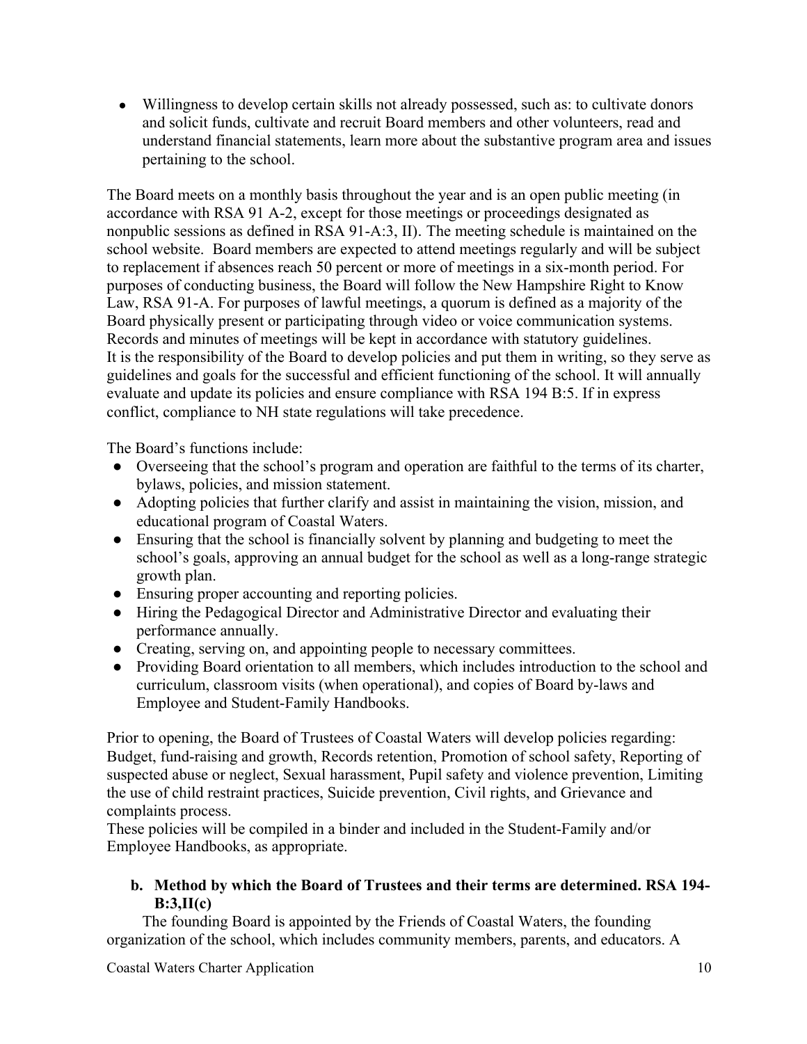- Willingness to develop certain skills not already possessed, such as: to cultivate donors and solicit funds, cultivate and recruit Board members and other volunteers, read and understand financial statements, learn more about the substantive program area and issues pertaining to the school.

The Board meets on a monthly basis throughout the year and is an open public meeting (in accordance with RSA 91 A-2, except for those meetings or proceedings designated as nonpublic sessions as defined in RSA 91-A:3, II). The meeting schedule is maintained on the school website. Board members are expected to attend meetings regularly and will be subject to replacement if absences reach 50 percent or more of meetings in a six-month period. For purposes of conducting business, the Board will follow the New Hampshire Right to Know Law, RSA 91-A. For purposes of lawful meetings, a quorum is defined as a majority of the Board physically present or participating through video or voice communication systems. Records and minutes of meetings will be kept in accordance with statutory guidelines.
It is the responsibility of the Board to develop policies and put them in writing, so they serve as guidelines and goals for the successful and efficient functioning of the school. It will annually evaluate and update its policies and ensure compliance with RSA 194 B:5. If in express conflict, compliance to NH state regulations will take precedence.

The Board's functions include:

- Overseeing that the school's program and operation are faithful to the terms of its charter, bylaws, policies, and mission statement.
- Adopting policies that further clarify and assist in maintaining the vision, mission, and educational program of Coastal Waters.
- Ensuring that the school is financially solvent by planning and budgeting to meet the school's goals, approving an annual budget for the school as well as a long-range strategic growth plan.
- Ensuring proper accounting and reporting policies.
- Hiring the Pedagogical Director and Administrative Director and evaluating their performance annually.
- Creating, serving on, and appointing people to necessary committees.
- Providing Board orientation to all members, which includes introduction to the school and curriculum, classroom visits (when operational), and copies of Board by-laws and Employee and Student-Family Handbooks.

Prior to opening, the Board of Trustees of Coastal Waters will develop policies regarding: Budget, fund-raising and growth, Records retention, Promotion of school safety, Reporting of suspected abuse or neglect, Sexual harassment, Pupil safety and violence prevention, Limiting the use of child restraint practices, Suicide prevention, Civil rights, and Grievance and complaints process.
These policies will be compiled in a binder and included in the Student-Family and/or Employee Handbooks, as appropriate.

**b. Method by which the Board of Trustees and their terms are determined. RSA 194-B:3,II(c)**

The founding Board is appointed by the Friends of Coastal Waters, the founding organization of the school, which includes community members, parents, and educators. A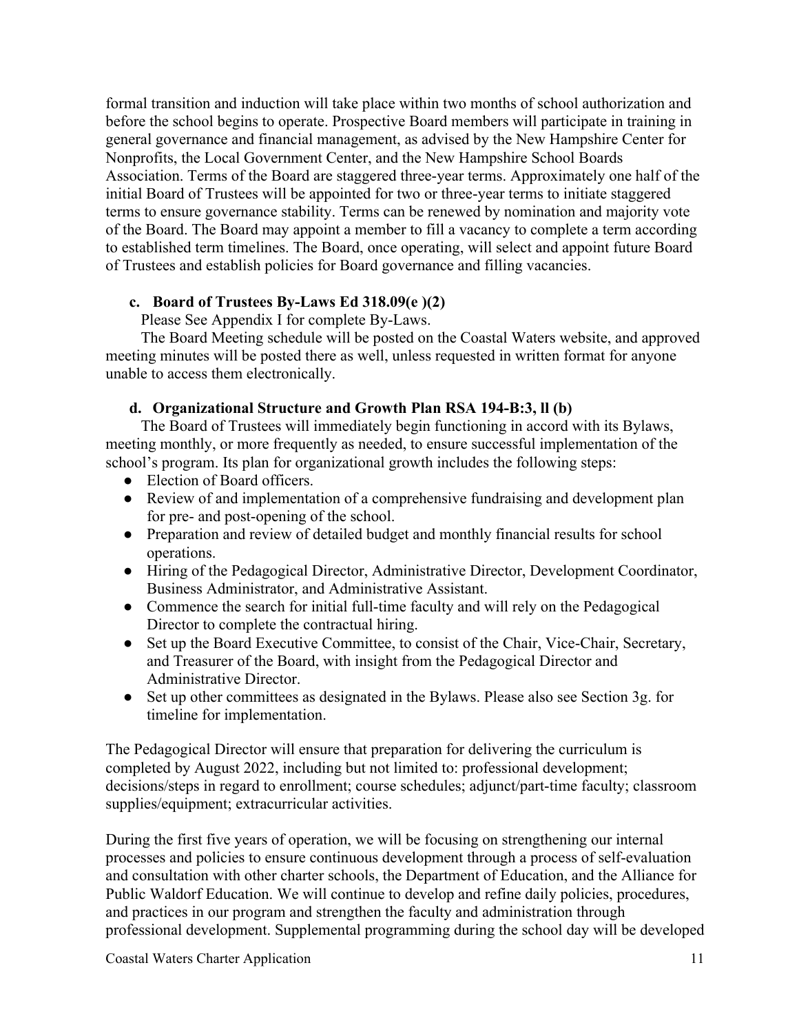formal transition and induction will take place within two months of school authorization and before the school begins to operate. Prospective Board members will participate in training in general governance and financial management, as advised by the New Hampshire Center for Nonprofits, the Local Government Center, and the New Hampshire School Boards Association. Terms of the Board are staggered three-year terms. Approximately one half of the initial Board of Trustees will be appointed for two or three-year terms to initiate staggered terms to ensure governance stability. Terms can be renewed by nomination and majority vote of the Board. The Board may appoint a member to fill a vacancy to complete a term according to established term timelines. The Board, once operating, will select and appoint future Board of Trustees and establish policies for Board governance and filling vacancies.

### c. Board of Trustees By-Laws Ed 318.09(e )(2)

Please See Appendix I for complete By-Laws.

The Board Meeting schedule will be posted on the Coastal Waters website, and approved meeting minutes will be posted there as well, unless requested in written format for anyone unable to access them electronically.

### d. Organizational Structure and Growth Plan RSA 194-B:3, ll (b)

The Board of Trustees will immediately begin functioning in accord with its Bylaws, meeting monthly, or more frequently as needed, to ensure successful implementation of the school's program. Its plan for organizational growth includes the following steps:

- Election of Board officers.
- Review of and implementation of a comprehensive fundraising and development plan for pre- and post-opening of the school.
- Preparation and review of detailed budget and monthly financial results for school operations.
- Hiring of the Pedagogical Director, Administrative Director, Development Coordinator, Business Administrator, and Administrative Assistant.
- Commence the search for initial full-time faculty and will rely on the Pedagogical Director to complete the contractual hiring.
- Set up the Board Executive Committee, to consist of the Chair, Vice-Chair, Secretary, and Treasurer of the Board, with insight from the Pedagogical Director and Administrative Director.
- Set up other committees as designated in the Bylaws. Please also see Section 3g. for timeline for implementation.

The Pedagogical Director will ensure that preparation for delivering the curriculum is completed by August 2022, including but not limited to: professional development; decisions/steps in regard to enrollment; course schedules; adjunct/part-time faculty; classroom supplies/equipment; extracurricular activities.

During the first five years of operation, we will be focusing on strengthening our internal processes and policies to ensure continuous development through a process of self-evaluation and consultation with other charter schools, the Department of Education, and the Alliance for Public Waldorf Education. We will continue to develop and refine daily policies, procedures, and practices in our program and strengthen the faculty and administration through professional development. Supplemental programming during the school day will be developed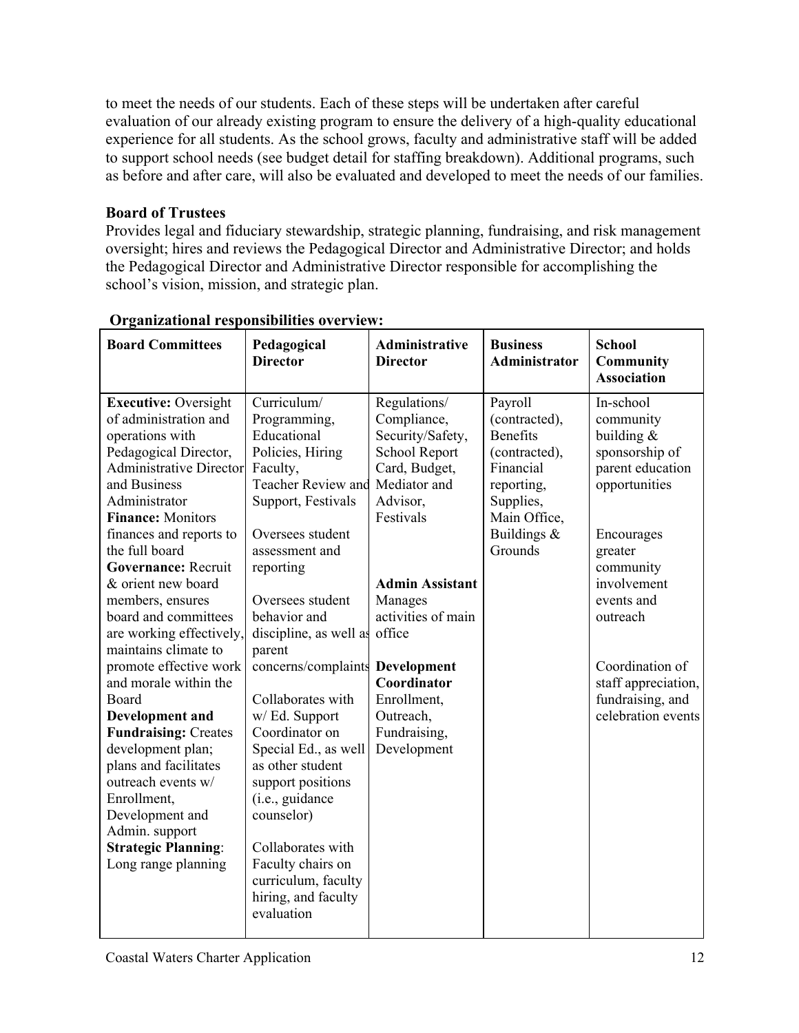to meet the needs of our students. Each of these steps will be undertaken after careful evaluation of our already existing program to ensure the delivery of a high-quality educational experience for all students. As the school grows, faculty and administrative staff will be added to support school needs (see budget detail for staffing breakdown). Additional programs, such as before and after care, will also be evaluated and developed to meet the needs of our families.

**Board of Trustees**

Provides legal and fiduciary stewardship, strategic planning, fundraising, and risk management oversight; hires and reviews the Pedagogical Director and Administrative Director; and holds the Pedagogical Director and Administrative Director responsible for accomplishing the school's vision, mission, and strategic plan.

**Organizational responsibilities overview:**

| Board Committees | Pedagogical Director | Administrative Director | Business Administrator | School Community Association |
|---|---|---|---|---|
| **Executive:** Oversight of administration and operations with Pedagogical Director, Administrative Director and Business Administrator<br>**Finance:** Monitors finances and reports to the full board<br>**Governance:** Recruit & orient new board members, ensures board and committees are working effectively, maintains climate to promote effective work and morale within the Board<br>**Development and Fundraising:** Creates development plan; plans and facilitates outreach events w/ Enrollment, Development and Admin. support<br>**Strategic Planning**: Long range planning | Curriculum/ Programming, Educational Policies, Hiring Faculty, Teacher Review and Support, Festivals<br><br>Oversees student assessment and reporting<br><br>Oversees student behavior and discipline, as well as parent concerns/complaints<br><br>Collaborates with w/ Ed. Support Coordinator on Special Ed., as well as other student support positions (i.e., guidance counselor)<br><br>Collaborates with Faculty chairs on curriculum, faculty hiring, and faculty evaluation | Regulations/ Compliance, Security/Safety, School Report Card, Budget, Mediator and Advisor, Festivals<br><br>**Admin Assistant** Manages activities of main office<br><br>**Development Coordinator** Enrollment, Outreach, Fundraising, Development | Payroll (contracted), Benefits (contracted), Financial reporting, Supplies, Main Office, Buildings & Grounds | In-school community building & sponsorship of parent education opportunities<br><br>Encourages greater community involvement events and outreach<br><br>Coordination of staff appreciation, fundraising, and celebration events |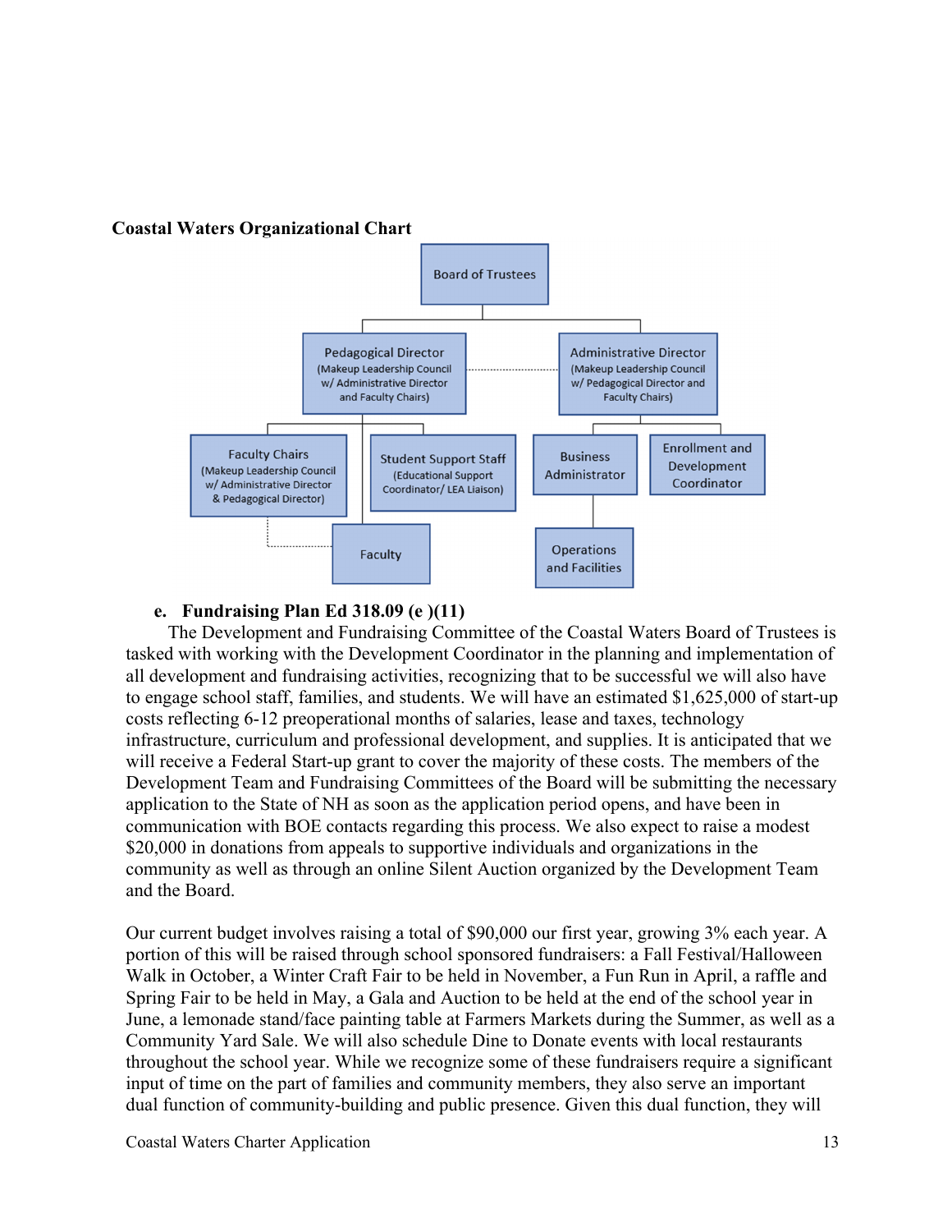**Coastal Waters Organizational Chart**

Board of Trustees

Pedagogical Director (Makeup Leadership Council w/ Administrative Director and Faculty Chairs)

Administrative Director (Makeup Leadership Council w/ Pedagogical Director and Faculty Chairs)

Faculty Chairs (Makeup Leadership Council w/ Administrative Director & Pedagogical Director)

Student Support Staff (Educational Support Coordinator/ LEA Liaison)

Business Administrator

Enrollment and Development Coordinator

Faculty

Operations and Facilities

**e. Fundraising Plan Ed 318.09 (e )(11)**

The Development and Fundraising Committee of the Coastal Waters Board of Trustees is tasked with working with the Development Coordinator in the planning and implementation of all development and fundraising activities, recognizing that to be successful we will also have to engage school staff, families, and students. We will have an estimated $1,625,000 of start-up costs reflecting 6-12 preoperational months of salaries, lease and taxes, technology infrastructure, curriculum and professional development, and supplies. It is anticipated that we will receive a Federal Start-up grant to cover the majority of these costs. The members of the Development Team and Fundraising Committees of the Board will be submitting the necessary application to the State of NH as soon as the application period opens, and have been in communication with BOE contacts regarding this process. We also expect to raise a modest $20,000 in donations from appeals to supportive individuals and organizations in the community as well as through an online Silent Auction organized by the Development Team and the Board.

Our current budget involves raising a total of $90,000 our first year, growing 3% each year. A portion of this will be raised through school sponsored fundraisers: a Fall Festival/Halloween Walk in October, a Winter Craft Fair to be held in November, a Fun Run in April, a raffle and Spring Fair to be held in May, a Gala and Auction to be held at the end of the school year in June, a lemonade stand/face painting table at Farmers Markets during the Summer, as well as a Community Yard Sale. We will also schedule Dine to Donate events with local restaurants throughout the school year. While we recognize some of these fundraisers require a significant input of time on the part of families and community members, they also serve an important dual function of community-building and public presence. Given this dual function, they will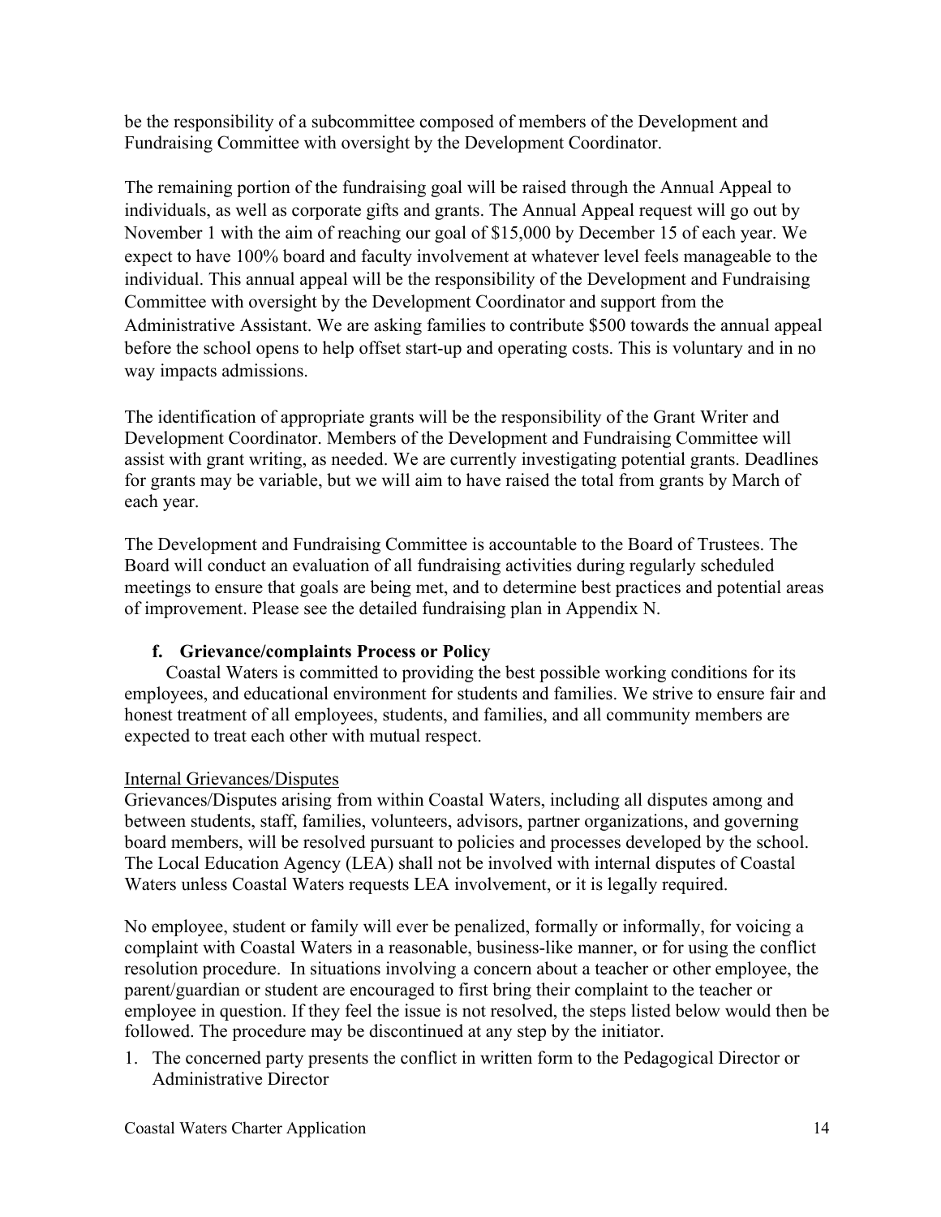be the responsibility of a subcommittee composed of members of the Development and Fundraising Committee with oversight by the Development Coordinator.

The remaining portion of the fundraising goal will be raised through the Annual Appeal to individuals, as well as corporate gifts and grants. The Annual Appeal request will go out by November 1 with the aim of reaching our goal of $15,000 by December 15 of each year. We expect to have 100% board and faculty involvement at whatever level feels manageable to the individual. This annual appeal will be the responsibility of the Development and Fundraising Committee with oversight by the Development Coordinator and support from the Administrative Assistant. We are asking families to contribute $500 towards the annual appeal before the school opens to help offset start-up and operating costs. This is voluntary and in no way impacts admissions.

The identification of appropriate grants will be the responsibility of the Grant Writer and Development Coordinator. Members of the Development and Fundraising Committee will assist with grant writing, as needed. We are currently investigating potential grants. Deadlines for grants may be variable, but we will aim to have raised the total from grants by March of each year.

The Development and Fundraising Committee is accountable to the Board of Trustees. The Board will conduct an evaluation of all fundraising activities during regularly scheduled meetings to ensure that goals are being met, and to determine best practices and potential areas of improvement. Please see the detailed fundraising plan in Appendix N.

### f. Grievance/complaints Process or Policy

Coastal Waters is committed to providing the best possible working conditions for its employees, and educational environment for students and families. We strive to ensure fair and honest treatment of all employees, students, and families, and all community members are expected to treat each other with mutual respect.

Internal Grievances/Disputes

Grievances/Disputes arising from within Coastal Waters, including all disputes among and between students, staff, families, volunteers, advisors, partner organizations, and governing board members, will be resolved pursuant to policies and processes developed by the school. The Local Education Agency (LEA) shall not be involved with internal disputes of Coastal Waters unless Coastal Waters requests LEA involvement, or it is legally required.

No employee, student or family will ever be penalized, formally or informally, for voicing a complaint with Coastal Waters in a reasonable, business-like manner, or for using the conflict resolution procedure. In situations involving a concern about a teacher or other employee, the parent/guardian or student are encouraged to first bring their complaint to the teacher or employee in question. If they feel the issue is not resolved, the steps listed below would then be followed. The procedure may be discontinued at any step by the initiator.

1. The concerned party presents the conflict in written form to the Pedagogical Director or Administrative Director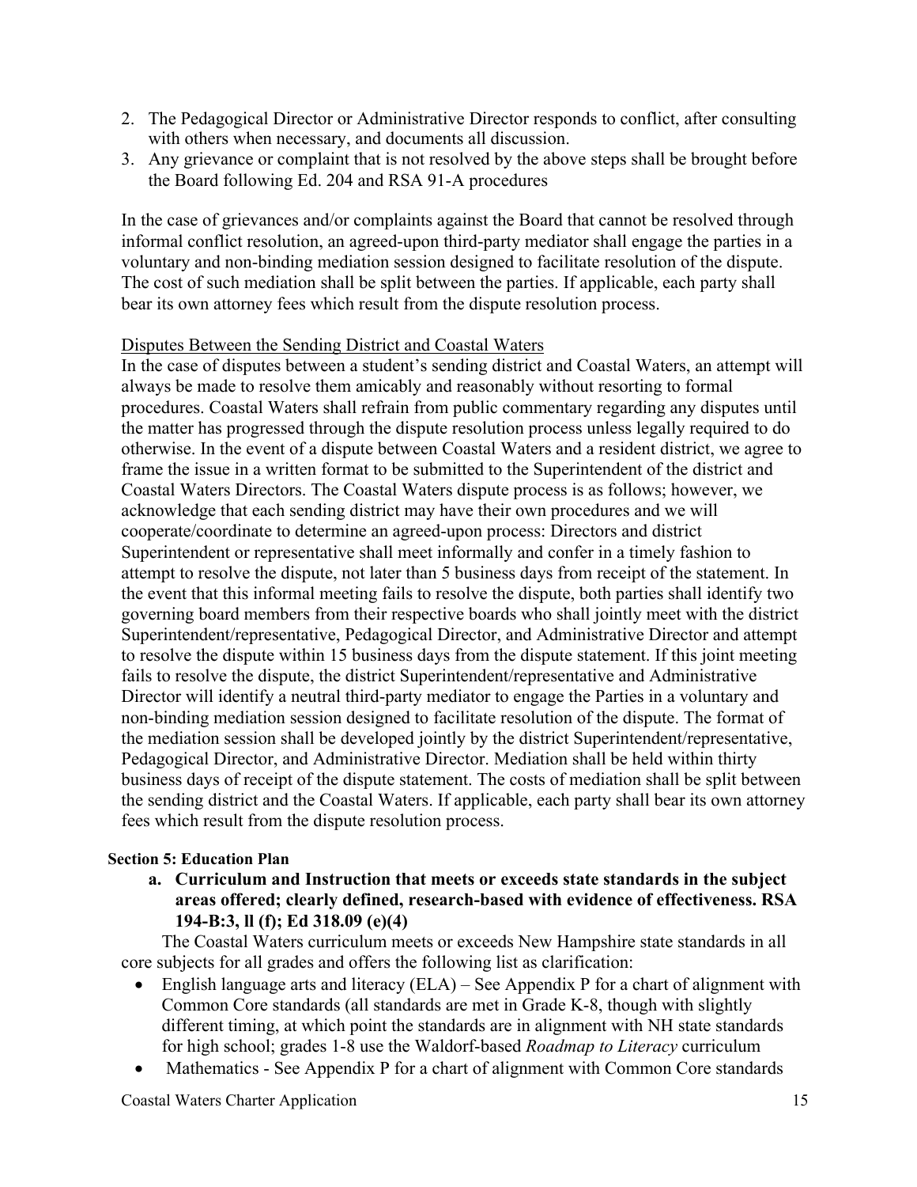2. The Pedagogical Director or Administrative Director responds to conflict, after consulting with others when necessary, and documents all discussion.
3. Any grievance or complaint that is not resolved by the above steps shall be brought before the Board following Ed. 204 and RSA 91-A procedures

In the case of grievances and/or complaints against the Board that cannot be resolved through informal conflict resolution, an agreed-upon third-party mediator shall engage the parties in a voluntary and non-binding mediation session designed to facilitate resolution of the dispute. The cost of such mediation shall be split between the parties. If applicable, each party shall bear its own attorney fees which result from the dispute resolution process.

<u>Disputes Between the Sending District and Coastal Waters</u>

In the case of disputes between a student's sending district and Coastal Waters, an attempt will always be made to resolve them amicably and reasonably without resorting to formal procedures. Coastal Waters shall refrain from public commentary regarding any disputes until the matter has progressed through the dispute resolution process unless legally required to do otherwise. In the event of a dispute between Coastal Waters and a resident district, we agree to frame the issue in a written format to be submitted to the Superintendent of the district and Coastal Waters Directors. The Coastal Waters dispute process is as follows; however, we acknowledge that each sending district may have their own procedures and we will cooperate/coordinate to determine an agreed-upon process: Directors and district Superintendent or representative shall meet informally and confer in a timely fashion to attempt to resolve the dispute, not later than 5 business days from receipt of the statement. In the event that this informal meeting fails to resolve the dispute, both parties shall identify two governing board members from their respective boards who shall jointly meet with the district Superintendent/representative, Pedagogical Director, and Administrative Director and attempt to resolve the dispute within 15 business days from the dispute statement. If this joint meeting fails to resolve the dispute, the district Superintendent/representative and Administrative Director will identify a neutral third-party mediator to engage the Parties in a voluntary and non-binding mediation session designed to facilitate resolution of the dispute. The format of the mediation session shall be developed jointly by the district Superintendent/representative, Pedagogical Director, and Administrative Director. Mediation shall be held within thirty business days of receipt of the dispute statement. The costs of mediation shall be split between the sending district and the Coastal Waters. If applicable, each party shall bear its own attorney fees which result from the dispute resolution process.

**Section 5: Education Plan**

**a. Curriculum and Instruction that meets or exceeds state standards in the subject areas offered; clearly defined, research-based with evidence of effectiveness. RSA 194-B:3, ll (f); Ed 318.09 (e)(4)**

The Coastal Waters curriculum meets or exceeds New Hampshire state standards in all core subjects for all grades and offers the following list as clarification:

- English language arts and literacy (ELA) – See Appendix P for a chart of alignment with Common Core standards (all standards are met in Grade K-8, though with slightly different timing, at which point the standards are in alignment with NH state standards for high school; grades 1-8 use the Waldorf-based *Roadmap to Literacy* curriculum
- Mathematics - See Appendix P for a chart of alignment with Common Core standards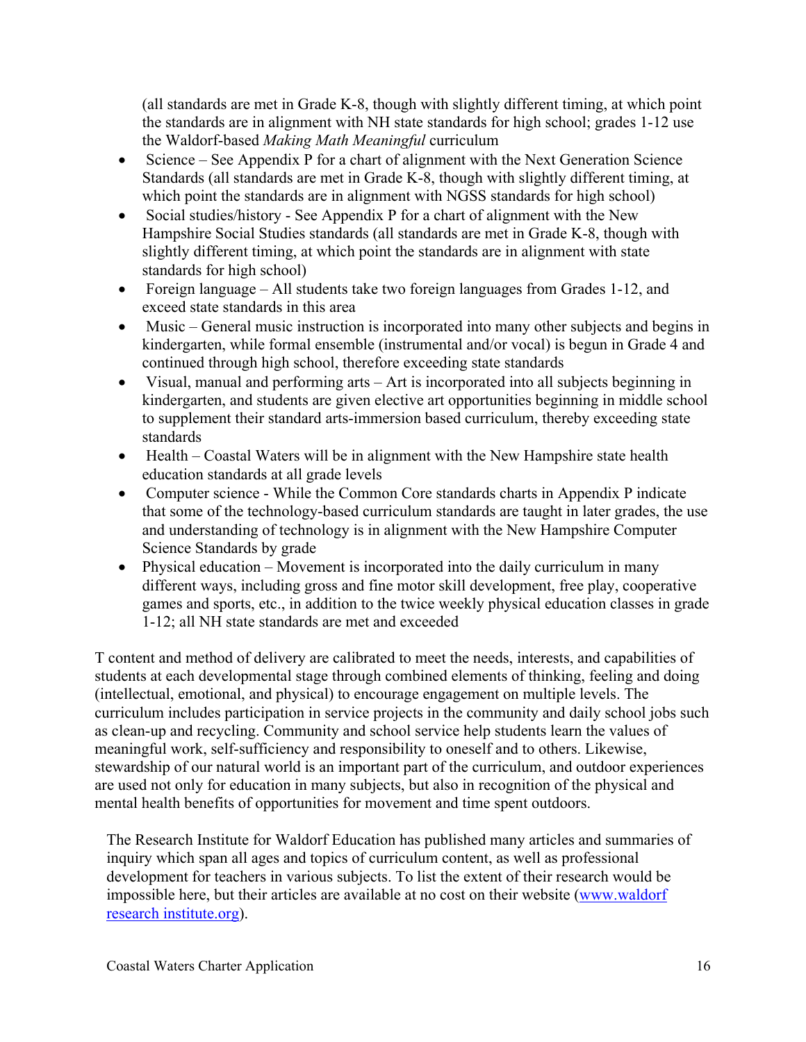(all standards are met in Grade K-8, though with slightly different timing, at which point the standards are in alignment with NH state standards for high school; grades 1-12 use the Waldorf-based *Making Math Meaningful* curriculum

- Science – See Appendix P for a chart of alignment with the Next Generation Science Standards (all standards are met in Grade K-8, though with slightly different timing, at which point the standards are in alignment with NGSS standards for high school)
- Social studies/history - See Appendix P for a chart of alignment with the New Hampshire Social Studies standards (all standards are met in Grade K-8, though with slightly different timing, at which point the standards are in alignment with state standards for high school)
- Foreign language – All students take two foreign languages from Grades 1-12, and exceed state standards in this area
- Music – General music instruction is incorporated into many other subjects and begins in kindergarten, while formal ensemble (instrumental and/or vocal) is begun in Grade 4 and continued through high school, therefore exceeding state standards
- Visual, manual and performing arts – Art is incorporated into all subjects beginning in kindergarten, and students are given elective art opportunities beginning in middle school to supplement their standard arts-immersion based curriculum, thereby exceeding state standards
- Health – Coastal Waters will be in alignment with the New Hampshire state health education standards at all grade levels
- Computer science - While the Common Core standards charts in Appendix P indicate that some of the technology-based curriculum standards are taught in later grades, the use and understanding of technology is in alignment with the New Hampshire Computer Science Standards by grade
- Physical education – Movement is incorporated into the daily curriculum in many different ways, including gross and fine motor skill development, free play, cooperative games and sports, etc., in addition to the twice weekly physical education classes in grade 1-12; all NH state standards are met and exceeded

T content and method of delivery are calibrated to meet the needs, interests, and capabilities of students at each developmental stage through combined elements of thinking, feeling and doing (intellectual, emotional, and physical) to encourage engagement on multiple levels. The curriculum includes participation in service projects in the community and daily school jobs such as clean-up and recycling. Community and school service help students learn the values of meaningful work, self-sufficiency and responsibility to oneself and to others. Likewise, stewardship of our natural world is an important part of the curriculum, and outdoor experiences are used not only for education in many subjects, but also in recognition of the physical and mental health benefits of opportunities for movement and time spent outdoors.

The Research Institute for Waldorf Education has published many articles and summaries of inquiry which span all ages and topics of curriculum content, as well as professional development for teachers in various subjects. To list the extent of their research would be impossible here, but their articles are available at no cost on their website (www.waldorf research institute.org).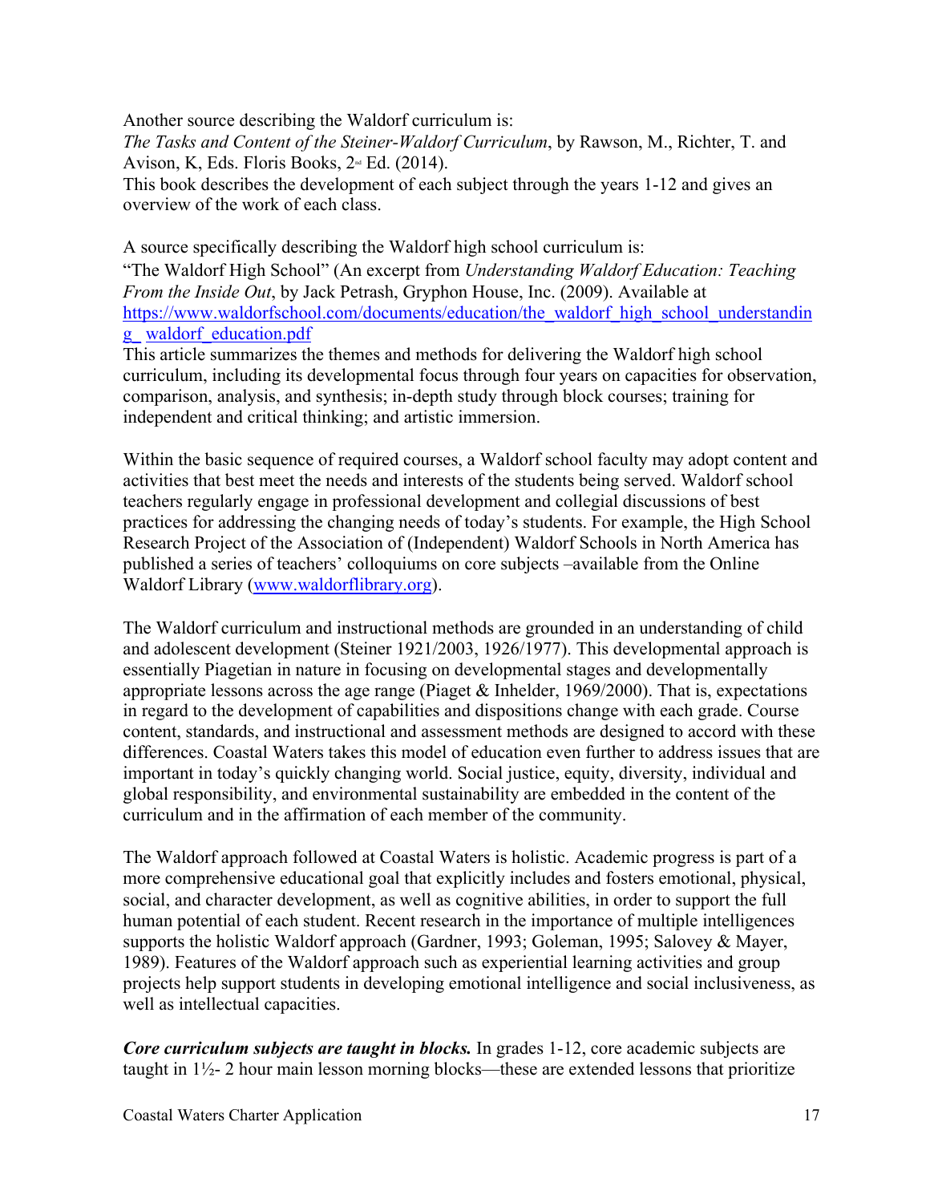Another source describing the Waldorf curriculum is:
*The Tasks and Content of the Steiner-Waldorf Curriculum*, by Rawson, M., Richter, T. and Avison, K, Eds. Floris Books, 2nd Ed. (2014).
This book describes the development of each subject through the years 1-12 and gives an overview of the work of each class.

A source specifically describing the Waldorf high school curriculum is:
"The Waldorf High School" (An excerpt from *Understanding Waldorf Education: Teaching From the Inside Out*, by Jack Petrash, Gryphon House, Inc. (2009). Available at [https://www.waldorfschool.com/documents/education/the_waldorf_high_school_understanding_waldorf_education.pdf](https://www.waldorfschool.com/documents/education/the_waldorf_high_school_understanding_waldorf_education.pdf)
This article summarizes the themes and methods for delivering the Waldorf high school curriculum, including its developmental focus through four years on capacities for observation, comparison, analysis, and synthesis; in-depth study through block courses; training for independent and critical thinking; and artistic immersion.

Within the basic sequence of required courses, a Waldorf school faculty may adopt content and activities that best meet the needs and interests of the students being served. Waldorf school teachers regularly engage in professional development and collegial discussions of best practices for addressing the changing needs of today's students. For example, the High School Research Project of the Association of (Independent) Waldorf Schools in North America has published a series of teachers' colloquiums on core subjects –available from the Online Waldorf Library ([www.waldorflibrary.org](http://www.waldorflibrary.org)).

The Waldorf curriculum and instructional methods are grounded in an understanding of child and adolescent development (Steiner 1921/2003, 1926/1977). This developmental approach is essentially Piagetian in nature in focusing on developmental stages and developmentally appropriate lessons across the age range (Piaget & Inhelder, 1969/2000). That is, expectations in regard to the development of capabilities and dispositions change with each grade. Course content, standards, and instructional and assessment methods are designed to accord with these differences. Coastal Waters takes this model of education even further to address issues that are important in today's quickly changing world. Social justice, equity, diversity, individual and global responsibility, and environmental sustainability are embedded in the content of the curriculum and in the affirmation of each member of the community.

The Waldorf approach followed at Coastal Waters is holistic. Academic progress is part of a more comprehensive educational goal that explicitly includes and fosters emotional, physical, social, and character development, as well as cognitive abilities, in order to support the full human potential of each student. Recent research in the importance of multiple intelligences supports the holistic Waldorf approach (Gardner, 1993; Goleman, 1995; Salovey & Mayer, 1989). Features of the Waldorf approach such as experiential learning activities and group projects help support students in developing emotional intelligence and social inclusiveness, as well as intellectual capacities.

***Core curriculum subjects are taught in blocks.*** In grades 1-12, core academic subjects are taught in 1½- 2 hour main lesson morning blocks—these are extended lessons that prioritize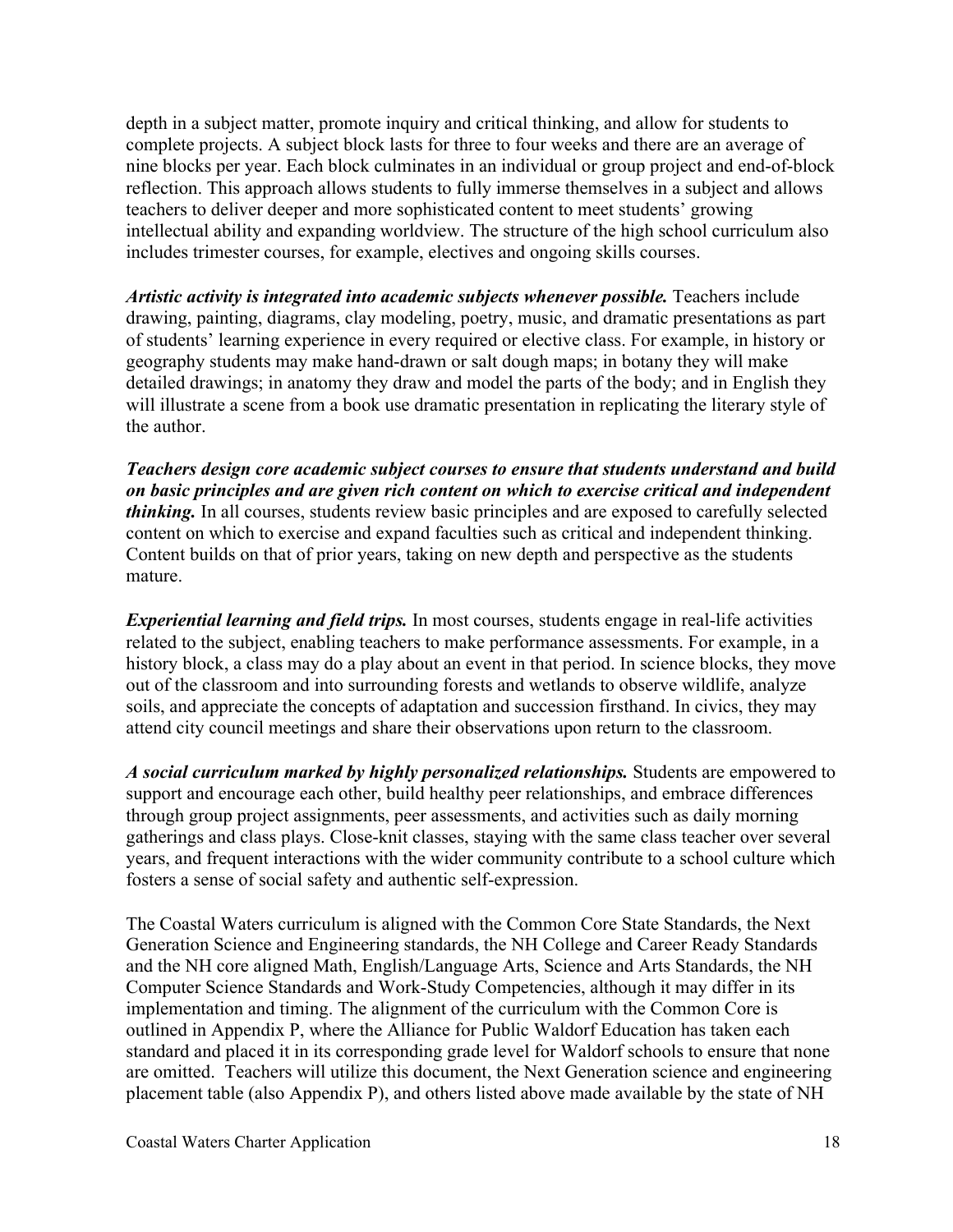depth in a subject matter, promote inquiry and critical thinking, and allow for students to complete projects. A subject block lasts for three to four weeks and there are an average of nine blocks per year. Each block culminates in an individual or group project and end-of-block reflection. This approach allows students to fully immerse themselves in a subject and allows teachers to deliver deeper and more sophisticated content to meet students' growing intellectual ability and expanding worldview. The structure of the high school curriculum also includes trimester courses, for example, electives and ongoing skills courses.

***Artistic activity is integrated into academic subjects whenever possible.*** Teachers include drawing, painting, diagrams, clay modeling, poetry, music, and dramatic presentations as part of students' learning experience in every required or elective class. For example, in history or geography students may make hand-drawn or salt dough maps; in botany they will make detailed drawings; in anatomy they draw and model the parts of the body; and in English they will illustrate a scene from a book use dramatic presentation in replicating the literary style of the author.

***Teachers design core academic subject courses to ensure that students understand and build on basic principles and are given rich content on which to exercise critical and independent thinking.*** In all courses, students review basic principles and are exposed to carefully selected content on which to exercise and expand faculties such as critical and independent thinking. Content builds on that of prior years, taking on new depth and perspective as the students mature.

***Experiential learning and field trips.*** In most courses, students engage in real-life activities related to the subject, enabling teachers to make performance assessments. For example, in a history block, a class may do a play about an event in that period. In science blocks, they move out of the classroom and into surrounding forests and wetlands to observe wildlife, analyze soils, and appreciate the concepts of adaptation and succession firsthand. In civics, they may attend city council meetings and share their observations upon return to the classroom.

***A social curriculum marked by highly personalized relationships.*** Students are empowered to support and encourage each other, build healthy peer relationships, and embrace differences through group project assignments, peer assessments, and activities such as daily morning gatherings and class plays. Close-knit classes, staying with the same class teacher over several years, and frequent interactions with the wider community contribute to a school culture which fosters a sense of social safety and authentic self-expression.

The Coastal Waters curriculum is aligned with the Common Core State Standards, the Next Generation Science and Engineering standards, the NH College and Career Ready Standards and the NH core aligned Math, English/Language Arts, Science and Arts Standards, the NH Computer Science Standards and Work-Study Competencies, although it may differ in its implementation and timing. The alignment of the curriculum with the Common Core is outlined in Appendix P, where the Alliance for Public Waldorf Education has taken each standard and placed it in its corresponding grade level for Waldorf schools to ensure that none are omitted. Teachers will utilize this document, the Next Generation science and engineering placement table (also Appendix P), and others listed above made available by the state of NH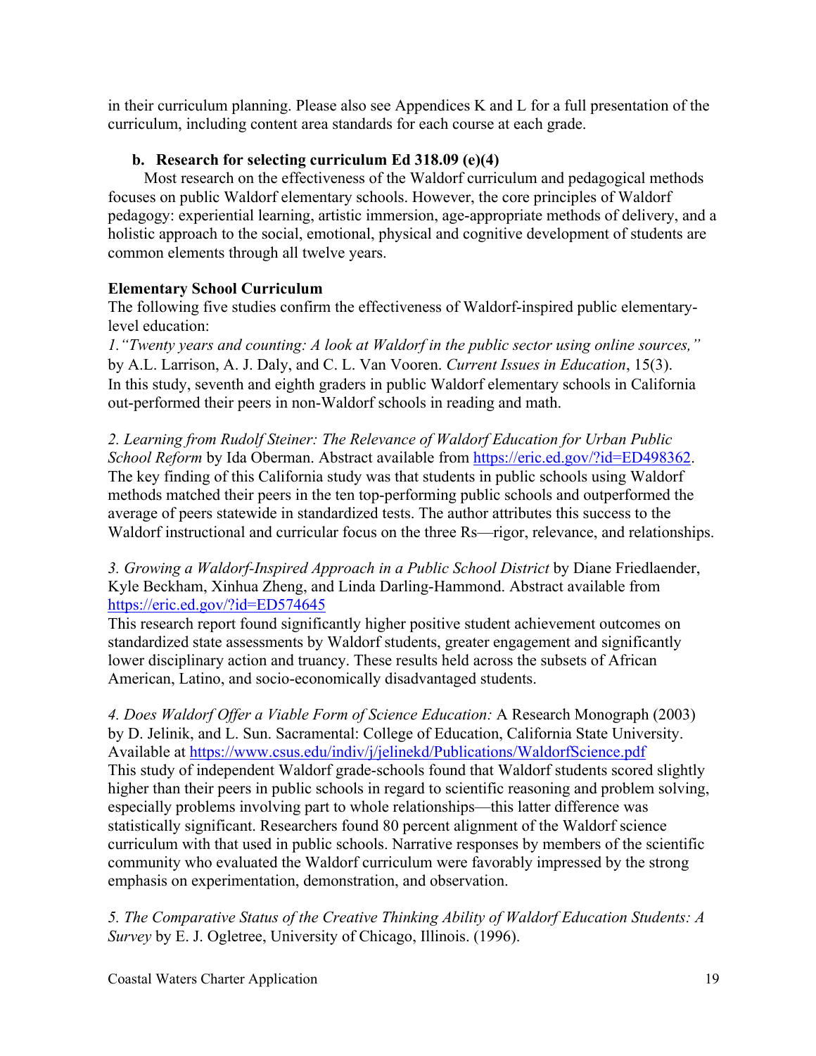in their curriculum planning. Please also see Appendices K and L for a full presentation of the curriculum, including content area standards for each course at each grade.

### b. Research for selecting curriculum Ed 318.09 (e)(4)

Most research on the effectiveness of the Waldorf curriculum and pedagogical methods focuses on public Waldorf elementary schools. However, the core principles of Waldorf pedagogy: experiential learning, artistic immersion, age-appropriate methods of delivery, and a holistic approach to the social, emotional, physical and cognitive development of students are common elements through all twelve years.

**Elementary School Curriculum**

The following five studies confirm the effectiveness of Waldorf-inspired public elementary-level education:

*1."Twenty years and counting: A look at Waldorf in the public sector using online sources,"* by A.L. Larrison, A. J. Daly, and C. L. Van Vooren. *Current Issues in Education*, 15(3). In this study, seventh and eighth graders in public Waldorf elementary schools in California out-performed their peers in non-Waldorf schools in reading and math.

*2. Learning from Rudolf Steiner: The Relevance of Waldorf Education for Urban Public School Reform* by Ida Oberman. Abstract available from https://eric.ed.gov/?id=ED498362. The key finding of this California study was that students in public schools using Waldorf methods matched their peers in the ten top-performing public schools and outperformed the average of peers statewide in standardized tests. The author attributes this success to the Waldorf instructional and curricular focus on the three Rs—rigor, relevance, and relationships.

*3. Growing a Waldorf-Inspired Approach in a Public School District* by Diane Friedlaender, Kyle Beckham, Xinhua Zheng, and Linda Darling-Hammond. Abstract available from https://eric.ed.gov/?id=ED574645

This research report found significantly higher positive student achievement outcomes on standardized state assessments by Waldorf students, greater engagement and significantly lower disciplinary action and truancy. These results held across the subsets of African American, Latino, and socio-economically disadvantaged students.

*4. Does Waldorf Offer a Viable Form of Science Education:* A Research Monograph (2003) by D. Jelinik, and L. Sun. Sacramental: College of Education, California State University. Available at https://www.csus.edu/indiv/j/jelinekd/Publications/WaldorfScience.pdf

This study of independent Waldorf grade-schools found that Waldorf students scored slightly higher than their peers in public schools in regard to scientific reasoning and problem solving, especially problems involving part to whole relationships—this latter difference was statistically significant. Researchers found 80 percent alignment of the Waldorf science curriculum with that used in public schools. Narrative responses by members of the scientific community who evaluated the Waldorf curriculum were favorably impressed by the strong emphasis on experimentation, demonstration, and observation.

*5. The Comparative Status of the Creative Thinking Ability of Waldorf Education Students: A Survey* by E. J. Ogletree, University of Chicago, Illinois. (1996).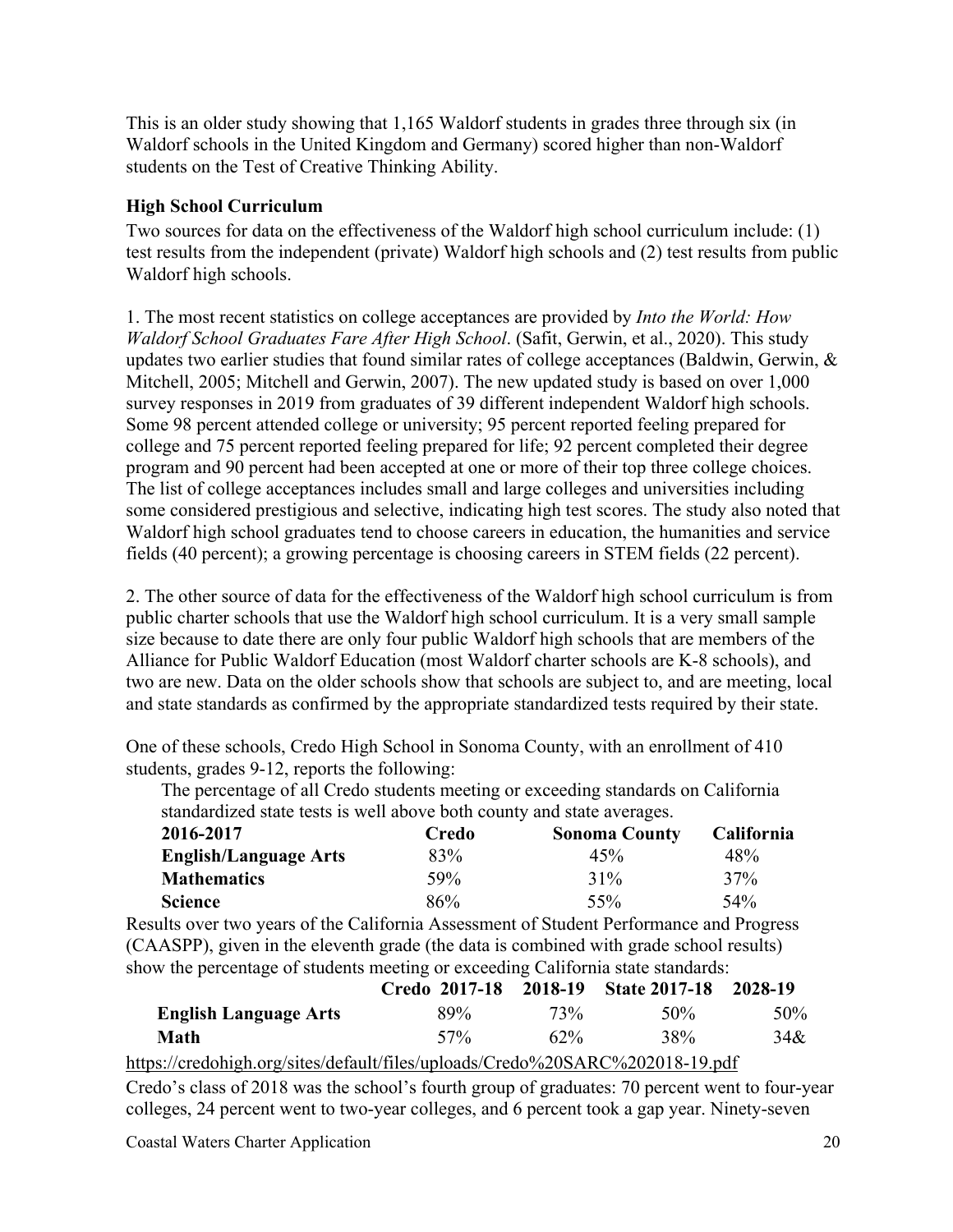This is an older study showing that 1,165 Waldorf students in grades three through six (in Waldorf schools in the United Kingdom and Germany) scored higher than non-Waldorf students on the Test of Creative Thinking Ability.

**High School Curriculum**

Two sources for data on the effectiveness of the Waldorf high school curriculum include: (1) test results from the independent (private) Waldorf high schools and (2) test results from public Waldorf high schools.

1. The most recent statistics on college acceptances are provided by *Into the World: How Waldorf School Graduates Fare After High School*. (Safit, Gerwin, et al., 2020). This study updates two earlier studies that found similar rates of college acceptances (Baldwin, Gerwin, & Mitchell, 2005; Mitchell and Gerwin, 2007). The new updated study is based on over 1,000 survey responses in 2019 from graduates of 39 different independent Waldorf high schools. Some 98 percent attended college or university; 95 percent reported feeling prepared for college and 75 percent reported feeling prepared for life; 92 percent completed their degree program and 90 percent had been accepted at one or more of their top three college choices. The list of college acceptances includes small and large colleges and universities including some considered prestigious and selective, indicating high test scores. The study also noted that Waldorf high school graduates tend to choose careers in education, the humanities and service fields (40 percent); a growing percentage is choosing careers in STEM fields (22 percent).

2. The other source of data for the effectiveness of the Waldorf high school curriculum is from public charter schools that use the Waldorf high school curriculum. It is a very small sample size because to date there are only four public Waldorf high schools that are members of the Alliance for Public Waldorf Education (most Waldorf charter schools are K-8 schools), and two are new. Data on the older schools show that schools are subject to, and are meeting, local and state standards as confirmed by the appropriate standardized tests required by their state.

One of these schools, Credo High School in Sonoma County, with an enrollment of 410 students, grades 9-12, reports the following:

The percentage of all Credo students meeting or exceeding standards on California standardized state tests is well above both county and state averages.

| 2016-2017 | Credo | Sonoma County | California |
|---|---|---|---|
| **English/Language Arts** | 83% | 45% | 48% |
| **Mathematics** | 59% | 31% | 37% |
| **Science** | 86% | 55% | 54% |

Results over two years of the California Assessment of Student Performance and Progress (CAASPP), given in the eleventh grade (the data is combined with grade school results) show the percentage of students meeting or exceeding California state standards:

| | Credo 2017-18 | 2018-19 | State 2017-18 | 2028-19 |
|---|---|---|---|---|
| **English Language Arts** | 89% | 73% | 50% | 50% |
| **Math** | 57% | 62% | 38% | 34& |

https://credohigh.org/sites/default/files/uploads/Credo%20SARC%202018-19.pdf

Credo's class of 2018 was the school's fourth group of graduates: 70 percent went to four-year colleges, 24 percent went to two-year colleges, and 6 percent took a gap year. Ninety-seven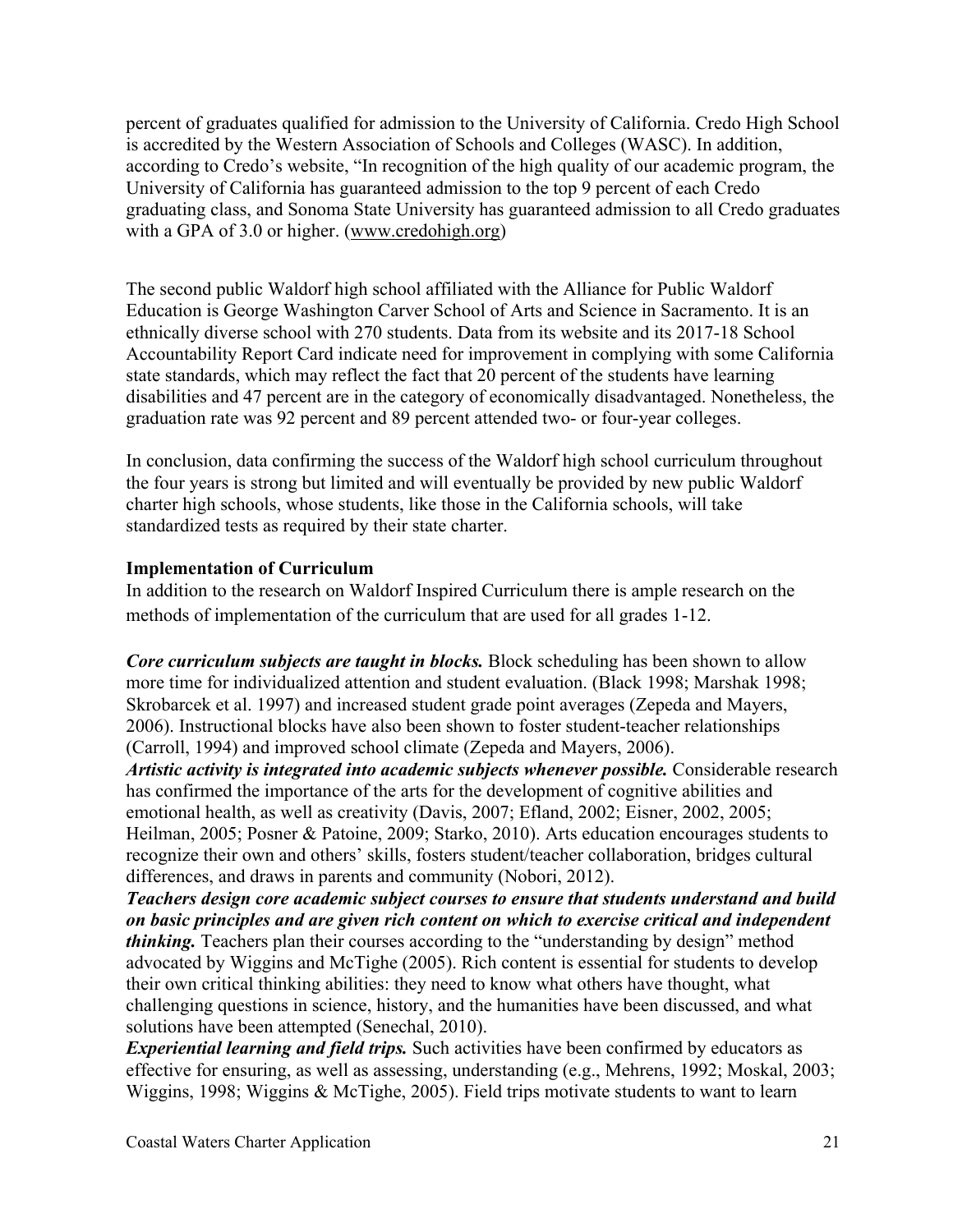percent of graduates qualified for admission to the University of California. Credo High School is accredited by the Western Association of Schools and Colleges (WASC). In addition, according to Credo's website, "In recognition of the high quality of our academic program, the University of California has guaranteed admission to the top 9 percent of each Credo graduating class, and Sonoma State University has guaranteed admission to all Credo graduates with a GPA of 3.0 or higher. (www.credohigh.org)

The second public Waldorf high school affiliated with the Alliance for Public Waldorf Education is George Washington Carver School of Arts and Science in Sacramento. It is an ethnically diverse school with 270 students. Data from its website and its 2017-18 School Accountability Report Card indicate need for improvement in complying with some California state standards, which may reflect the fact that 20 percent of the students have learning disabilities and 47 percent are in the category of economically disadvantaged. Nonetheless, the graduation rate was 92 percent and 89 percent attended two- or four-year colleges.

In conclusion, data confirming the success of the Waldorf high school curriculum throughout the four years is strong but limited and will eventually be provided by new public Waldorf charter high schools, whose students, like those in the California schools, will take standardized tests as required by their state charter.

**Implementation of Curriculum**

In addition to the research on Waldorf Inspired Curriculum there is ample research on the methods of implementation of the curriculum that are used for all grades 1-12.

***Core curriculum subjects are taught in blocks.*** Block scheduling has been shown to allow more time for individualized attention and student evaluation. (Black 1998; Marshak 1998; Skrobarcek et al. 1997) and increased student grade point averages (Zepeda and Mayers, 2006). Instructional blocks have also been shown to foster student-teacher relationships (Carroll, 1994) and improved school climate (Zepeda and Mayers, 2006).

***Artistic activity is integrated into academic subjects whenever possible.*** Considerable research has confirmed the importance of the arts for the development of cognitive abilities and emotional health, as well as creativity (Davis, 2007; Efland, 2002; Eisner, 2002, 2005; Heilman, 2005; Posner & Patoine, 2009; Starko, 2010). Arts education encourages students to recognize their own and others' skills, fosters student/teacher collaboration, bridges cultural differences, and draws in parents and community (Nobori, 2012).

***Teachers design core academic subject courses to ensure that students understand and build on basic principles and are given rich content on which to exercise critical and independent thinking.*** Teachers plan their courses according to the "understanding by design" method advocated by Wiggins and McTighe (2005). Rich content is essential for students to develop their own critical thinking abilities: they need to know what others have thought, what challenging questions in science, history, and the humanities have been discussed, and what solutions have been attempted (Senechal, 2010).

***Experiential learning and field trips.*** Such activities have been confirmed by educators as effective for ensuring, as well as assessing, understanding (e.g., Mehrens, 1992; Moskal, 2003; Wiggins, 1998; Wiggins & McTighe, 2005). Field trips motivate students to want to learn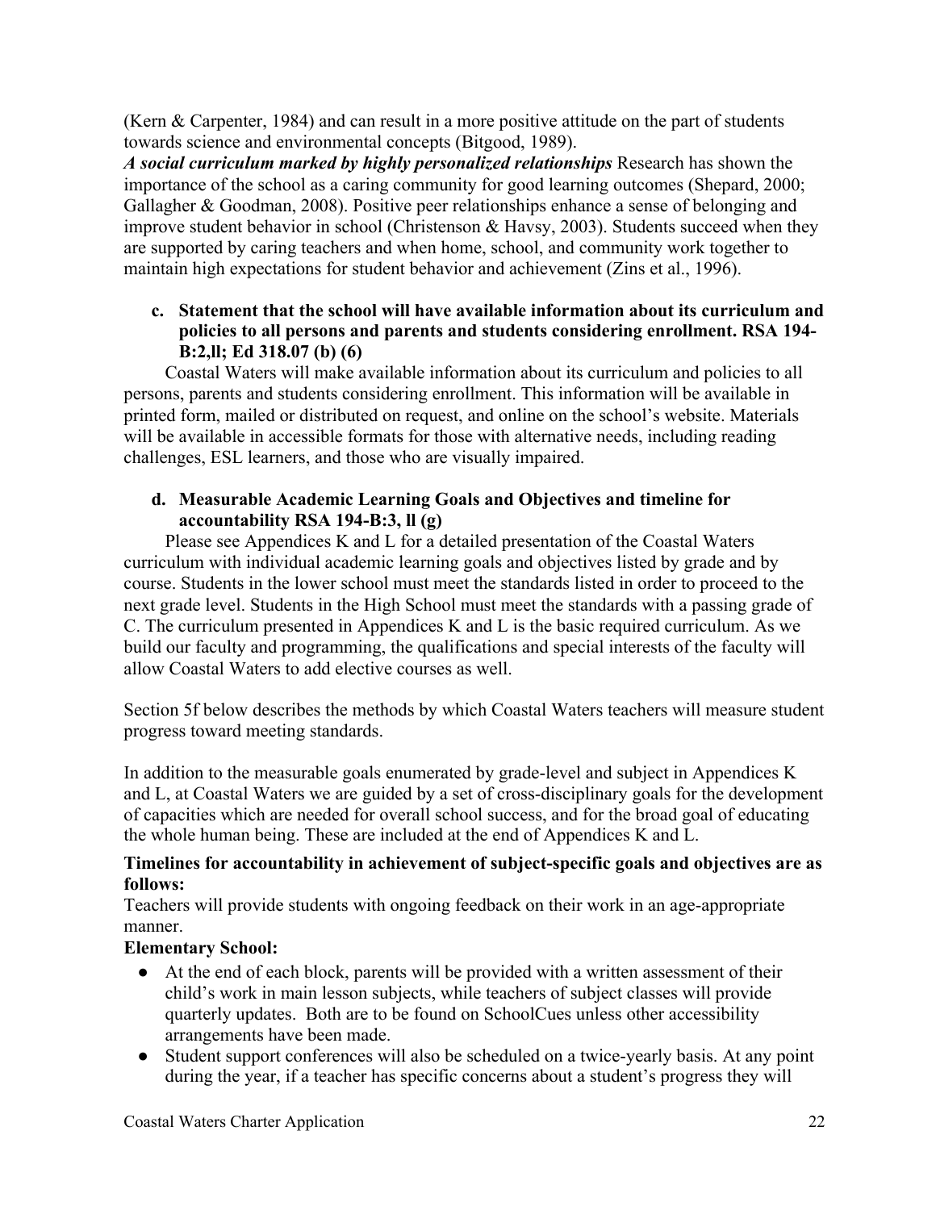(Kern & Carpenter, 1984) and can result in a more positive attitude on the part of students towards science and environmental concepts (Bitgood, 1989).

***A social curriculum marked by highly personalized relationships*** Research has shown the importance of the school as a caring community for good learning outcomes (Shepard, 2000; Gallagher & Goodman, 2008). Positive peer relationships enhance a sense of belonging and improve student behavior in school (Christenson & Havsy, 2003). Students succeed when they are supported by caring teachers and when home, school, and community work together to maintain high expectations for student behavior and achievement (Zins et al., 1996).

**c. Statement that the school will have available information about its curriculum and policies to all persons and parents and students considering enrollment. RSA 194-B:2,ll; Ed 318.07 (b) (6)**

Coastal Waters will make available information about its curriculum and policies to all persons, parents and students considering enrollment. This information will be available in printed form, mailed or distributed on request, and online on the school's website. Materials will be available in accessible formats for those with alternative needs, including reading challenges, ESL learners, and those who are visually impaired.

**d. Measurable Academic Learning Goals and Objectives and timeline for accountability RSA 194-B:3, ll (g)**

Please see Appendices K and L for a detailed presentation of the Coastal Waters curriculum with individual academic learning goals and objectives listed by grade and by course. Students in the lower school must meet the standards listed in order to proceed to the next grade level. Students in the High School must meet the standards with a passing grade of C. The curriculum presented in Appendices K and L is the basic required curriculum. As we build our faculty and programming, the qualifications and special interests of the faculty will allow Coastal Waters to add elective courses as well.

Section 5f below describes the methods by which Coastal Waters teachers will measure student progress toward meeting standards.

In addition to the measurable goals enumerated by grade-level and subject in Appendices K and L, at Coastal Waters we are guided by a set of cross-disciplinary goals for the development of capacities which are needed for overall school success, and for the broad goal of educating the whole human being. These are included at the end of Appendices K and L.

**Timelines for accountability in achievement of subject-specific goals and objectives are as follows:**

Teachers will provide students with ongoing feedback on their work in an age-appropriate manner.

**Elementary School:**

- At the end of each block, parents will be provided with a written assessment of their child's work in main lesson subjects, while teachers of subject classes will provide quarterly updates. Both are to be found on SchoolCues unless other accessibility arrangements have been made.
- Student support conferences will also be scheduled on a twice-yearly basis. At any point during the year, if a teacher has specific concerns about a student's progress they will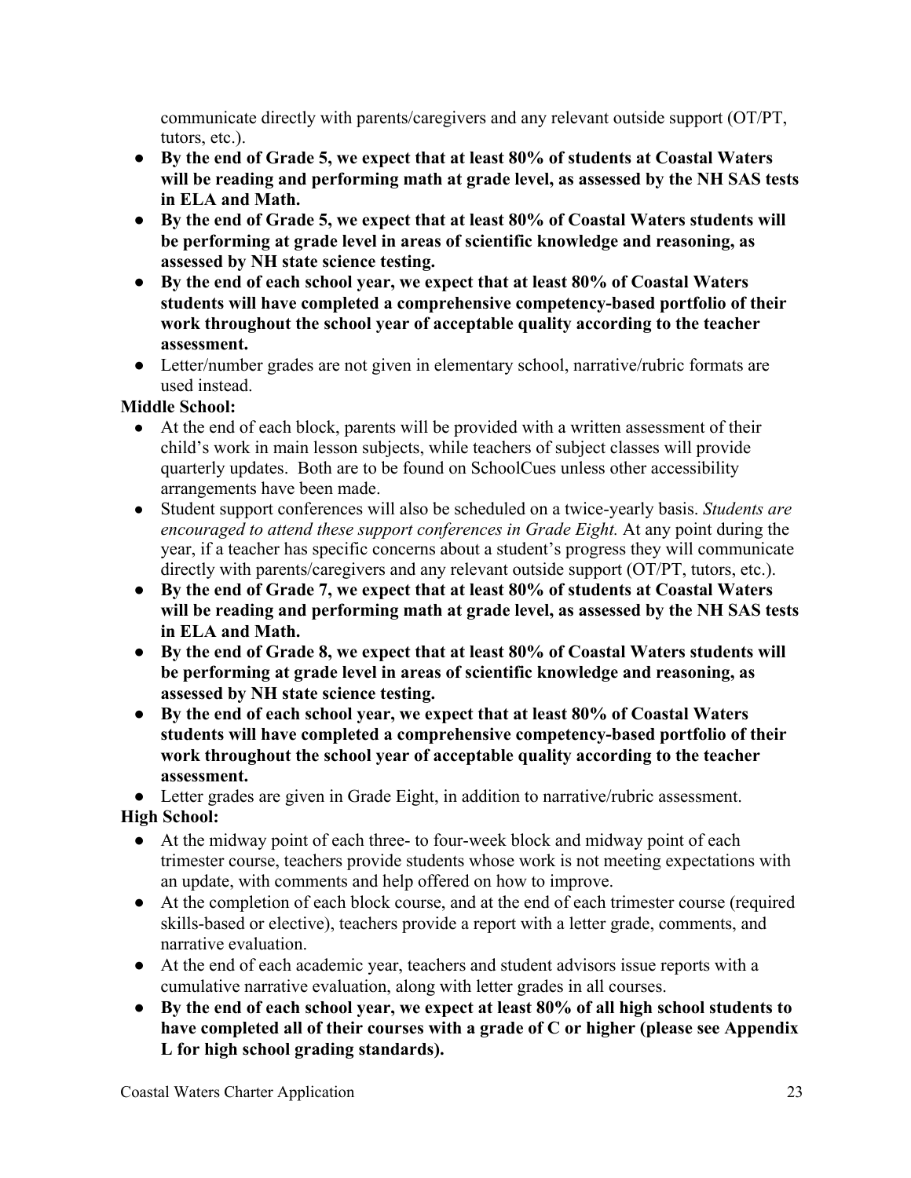communicate directly with parents/caregivers and any relevant outside support (OT/PT, tutors, etc.).

- **By the end of Grade 5, we expect that at least 80% of students at Coastal Waters will be reading and performing math at grade level, as assessed by the NH SAS tests in ELA and Math.**
- **By the end of Grade 5, we expect that at least 80% of Coastal Waters students will be performing at grade level in areas of scientific knowledge and reasoning, as assessed by NH state science testing.**
- **By the end of each school year, we expect that at least 80% of Coastal Waters students will have completed a comprehensive competency-based portfolio of their work throughout the school year of acceptable quality according to the teacher assessment.**
- Letter/number grades are not given in elementary school, narrative/rubric formats are used instead.

**Middle School:**

- At the end of each block, parents will be provided with a written assessment of their child's work in main lesson subjects, while teachers of subject classes will provide quarterly updates. Both are to be found on SchoolCues unless other accessibility arrangements have been made.
- Student support conferences will also be scheduled on a twice-yearly basis. *Students are encouraged to attend these support conferences in Grade Eight.* At any point during the year, if a teacher has specific concerns about a student's progress they will communicate directly with parents/caregivers and any relevant outside support (OT/PT, tutors, etc.).
- **By the end of Grade 7, we expect that at least 80% of students at Coastal Waters will be reading and performing math at grade level, as assessed by the NH SAS tests in ELA and Math.**
- **By the end of Grade 8, we expect that at least 80% of Coastal Waters students will be performing at grade level in areas of scientific knowledge and reasoning, as assessed by NH state science testing.**
- **By the end of each school year, we expect that at least 80% of Coastal Waters students will have completed a comprehensive competency-based portfolio of their work throughout the school year of acceptable quality according to the teacher assessment.**
- Letter grades are given in Grade Eight, in addition to narrative/rubric assessment.

**High School:**

- At the midway point of each three- to four-week block and midway point of each trimester course, teachers provide students whose work is not meeting expectations with an update, with comments and help offered on how to improve.
- At the completion of each block course, and at the end of each trimester course (required skills-based or elective), teachers provide a report with a letter grade, comments, and narrative evaluation.
- At the end of each academic year, teachers and student advisors issue reports with a cumulative narrative evaluation, along with letter grades in all courses.
- **By the end of each school year, we expect at least 80% of all high school students to have completed all of their courses with a grade of C or higher (please see Appendix L for high school grading standards).**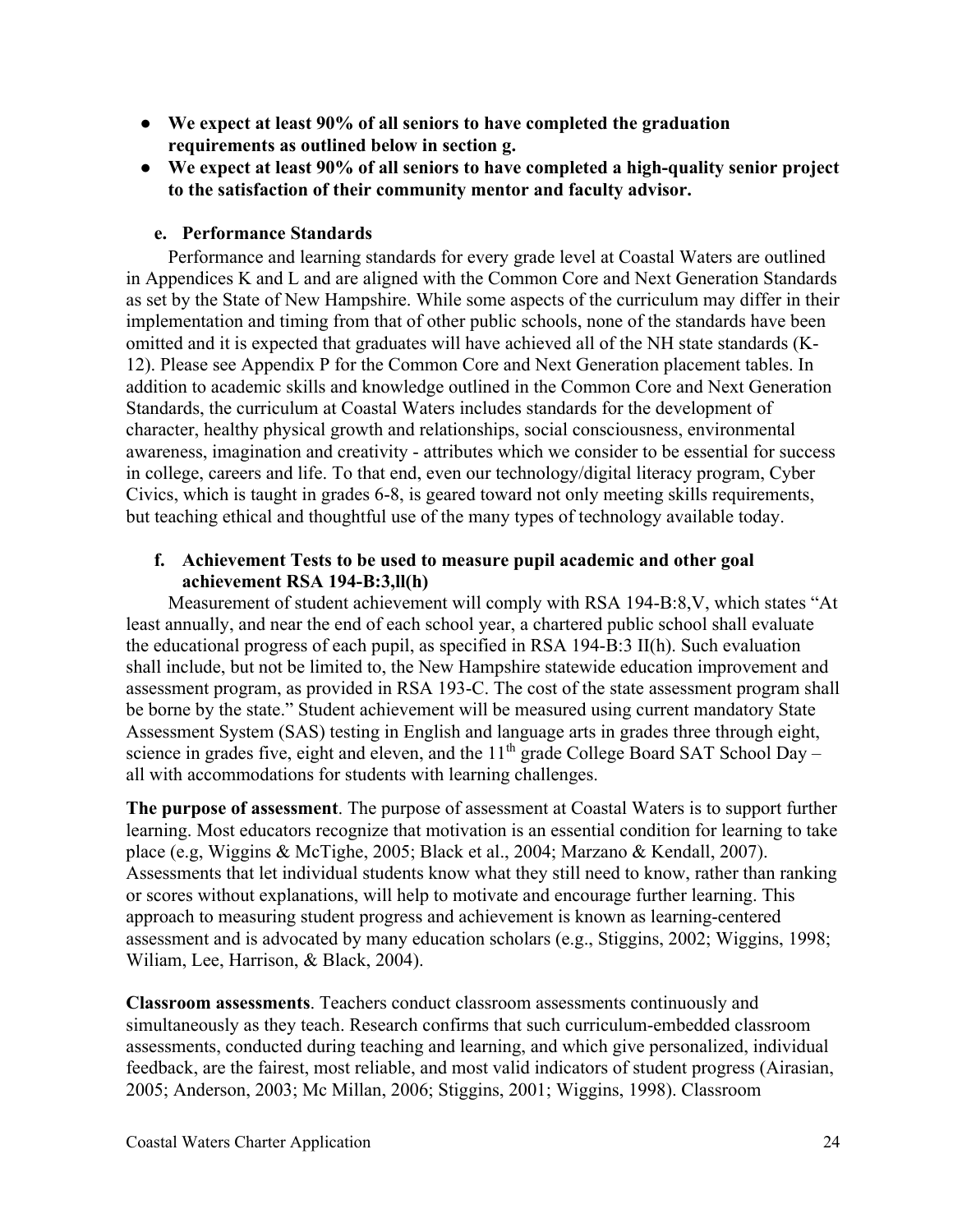- **We expect at least 90% of all seniors to have completed the graduation requirements as outlined below in section g.**
- **We expect at least 90% of all seniors to have completed a high-quality senior project to the satisfaction of their community mentor and faculty advisor.**

### e. Performance Standards

Performance and learning standards for every grade level at Coastal Waters are outlined in Appendices K and L and are aligned with the Common Core and Next Generation Standards as set by the State of New Hampshire. While some aspects of the curriculum may differ in their implementation and timing from that of other public schools, none of the standards have been omitted and it is expected that graduates will have achieved all of the NH state standards (K-12). Please see Appendix P for the Common Core and Next Generation placement tables. In addition to academic skills and knowledge outlined in the Common Core and Next Generation Standards, the curriculum at Coastal Waters includes standards for the development of character, healthy physical growth and relationships, social consciousness, environmental awareness, imagination and creativity - attributes which we consider to be essential for success in college, careers and life. To that end, even our technology/digital literacy program, Cyber Civics, which is taught in grades 6-8, is geared toward not only meeting skills requirements, but teaching ethical and thoughtful use of the many types of technology available today.

### f. Achievement Tests to be used to measure pupil academic and other goal achievement RSA 194-B:3,ll(h)

Measurement of student achievement will comply with RSA 194-B:8,V, which states "At least annually, and near the end of each school year, a chartered public school shall evaluate the educational progress of each pupil, as specified in RSA 194-B:3 II(h). Such evaluation shall include, but not be limited to, the New Hampshire statewide education improvement and assessment program, as provided in RSA 193-C. The cost of the state assessment program shall be borne by the state." Student achievement will be measured using current mandatory State Assessment System (SAS) testing in English and language arts in grades three through eight, science in grades five, eight and eleven, and the 11th grade College Board SAT School Day – all with accommodations for students with learning challenges.

**The purpose of assessment**. The purpose of assessment at Coastal Waters is to support further learning. Most educators recognize that motivation is an essential condition for learning to take place (e.g, Wiggins & McTighe, 2005; Black et al., 2004; Marzano & Kendall, 2007). Assessments that let individual students know what they still need to know, rather than ranking or scores without explanations, will help to motivate and encourage further learning. This approach to measuring student progress and achievement is known as learning-centered assessment and is advocated by many education scholars (e.g., Stiggins, 2002; Wiggins, 1998; Wiliam, Lee, Harrison, & Black, 2004).

**Classroom assessments**. Teachers conduct classroom assessments continuously and simultaneously as they teach. Research confirms that such curriculum-embedded classroom assessments, conducted during teaching and learning, and which give personalized, individual feedback, are the fairest, most reliable, and most valid indicators of student progress (Airasian, 2005; Anderson, 2003; Mc Millan, 2006; Stiggins, 2001; Wiggins, 1998). Classroom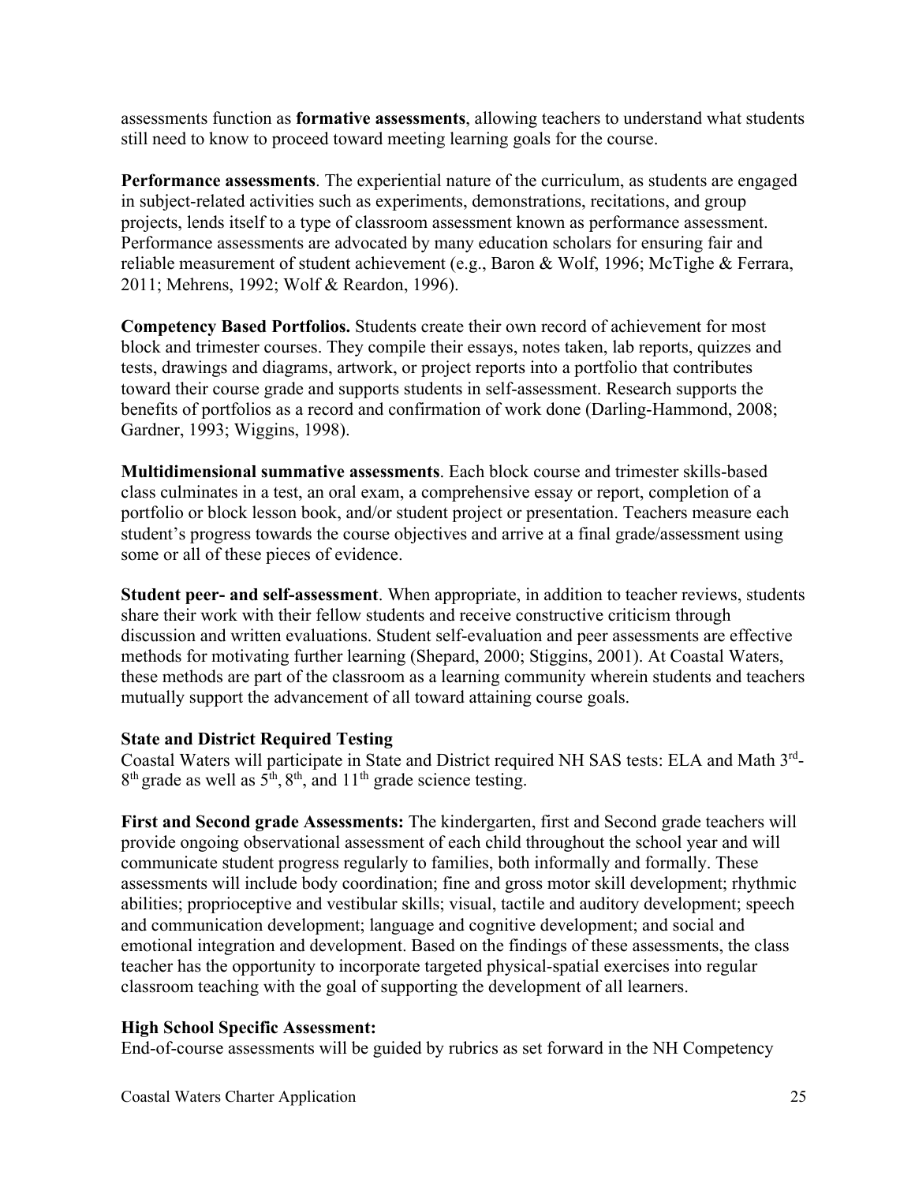assessments function as **formative assessments**, allowing teachers to understand what students still need to know to proceed toward meeting learning goals for the course.

**Performance assessments**. The experiential nature of the curriculum, as students are engaged in subject-related activities such as experiments, demonstrations, recitations, and group projects, lends itself to a type of classroom assessment known as performance assessment. Performance assessments are advocated by many education scholars for ensuring fair and reliable measurement of student achievement (e.g., Baron & Wolf, 1996; McTighe & Ferrara, 2011; Mehrens, 1992; Wolf & Reardon, 1996).

**Competency Based Portfolios.** Students create their own record of achievement for most block and trimester courses. They compile their essays, notes taken, lab reports, quizzes and tests, drawings and diagrams, artwork, or project reports into a portfolio that contributes toward their course grade and supports students in self-assessment. Research supports the benefits of portfolios as a record and confirmation of work done (Darling-Hammond, 2008; Gardner, 1993; Wiggins, 1998).

**Multidimensional summative assessments**. Each block course and trimester skills-based class culminates in a test, an oral exam, a comprehensive essay or report, completion of a portfolio or block lesson book, and/or student project or presentation. Teachers measure each student's progress towards the course objectives and arrive at a final grade/assessment using some or all of these pieces of evidence.

**Student peer- and self-assessment**. When appropriate, in addition to teacher reviews, students share their work with their fellow students and receive constructive criticism through discussion and written evaluations. Student self-evaluation and peer assessments are effective methods for motivating further learning (Shepard, 2000; Stiggins, 2001). At Coastal Waters, these methods are part of the classroom as a learning community wherein students and teachers mutually support the advancement of all toward attaining course goals.

**State and District Required Testing**

Coastal Waters will participate in State and District required NH SAS tests: ELA and Math 3rd-8th grade as well as 5th, 8th, and 11th grade science testing.

**First and Second grade Assessments:** The kindergarten, first and Second grade teachers will provide ongoing observational assessment of each child throughout the school year and will communicate student progress regularly to families, both informally and formally. These assessments will include body coordination; fine and gross motor skill development; rhythmic abilities; proprioceptive and vestibular skills; visual, tactile and auditory development; speech and communication development; language and cognitive development; and social and emotional integration and development. Based on the findings of these assessments, the class teacher has the opportunity to incorporate targeted physical-spatial exercises into regular classroom teaching with the goal of supporting the development of all learners.

**High School Specific Assessment:**

End-of-course assessments will be guided by rubrics as set forward in the NH Competency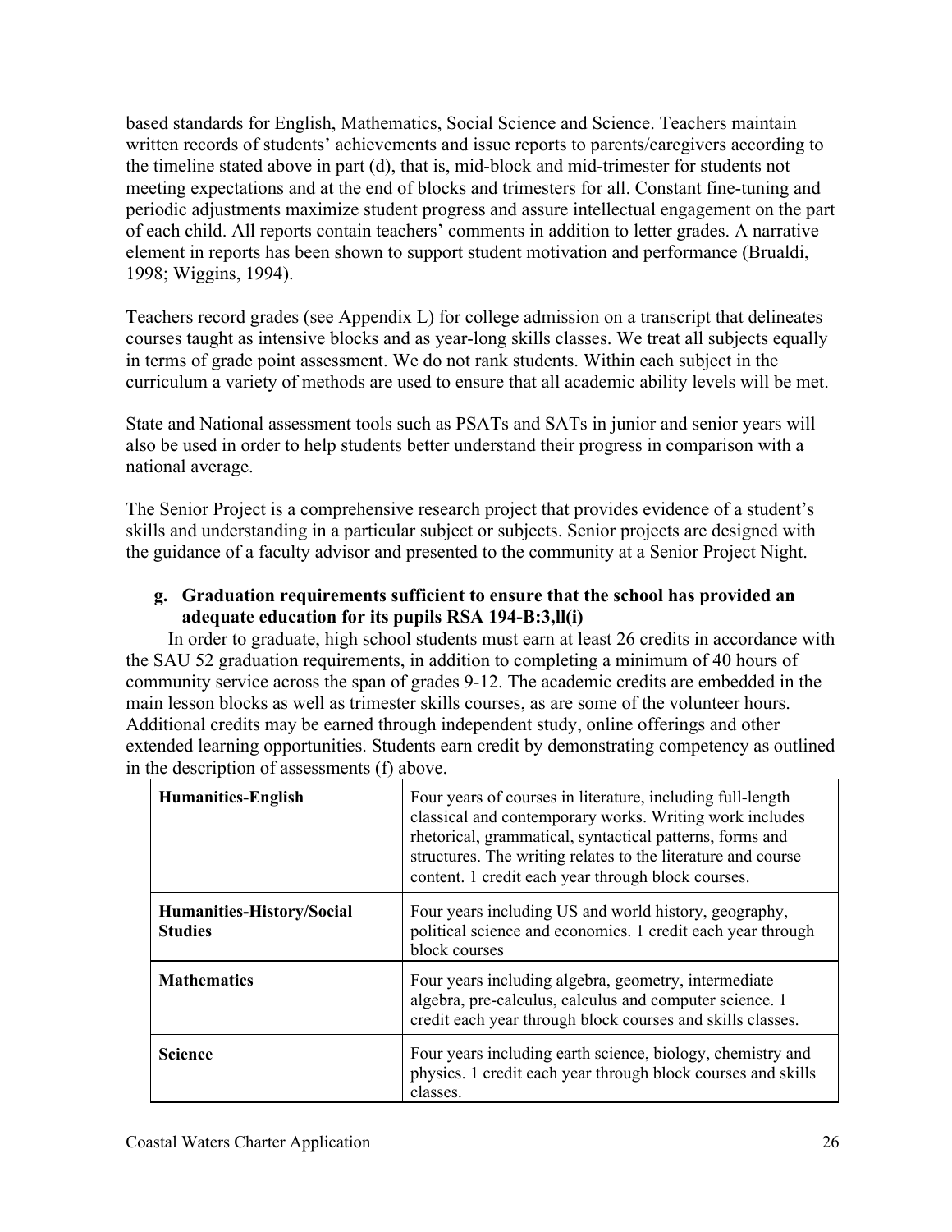based standards for English, Mathematics, Social Science and Science. Teachers maintain written records of students' achievements and issue reports to parents/caregivers according to the timeline stated above in part (d), that is, mid-block and mid-trimester for students not meeting expectations and at the end of blocks and trimesters for all. Constant fine-tuning and periodic adjustments maximize student progress and assure intellectual engagement on the part of each child. All reports contain teachers' comments in addition to letter grades. A narrative element in reports has been shown to support student motivation and performance (Brualdi, 1998; Wiggins, 1994).

Teachers record grades (see Appendix L) for college admission on a transcript that delineates courses taught as intensive blocks and as year-long skills classes. We treat all subjects equally in terms of grade point assessment. We do not rank students. Within each subject in the curriculum a variety of methods are used to ensure that all academic ability levels will be met.

State and National assessment tools such as PSATs and SATs in junior and senior years will also be used in order to help students better understand their progress in comparison with a national average.

The Senior Project is a comprehensive research project that provides evidence of a student's skills and understanding in a particular subject or subjects. Senior projects are designed with the guidance of a faculty advisor and presented to the community at a Senior Project Night.

**g. Graduation requirements sufficient to ensure that the school has provided an adequate education for its pupils RSA 194-B:3,ll(i)**

In order to graduate, high school students must earn at least 26 credits in accordance with the SAU 52 graduation requirements, in addition to completing a minimum of 40 hours of community service across the span of grades 9-12. The academic credits are embedded in the main lesson blocks as well as trimester skills courses, as are some of the volunteer hours. Additional credits may be earned through independent study, online offerings and other extended learning opportunities. Students earn credit by demonstrating competency as outlined in the description of assessments (f) above.

| | |
|---|---|
| **Humanities-English** | Four years of courses in literature, including full-length classical and contemporary works. Writing work includes rhetorical, grammatical, syntactical patterns, forms and structures. The writing relates to the literature and course content. 1 credit each year through block courses. |
| **Humanities-History/Social Studies** | Four years including US and world history, geography, political science and economics. 1 credit each year through block courses |
| **Mathematics** | Four years including algebra, geometry, intermediate algebra, pre-calculus, calculus and computer science. 1 credit each year through block courses and skills classes. |
| **Science** | Four years including earth science, biology, chemistry and physics. 1 credit each year through block courses and skills classes. |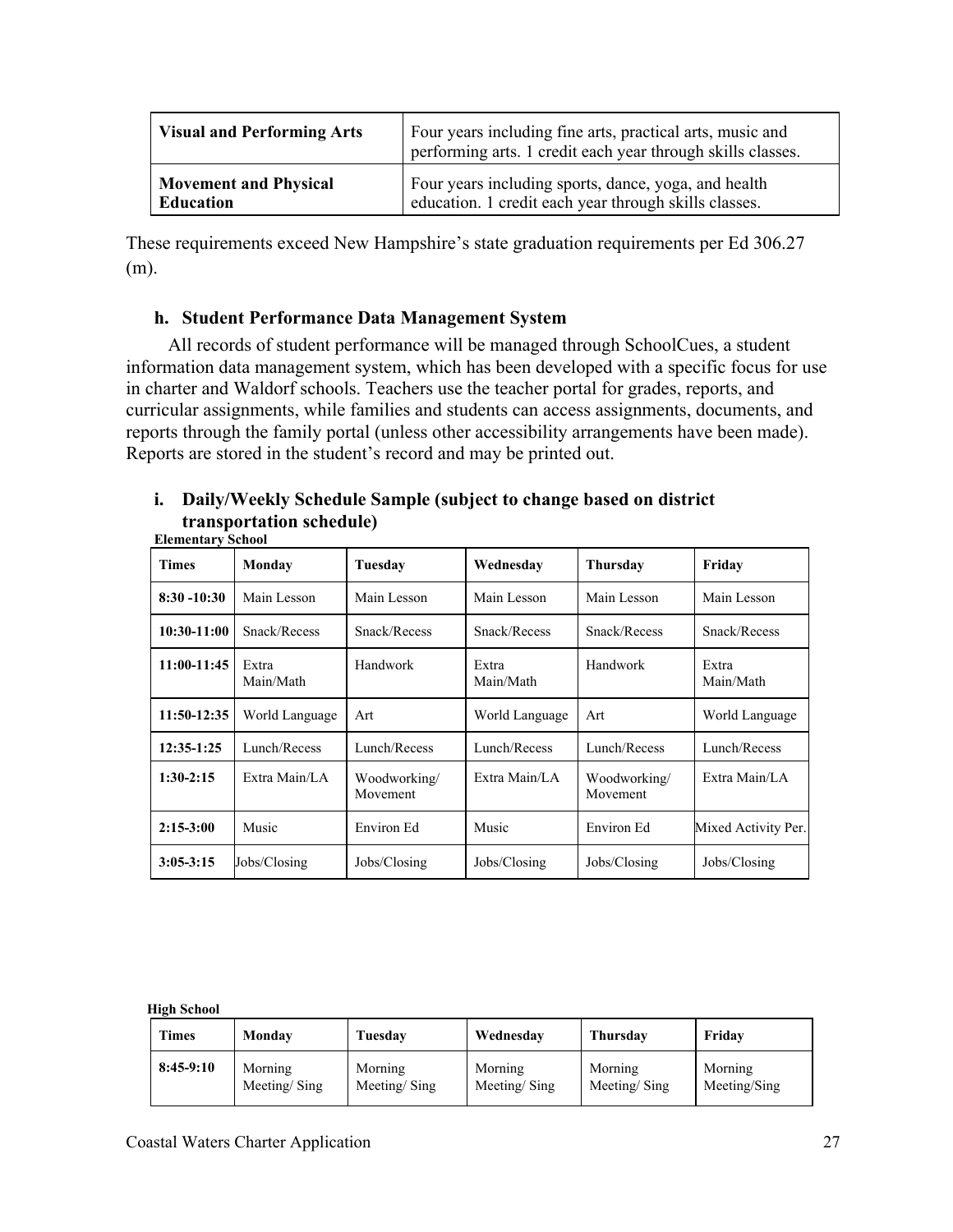| Visual and Performing Arts | Four years including fine arts, practical arts, music and performing arts. 1 credit each year through skills classes. |
| --- | --- |
| Movement and Physical Education | Four years including sports, dance, yoga, and health education. 1 credit each year through skills classes. |

These requirements exceed New Hampshire's state graduation requirements per Ed 306.27 (m).

### h. Student Performance Data Management System

All records of student performance will be managed through SchoolCues, a student information data management system, which has been developed with a specific focus for use in charter and Waldorf schools. Teachers use the teacher portal for grades, reports, and curricular assignments, while families and students can access assignments, documents, and reports through the family portal (unless other accessibility arrangements have been made). Reports are stored in the student's record and may be printed out.

### i. Daily/Weekly Schedule Sample (subject to change based on district transportation schedule)

**Elementary School**

| Times | Monday | Tuesday | Wednesday | Thursday | Friday |
| --- | --- | --- | --- | --- | --- |
| 8:30 -10:30 | Main Lesson | Main Lesson | Main Lesson | Main Lesson | Main Lesson |
| 10:30-11:00 | Snack/Recess | Snack/Recess | Snack/Recess | Snack/Recess | Snack/Recess |
| 11:00-11:45 | Extra Main/Math | Handwork | Extra Main/Math | Handwork | Extra Main/Math |
| 11:50-12:35 | World Language | Art | World Language | Art | World Language |
| 12:35-1:25 | Lunch/Recess | Lunch/Recess | Lunch/Recess | Lunch/Recess | Lunch/Recess |
| 1:30-2:15 | Extra Main/LA | Woodworking/ Movement | Extra Main/LA | Woodworking/ Movement | Extra Main/LA |
| 2:15-3:00 | Music | Environ Ed | Music | Environ Ed | Mixed Activity Per. |
| 3:05-3:15 | Jobs/Closing | Jobs/Closing | Jobs/Closing | Jobs/Closing | Jobs/Closing |

**High School**

| Times | Monday | Tuesday | Wednesday | Thursday | Friday |
| --- | --- | --- | --- | --- | --- |
| 8:45-9:10 | Morning Meeting/ Sing | Morning Meeting/ Sing | Morning Meeting/ Sing | Morning Meeting/ Sing | Morning Meeting/Sing |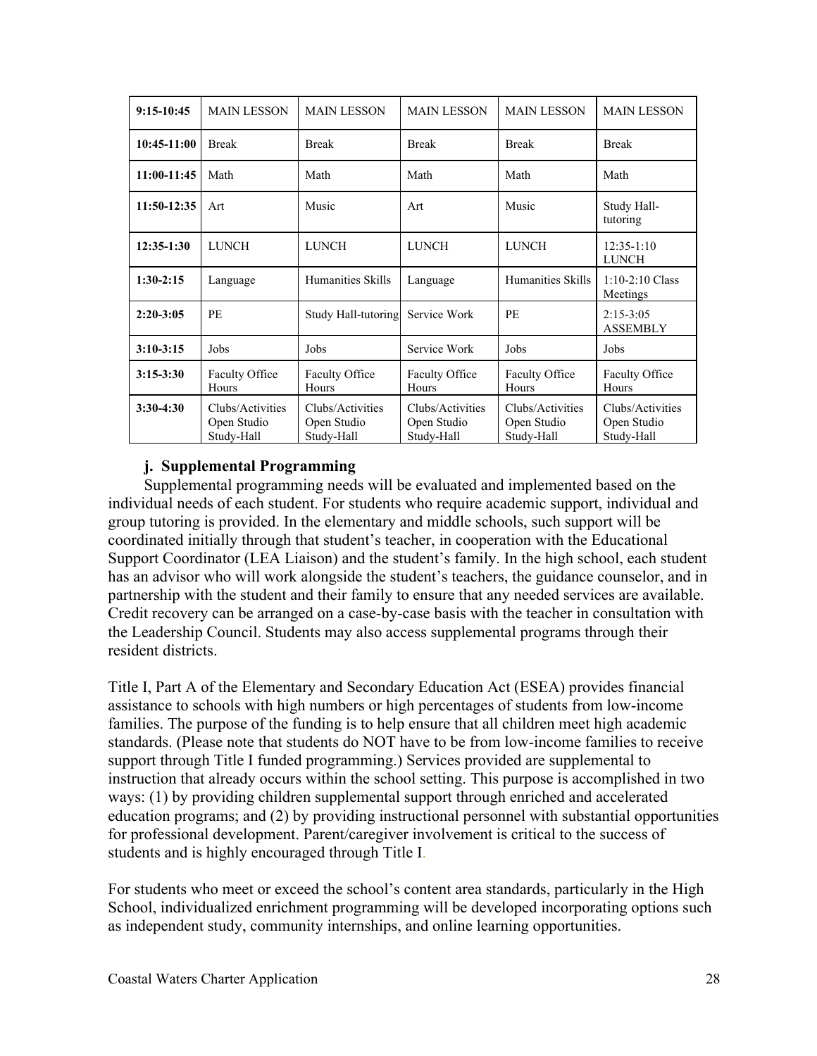| 9:15-10:45 | MAIN LESSON | MAIN LESSON | MAIN LESSON | MAIN LESSON | MAIN LESSON |
|---|---|---|---|---|---|
| 10:45-11:00 | Break | Break | Break | Break | Break |
| 11:00-11:45 | Math | Math | Math | Math | Math |
| 11:50-12:35 | Art | Music | Art | Music | Study Hall-tutoring |
| 12:35-1:30 | LUNCH | LUNCH | LUNCH | LUNCH | 12:35-1:10 LUNCH |
| 1:30-2:15 | Language | Humanities Skills | Language | Humanities Skills | 1:10-2:10 Class Meetings |
| 2:20-3:05 | PE | Study Hall-tutoring | Service Work | PE | 2:15-3:05 ASSEMBLY |
| 3:10-3:15 | Jobs | Jobs | Service Work | Jobs | Jobs |
| 3:15-3:30 | Faculty Office Hours | Faculty Office Hours | Faculty Office Hours | Faculty Office Hours | Faculty Office Hours |
| 3:30-4:30 | Clubs/Activities Open Studio Study-Hall | Clubs/Activities Open Studio Study-Hall | Clubs/Activities Open Studio Study-Hall | Clubs/Activities Open Studio Study-Hall | Clubs/Activities Open Studio Study-Hall |

### j. Supplemental Programming

Supplemental programming needs will be evaluated and implemented based on the individual needs of each student. For students who require academic support, individual and group tutoring is provided. In the elementary and middle schools, such support will be coordinated initially through that student's teacher, in cooperation with the Educational Support Coordinator (LEA Liaison) and the student's family. In the high school, each student has an advisor who will work alongside the student's teachers, the guidance counselor, and in partnership with the student and their family to ensure that any needed services are available. Credit recovery can be arranged on a case-by-case basis with the teacher in consultation with the Leadership Council. Students may also access supplemental programs through their resident districts.

Title I, Part A of the Elementary and Secondary Education Act (ESEA) provides financial assistance to schools with high numbers or high percentages of students from low-income families. The purpose of the funding is to help ensure that all children meet high academic standards. (Please note that students do NOT have to be from low-income families to receive support through Title I funded programming.) Services provided are supplemental to instruction that already occurs within the school setting. This purpose is accomplished in two ways: (1) by providing children supplemental support through enriched and accelerated education programs; and (2) by providing instructional personnel with substantial opportunities for professional development. Parent/caregiver involvement is critical to the success of students and is highly encouraged through Title I.

For students who meet or exceed the school's content area standards, particularly in the High School, individualized enrichment programming will be developed incorporating options such as independent study, community internships, and online learning opportunities.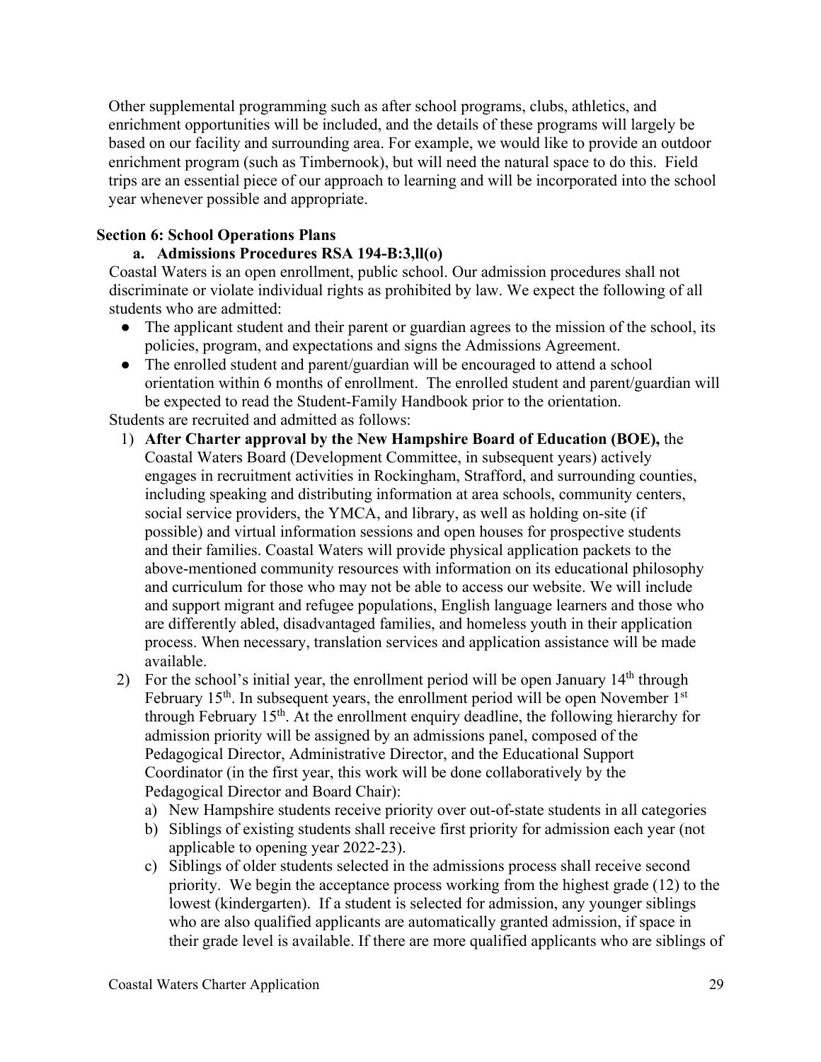Other supplemental programming such as after school programs, clubs, athletics, and enrichment opportunities will be included, and the details of these programs will largely be based on our facility and surrounding area. For example, we would like to provide an outdoor enrichment program (such as Timbernook), but will need the natural space to do this. Field trips are an essential piece of our approach to learning and will be incorporated into the school year whenever possible and appropriate.

## Section 6: School Operations Plans

### a. Admissions Procedures RSA 194-B:3,ll(o)

Coastal Waters is an open enrollment, public school. Our admission procedures shall not discriminate or violate individual rights as prohibited by law. We expect the following of all students who are admitted:

- The applicant student and their parent or guardian agrees to the mission of the school, its policies, program, and expectations and signs the Admissions Agreement.
- The enrolled student and parent/guardian will be encouraged to attend a school orientation within 6 months of enrollment. The enrolled student and parent/guardian will be expected to read the Student-Family Handbook prior to the orientation.

Students are recruited and admitted as follows:

1) **After Charter approval by the New Hampshire Board of Education (BOE),** the Coastal Waters Board (Development Committee, in subsequent years) actively engages in recruitment activities in Rockingham, Strafford, and surrounding counties, including speaking and distributing information at area schools, community centers, social service providers, the YMCA, and library, as well as holding on-site (if possible) and virtual information sessions and open houses for prospective students and their families. Coastal Waters will provide physical application packets to the above-mentioned community resources with information on its educational philosophy and curriculum for those who may not be able to access our website. We will include and support migrant and refugee populations, English language learners and those who are differently abled, disadvantaged families, and homeless youth in their application process. When necessary, translation services and application assistance will be made available.
2) For the school's initial year, the enrollment period will be open January 14th through February 15th. In subsequent years, the enrollment period will be open November 1st through February 15th. At the enrollment enquiry deadline, the following hierarchy for admission priority will be assigned by an admissions panel, composed of the Pedagogical Director, Administrative Director, and the Educational Support Coordinator (in the first year, this work will be done collaboratively by the Pedagogical Director and Board Chair):
   a) New Hampshire students receive priority over out-of-state students in all categories
   b) Siblings of existing students shall receive first priority for admission each year (not applicable to opening year 2022-23).
   c) Siblings of older students selected in the admissions process shall receive second priority. We begin the acceptance process working from the highest grade (12) to the lowest (kindergarten). If a student is selected for admission, any younger siblings who are also qualified applicants are automatically granted admission, if space in their grade level is available. If there are more qualified applicants who are siblings of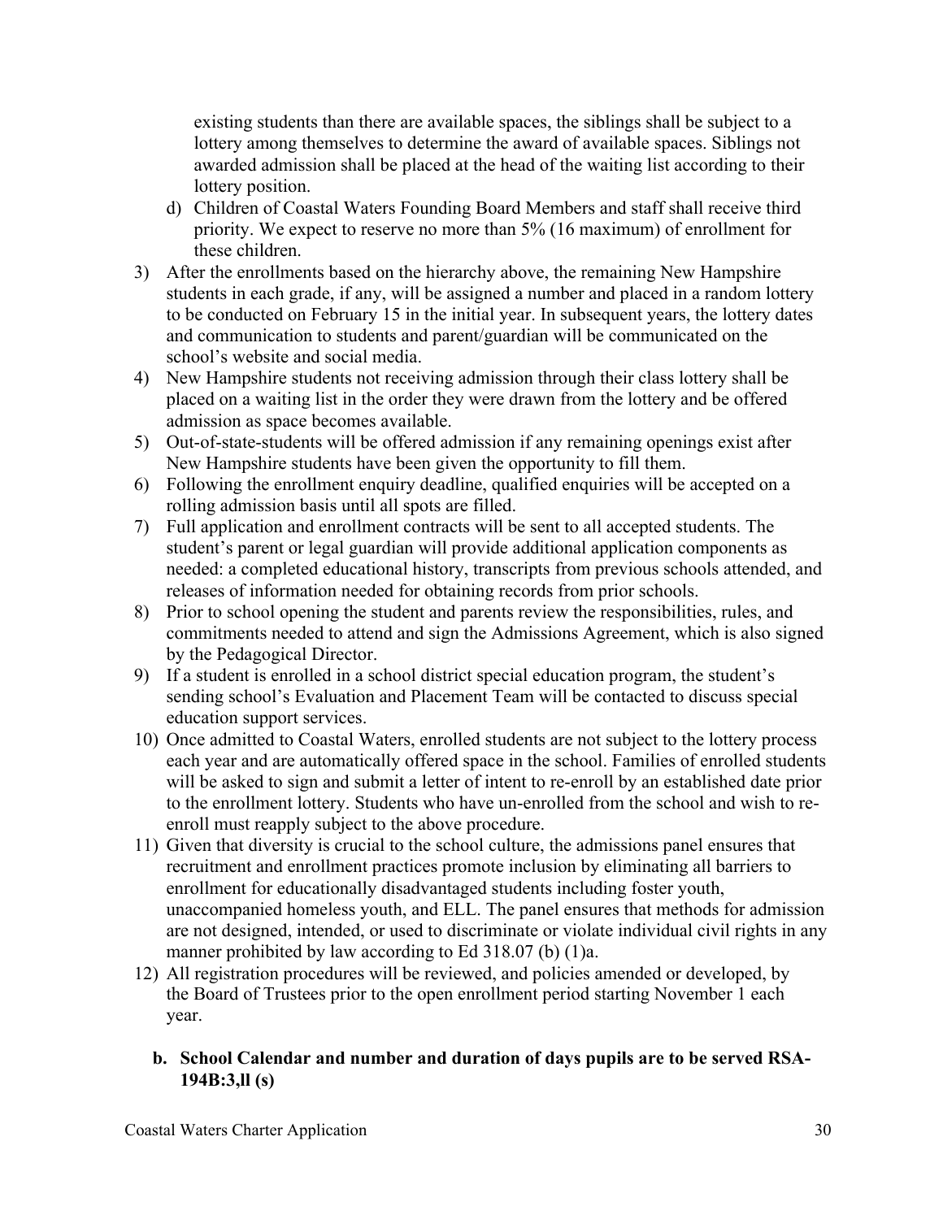existing students than there are available spaces, the siblings shall be subject to a lottery among themselves to determine the award of available spaces. Siblings not awarded admission shall be placed at the head of the waiting list according to their lottery position.

d) Children of Coastal Waters Founding Board Members and staff shall receive third priority. We expect to reserve no more than 5% (16 maximum) of enrollment for these children.

3) After the enrollments based on the hierarchy above, the remaining New Hampshire students in each grade, if any, will be assigned a number and placed in a random lottery to be conducted on February 15 in the initial year. In subsequent years, the lottery dates and communication to students and parent/guardian will be communicated on the school's website and social media.
4) New Hampshire students not receiving admission through their class lottery shall be placed on a waiting list in the order they were drawn from the lottery and be offered admission as space becomes available.
5) Out-of-state-students will be offered admission if any remaining openings exist after New Hampshire students have been given the opportunity to fill them.
6) Following the enrollment enquiry deadline, qualified enquiries will be accepted on a rolling admission basis until all spots are filled.
7) Full application and enrollment contracts will be sent to all accepted students. The student's parent or legal guardian will provide additional application components as needed: a completed educational history, transcripts from previous schools attended, and releases of information needed for obtaining records from prior schools.
8) Prior to school opening the student and parents review the responsibilities, rules, and commitments needed to attend and sign the Admissions Agreement, which is also signed by the Pedagogical Director.
9) If a student is enrolled in a school district special education program, the student's sending school's Evaluation and Placement Team will be contacted to discuss special education support services.
10) Once admitted to Coastal Waters, enrolled students are not subject to the lottery process each year and are automatically offered space in the school. Families of enrolled students will be asked to sign and submit a letter of intent to re-enroll by an established date prior to the enrollment lottery. Students who have un-enrolled from the school and wish to re-enroll must reapply subject to the above procedure.
11) Given that diversity is crucial to the school culture, the admissions panel ensures that recruitment and enrollment practices promote inclusion by eliminating all barriers to enrollment for educationally disadvantaged students including foster youth, unaccompanied homeless youth, and ELL. The panel ensures that methods for admission are not designed, intended, or used to discriminate or violate individual civil rights in any manner prohibited by law according to Ed 318.07 (b) (1)a.
12) All registration procedures will be reviewed, and policies amended or developed, by the Board of Trustees prior to the open enrollment period starting November 1 each year.

**b. School Calendar and number and duration of days pupils are to be served RSA-194B:3,ll (s)**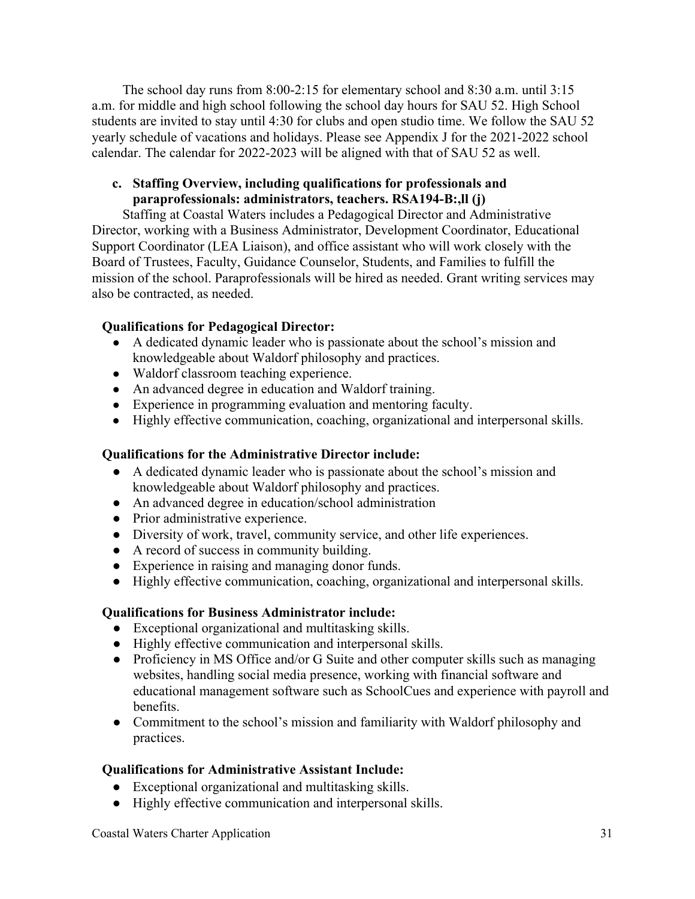The school day runs from 8:00-2:15 for elementary school and 8:30 a.m. until 3:15 a.m. for middle and high school following the school day hours for SAU 52. High School students are invited to stay until 4:30 for clubs and open studio time. We follow the SAU 52 yearly schedule of vacations and holidays. Please see Appendix J for the 2021-2022 school calendar. The calendar for 2022-2023 will be aligned with that of SAU 52 as well.

**c. Staffing Overview, including qualifications for professionals and paraprofessionals: administrators, teachers. RSA194-B:,ll (j)**

Staffing at Coastal Waters includes a Pedagogical Director and Administrative Director, working with a Business Administrator, Development Coordinator, Educational Support Coordinator (LEA Liaison), and office assistant who will work closely with the Board of Trustees, Faculty, Guidance Counselor, Students, and Families to fulfill the mission of the school. Paraprofessionals will be hired as needed. Grant writing services may also be contracted, as needed.

**Qualifications for Pedagogical Director:**

- A dedicated dynamic leader who is passionate about the school's mission and knowledgeable about Waldorf philosophy and practices.
- Waldorf classroom teaching experience.
- An advanced degree in education and Waldorf training.
- Experience in programming evaluation and mentoring faculty.
- Highly effective communication, coaching, organizational and interpersonal skills.

**Qualifications for the Administrative Director include:**

- A dedicated dynamic leader who is passionate about the school's mission and knowledgeable about Waldorf philosophy and practices.
- An advanced degree in education/school administration
- Prior administrative experience.
- Diversity of work, travel, community service, and other life experiences.
- A record of success in community building.
- Experience in raising and managing donor funds.
- Highly effective communication, coaching, organizational and interpersonal skills.

**Qualifications for Business Administrator include:**

- Exceptional organizational and multitasking skills.
- Highly effective communication and interpersonal skills.
- Proficiency in MS Office and/or G Suite and other computer skills such as managing websites, handling social media presence, working with financial software and educational management software such as SchoolCues and experience with payroll and benefits.
- Commitment to the school's mission and familiarity with Waldorf philosophy and practices.

**Qualifications for Administrative Assistant Include:**

- Exceptional organizational and multitasking skills.
- Highly effective communication and interpersonal skills.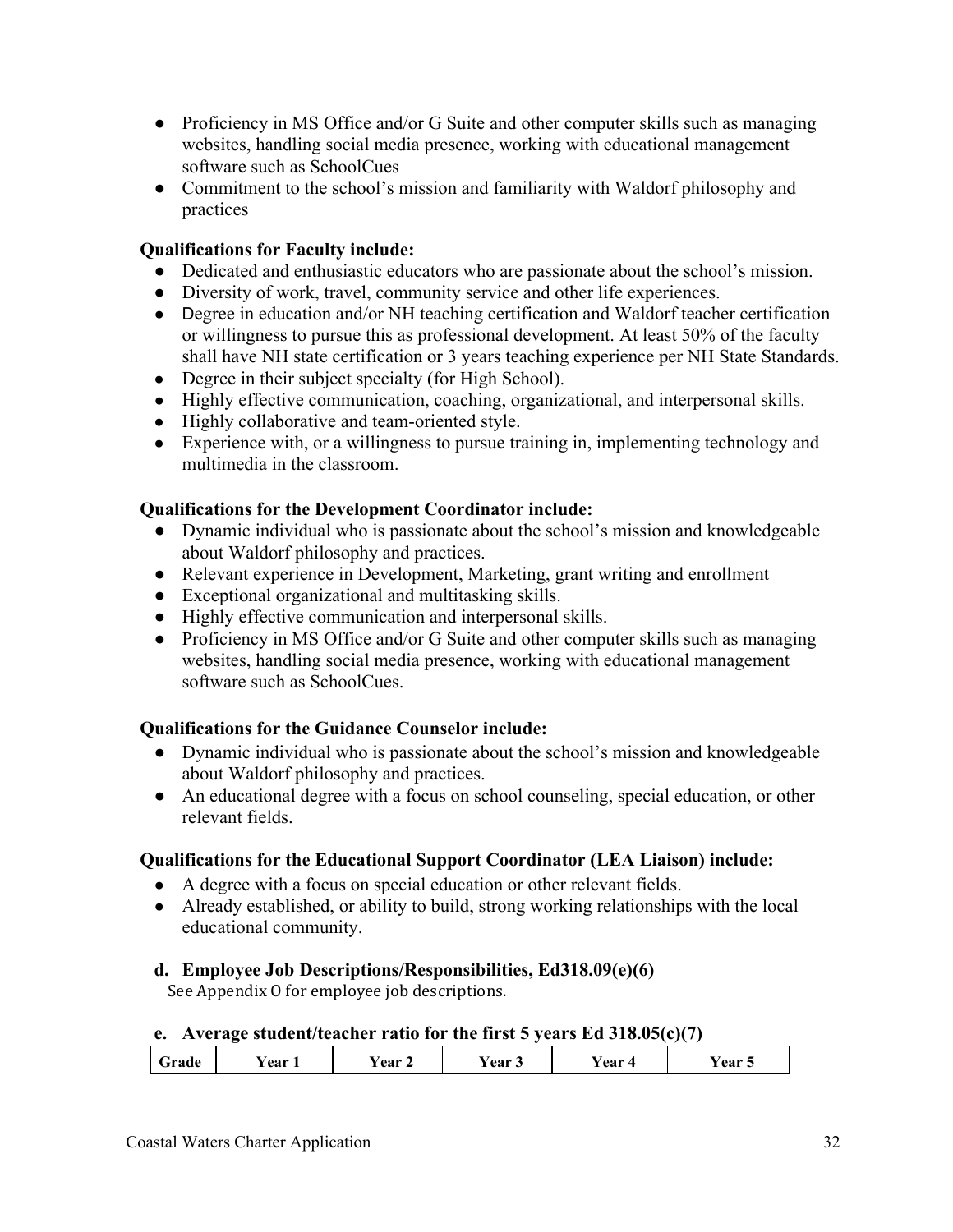- Proficiency in MS Office and/or G Suite and other computer skills such as managing websites, handling social media presence, working with educational management software such as SchoolCues
- Commitment to the school's mission and familiarity with Waldorf philosophy and practices

**Qualifications for Faculty include:**

- Dedicated and enthusiastic educators who are passionate about the school's mission.
- Diversity of work, travel, community service and other life experiences.
- Degree in education and/or NH teaching certification and Waldorf teacher certification or willingness to pursue this as professional development. At least 50% of the faculty shall have NH state certification or 3 years teaching experience per NH State Standards.
- Degree in their subject specialty (for High School).
- Highly effective communication, coaching, organizational, and interpersonal skills.
- Highly collaborative and team-oriented style.
- Experience with, or a willingness to pursue training in, implementing technology and multimedia in the classroom.

**Qualifications for the Development Coordinator include:**

- Dynamic individual who is passionate about the school's mission and knowledgeable about Waldorf philosophy and practices.
- Relevant experience in Development, Marketing, grant writing and enrollment
- Exceptional organizational and multitasking skills.
- Highly effective communication and interpersonal skills.
- Proficiency in MS Office and/or G Suite and other computer skills such as managing websites, handling social media presence, working with educational management software such as SchoolCues.

**Qualifications for the Guidance Counselor include:**

- Dynamic individual who is passionate about the school's mission and knowledgeable about Waldorf philosophy and practices.
- An educational degree with a focus on school counseling, special education, or other relevant fields.

**Qualifications for the Educational Support Coordinator (LEA Liaison) include:**

- A degree with a focus on special education or other relevant fields.
- Already established, or ability to build, strong working relationships with the local educational community.

**d. Employee Job Descriptions/Responsibilities, Ed318.09(e)(6)**

See Appendix O for employee job descriptions.

**e. Average student/teacher ratio for the first 5 years Ed 318.05(c)(7)**

| Grade | Year 1 | Year 2 | Year 3 | Year 4 | Year 5 |
|---|---|---|---|---|---|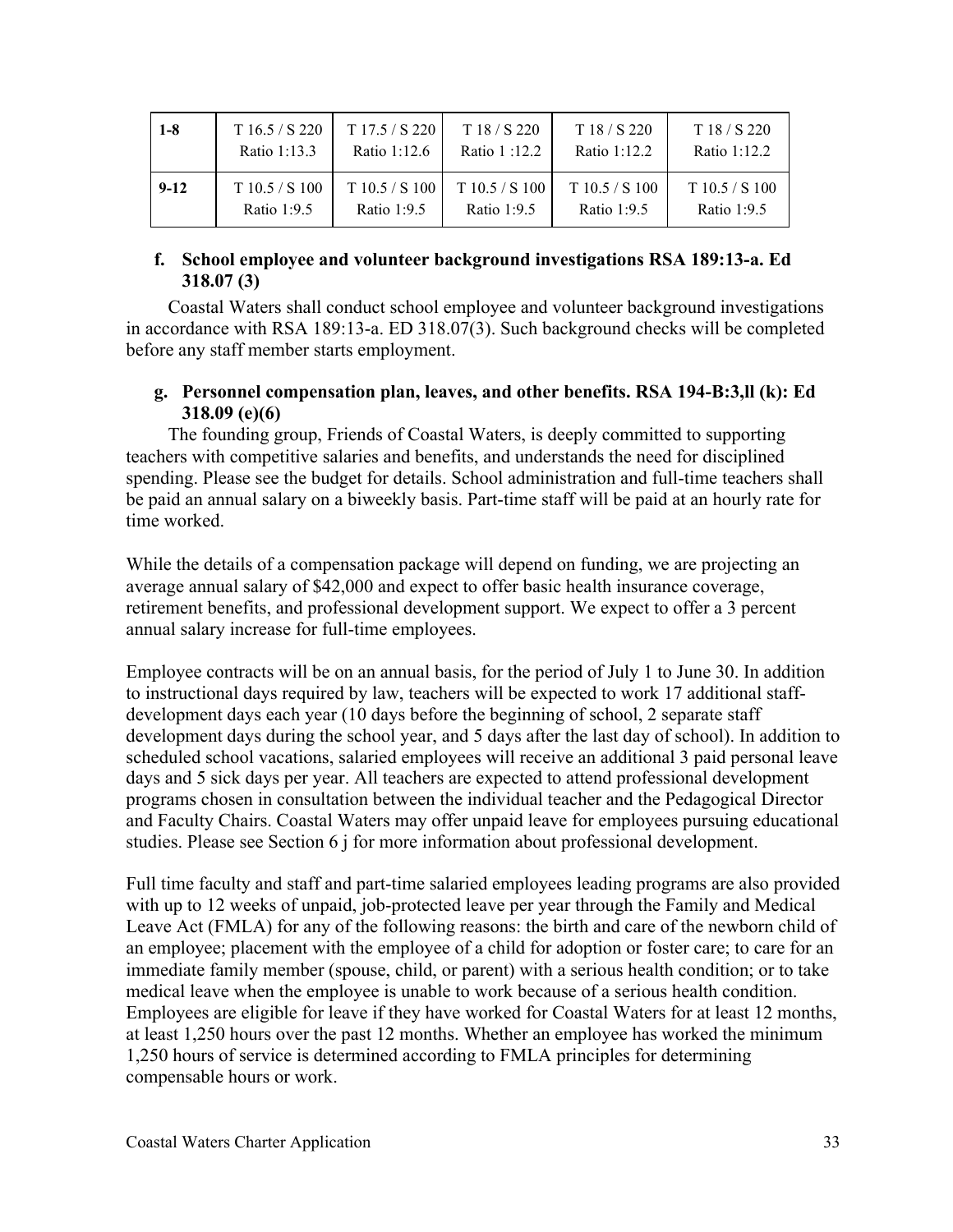| 1-8 | T 16.5 / S 220<br>Ratio 1:13.3 | T 17.5 / S 220<br>Ratio 1:12.6 | T 18 / S 220<br>Ratio 1 :12.2 | T 18 / S 220<br>Ratio 1:12.2 | T 18 / S 220<br>Ratio 1:12.2 |
|---|---|---|---|---|---|
| 9-12 | T 10.5 / S 100<br>Ratio 1:9.5 | T 10.5 / S 100<br>Ratio 1:9.5 | T 10.5 / S 100<br>Ratio 1:9.5 | T 10.5 / S 100<br>Ratio 1:9.5 | T 10.5 / S 100<br>Ratio 1:9.5 |

**f. School employee and volunteer background investigations RSA 189:13-a. Ed 318.07 (3)**

Coastal Waters shall conduct school employee and volunteer background investigations in accordance with RSA 189:13-a. ED 318.07(3). Such background checks will be completed before any staff member starts employment.

**g. Personnel compensation plan, leaves, and other benefits. RSA 194-B:3,ll (k): Ed 318.09 (e)(6)**

The founding group, Friends of Coastal Waters, is deeply committed to supporting teachers with competitive salaries and benefits, and understands the need for disciplined spending. Please see the budget for details. School administration and full-time teachers shall be paid an annual salary on a biweekly basis. Part-time staff will be paid at an hourly rate for time worked.

While the details of a compensation package will depend on funding, we are projecting an average annual salary of $42,000 and expect to offer basic health insurance coverage, retirement benefits, and professional development support. We expect to offer a 3 percent annual salary increase for full-time employees.

Employee contracts will be on an annual basis, for the period of July 1 to June 30. In addition to instructional days required by law, teachers will be expected to work 17 additional staff-development days each year (10 days before the beginning of school, 2 separate staff development days during the school year, and 5 days after the last day of school). In addition to scheduled school vacations, salaried employees will receive an additional 3 paid personal leave days and 5 sick days per year. All teachers are expected to attend professional development programs chosen in consultation between the individual teacher and the Pedagogical Director and Faculty Chairs. Coastal Waters may offer unpaid leave for employees pursuing educational studies. Please see Section 6 j for more information about professional development.

Full time faculty and staff and part-time salaried employees leading programs are also provided with up to 12 weeks of unpaid, job-protected leave per year through the Family and Medical Leave Act (FMLA) for any of the following reasons: the birth and care of the newborn child of an employee; placement with the employee of a child for adoption or foster care; to care for an immediate family member (spouse, child, or parent) with a serious health condition; or to take medical leave when the employee is unable to work because of a serious health condition. Employees are eligible for leave if they have worked for Coastal Waters for at least 12 months, at least 1,250 hours over the past 12 months. Whether an employee has worked the minimum 1,250 hours of service is determined according to FMLA principles for determining compensable hours or work.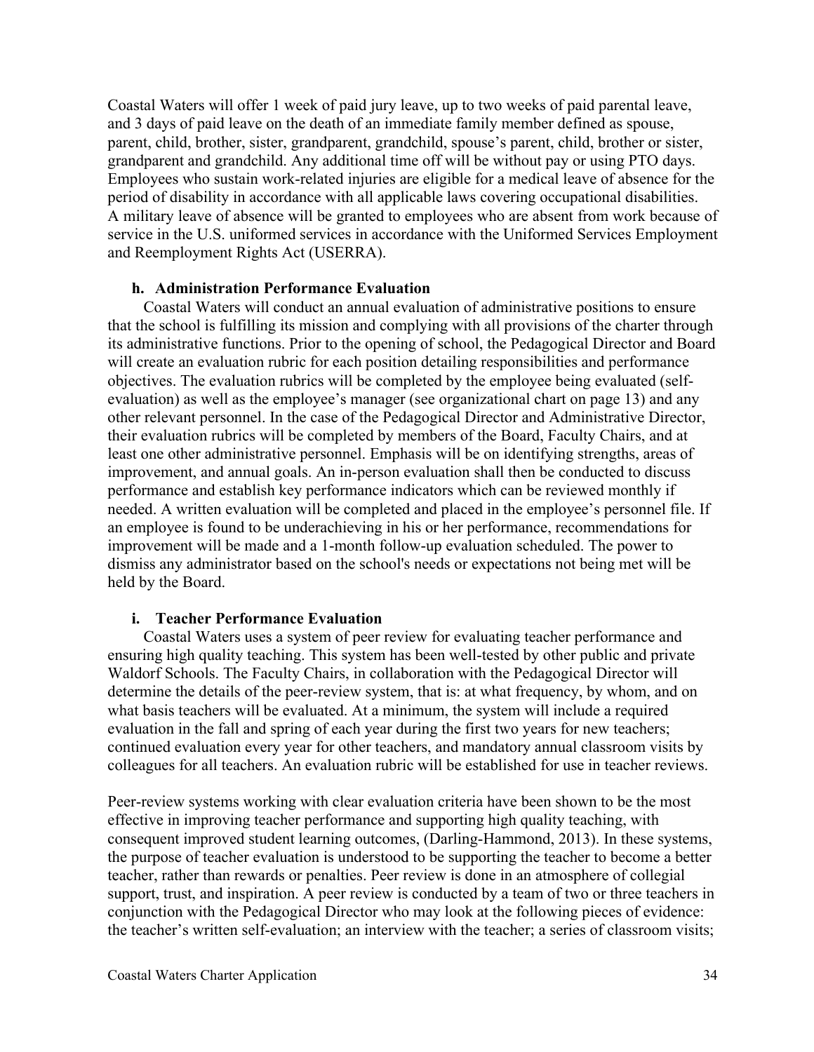Coastal Waters will offer 1 week of paid jury leave, up to two weeks of paid parental leave, and 3 days of paid leave on the death of an immediate family member defined as spouse, parent, child, brother, sister, grandparent, grandchild, spouse's parent, child, brother or sister, grandparent and grandchild. Any additional time off will be without pay or using PTO days. Employees who sustain work-related injuries are eligible for a medical leave of absence for the period of disability in accordance with all applicable laws covering occupational disabilities. A military leave of absence will be granted to employees who are absent from work because of service in the U.S. uniformed services in accordance with the Uniformed Services Employment and Reemployment Rights Act (USERRA).

### h. Administration Performance Evaluation

Coastal Waters will conduct an annual evaluation of administrative positions to ensure that the school is fulfilling its mission and complying with all provisions of the charter through its administrative functions. Prior to the opening of school, the Pedagogical Director and Board will create an evaluation rubric for each position detailing responsibilities and performance objectives. The evaluation rubrics will be completed by the employee being evaluated (self-evaluation) as well as the employee's manager (see organizational chart on page 13) and any other relevant personnel. In the case of the Pedagogical Director and Administrative Director, their evaluation rubrics will be completed by members of the Board, Faculty Chairs, and at least one other administrative personnel. Emphasis will be on identifying strengths, areas of improvement, and annual goals. An in-person evaluation shall then be conducted to discuss performance and establish key performance indicators which can be reviewed monthly if needed. A written evaluation will be completed and placed in the employee's personnel file. If an employee is found to be underachieving in his or her performance, recommendations for improvement will be made and a 1-month follow-up evaluation scheduled. The power to dismiss any administrator based on the school's needs or expectations not being met will be held by the Board.

### i. Teacher Performance Evaluation

Coastal Waters uses a system of peer review for evaluating teacher performance and ensuring high quality teaching. This system has been well-tested by other public and private Waldorf Schools. The Faculty Chairs, in collaboration with the Pedagogical Director will determine the details of the peer-review system, that is: at what frequency, by whom, and on what basis teachers will be evaluated. At a minimum, the system will include a required evaluation in the fall and spring of each year during the first two years for new teachers; continued evaluation every year for other teachers, and mandatory annual classroom visits by colleagues for all teachers. An evaluation rubric will be established for use in teacher reviews.

Peer-review systems working with clear evaluation criteria have been shown to be the most effective in improving teacher performance and supporting high quality teaching, with consequent improved student learning outcomes, (Darling-Hammond, 2013). In these systems, the purpose of teacher evaluation is understood to be supporting the teacher to become a better teacher, rather than rewards or penalties. Peer review is done in an atmosphere of collegial support, trust, and inspiration. A peer review is conducted by a team of two or three teachers in conjunction with the Pedagogical Director who may look at the following pieces of evidence: the teacher's written self-evaluation; an interview with the teacher; a series of classroom visits;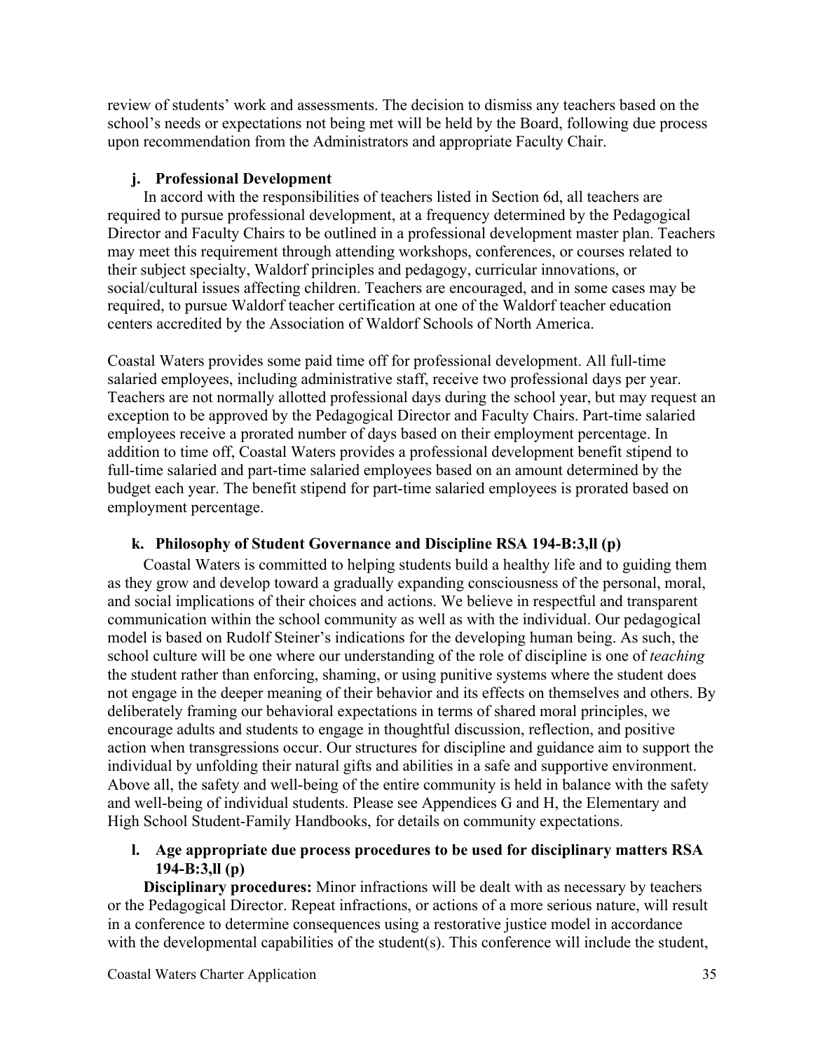review of students' work and assessments. The decision to dismiss any teachers based on the school's needs or expectations not being met will be held by the Board, following due process upon recommendation from the Administrators and appropriate Faculty Chair.

### j. Professional Development

In accord with the responsibilities of teachers listed in Section 6d, all teachers are required to pursue professional development, at a frequency determined by the Pedagogical Director and Faculty Chairs to be outlined in a professional development master plan. Teachers may meet this requirement through attending workshops, conferences, or courses related to their subject specialty, Waldorf principles and pedagogy, curricular innovations, or social/cultural issues affecting children. Teachers are encouraged, and in some cases may be required, to pursue Waldorf teacher certification at one of the Waldorf teacher education centers accredited by the Association of Waldorf Schools of North America.

Coastal Waters provides some paid time off for professional development. All full-time salaried employees, including administrative staff, receive two professional days per year. Teachers are not normally allotted professional days during the school year, but may request an exception to be approved by the Pedagogical Director and Faculty Chairs. Part-time salaried employees receive a prorated number of days based on their employment percentage. In addition to time off, Coastal Waters provides a professional development benefit stipend to full-time salaried and part-time salaried employees based on an amount determined by the budget each year. The benefit stipend for part-time salaried employees is prorated based on employment percentage.

### k. Philosophy of Student Governance and Discipline RSA 194-B:3,ll (p)

Coastal Waters is committed to helping students build a healthy life and to guiding them as they grow and develop toward a gradually expanding consciousness of the personal, moral, and social implications of their choices and actions. We believe in respectful and transparent communication within the school community as well as with the individual. Our pedagogical model is based on Rudolf Steiner's indications for the developing human being. As such, the school culture will be one where our understanding of the role of discipline is one of *teaching* the student rather than enforcing, shaming, or using punitive systems where the student does not engage in the deeper meaning of their behavior and its effects on themselves and others. By deliberately framing our behavioral expectations in terms of shared moral principles, we encourage adults and students to engage in thoughtful discussion, reflection, and positive action when transgressions occur. Our structures for discipline and guidance aim to support the individual by unfolding their natural gifts and abilities in a safe and supportive environment. Above all, the safety and well-being of the entire community is held in balance with the safety and well-being of individual students. Please see Appendices G and H, the Elementary and High School Student-Family Handbooks, for details on community expectations.

### l. Age appropriate due process procedures to be used for disciplinary matters RSA 194-B:3,ll (p)

**Disciplinary procedures:** Minor infractions will be dealt with as necessary by teachers or the Pedagogical Director. Repeat infractions, or actions of a more serious nature, will result in a conference to determine consequences using a restorative justice model in accordance with the developmental capabilities of the student(s). This conference will include the student,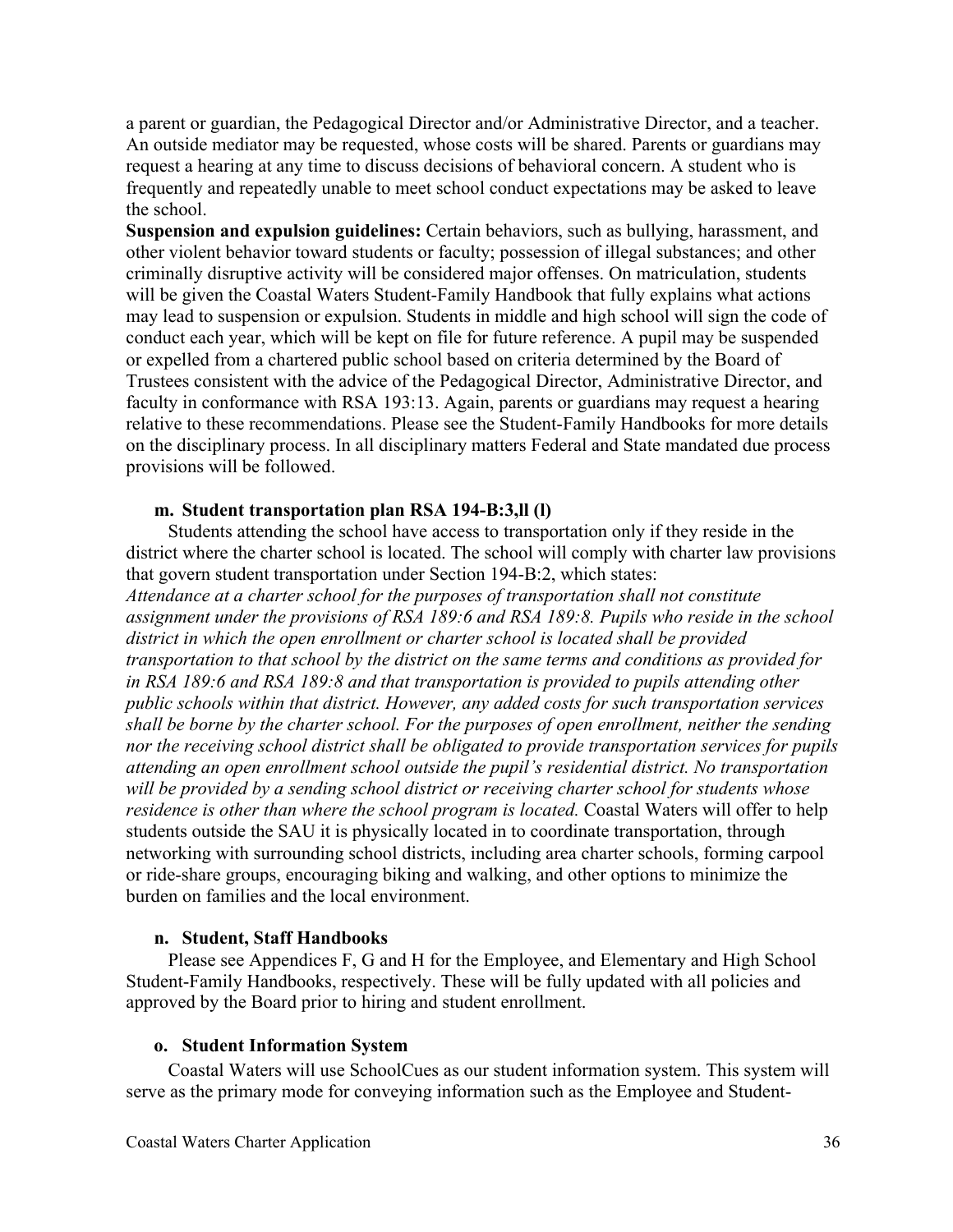a parent or guardian, the Pedagogical Director and/or Administrative Director, and a teacher. An outside mediator may be requested, whose costs will be shared. Parents or guardians may request a hearing at any time to discuss decisions of behavioral concern. A student who is frequently and repeatedly unable to meet school conduct expectations may be asked to leave the school.

**Suspension and expulsion guidelines:** Certain behaviors, such as bullying, harassment, and other violent behavior toward students or faculty; possession of illegal substances; and other criminally disruptive activity will be considered major offenses. On matriculation, students will be given the Coastal Waters Student-Family Handbook that fully explains what actions may lead to suspension or expulsion. Students in middle and high school will sign the code of conduct each year, which will be kept on file for future reference. A pupil may be suspended or expelled from a chartered public school based on criteria determined by the Board of Trustees consistent with the advice of the Pedagogical Director, Administrative Director, and faculty in conformance with RSA 193:13. Again, parents or guardians may request a hearing relative to these recommendations. Please see the Student-Family Handbooks for more details on the disciplinary process. In all disciplinary matters Federal and State mandated due process provisions will be followed.

### m. Student transportation plan RSA 194-B:3,ll (l)

Students attending the school have access to transportation only if they reside in the district where the charter school is located. The school will comply with charter law provisions that govern student transportation under Section 194-B:2, which states:
*Attendance at a charter school for the purposes of transportation shall not constitute assignment under the provisions of RSA 189:6 and RSA 189:8. Pupils who reside in the school district in which the open enrollment or charter school is located shall be provided transportation to that school by the district on the same terms and conditions as provided for in RSA 189:6 and RSA 189:8 and that transportation is provided to pupils attending other public schools within that district. However, any added costs for such transportation services shall be borne by the charter school. For the purposes of open enrollment, neither the sending nor the receiving school district shall be obligated to provide transportation services for pupils attending an open enrollment school outside the pupil's residential district. No transportation will be provided by a sending school district or receiving charter school for students whose residence is other than where the school program is located.* Coastal Waters will offer to help students outside the SAU it is physically located in to coordinate transportation, through networking with surrounding school districts, including area charter schools, forming carpool or ride-share groups, encouraging biking and walking, and other options to minimize the burden on families and the local environment.

### n. Student, Staff Handbooks

Please see Appendices F, G and H for the Employee, and Elementary and High School Student-Family Handbooks, respectively. These will be fully updated with all policies and approved by the Board prior to hiring and student enrollment.

### o. Student Information System

Coastal Waters will use SchoolCues as our student information system. This system will serve as the primary mode for conveying information such as the Employee and Student-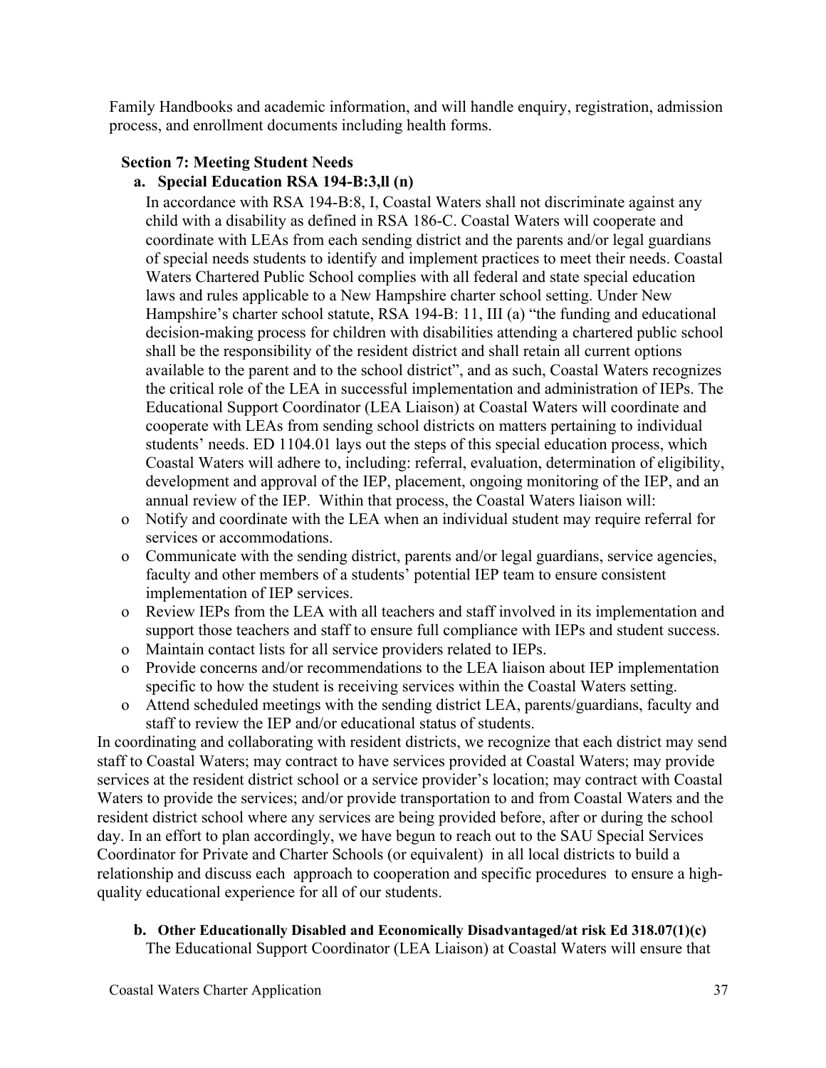Family Handbooks and academic information, and will handle enquiry, registration, admission process, and enrollment documents including health forms.

## Section 7: Meeting Student Needs

### a. Special Education RSA 194-B:3,ll (n)

In accordance with RSA 194-B:8, I, Coastal Waters shall not discriminate against any child with a disability as defined in RSA 186-C. Coastal Waters will cooperate and coordinate with LEAs from each sending district and the parents and/or legal guardians of special needs students to identify and implement practices to meet their needs. Coastal Waters Chartered Public School complies with all federal and state special education laws and rules applicable to a New Hampshire charter school setting. Under New Hampshire's charter school statute, RSA 194-B: 11, III (a) "the funding and educational decision-making process for children with disabilities attending a chartered public school shall be the responsibility of the resident district and shall retain all current options available to the parent and to the school district", and as such, Coastal Waters recognizes the critical role of the LEA in successful implementation and administration of IEPs. The Educational Support Coordinator (LEA Liaison) at Coastal Waters will coordinate and cooperate with LEAs from sending school districts on matters pertaining to individual students' needs. ED 1104.01 lays out the steps of this special education process, which Coastal Waters will adhere to, including: referral, evaluation, determination of eligibility, development and approval of the IEP, placement, ongoing monitoring of the IEP, and an annual review of the IEP. Within that process, the Coastal Waters liaison will:

- Notify and coordinate with the LEA when an individual student may require referral for services or accommodations.
- Communicate with the sending district, parents and/or legal guardians, service agencies, faculty and other members of a students' potential IEP team to ensure consistent implementation of IEP services.
- Review IEPs from the LEA with all teachers and staff involved in its implementation and support those teachers and staff to ensure full compliance with IEPs and student success.
- Maintain contact lists for all service providers related to IEPs.
- Provide concerns and/or recommendations to the LEA liaison about IEP implementation specific to how the student is receiving services within the Coastal Waters setting.
- Attend scheduled meetings with the sending district LEA, parents/guardians, faculty and staff to review the IEP and/or educational status of students.

In coordinating and collaborating with resident districts, we recognize that each district may send staff to Coastal Waters; may contract to have services provided at Coastal Waters; may provide services at the resident district school or a service provider's location; may contract with Coastal Waters to provide the services; and/or provide transportation to and from Coastal Waters and the resident district school where any services are being provided before, after or during the school day. In an effort to plan accordingly, we have begun to reach out to the SAU Special Services Coordinator for Private and Charter Schools (or equivalent) in all local districts to build a relationship and discuss each approach to cooperation and specific procedures to ensure a high-quality educational experience for all of our students.

### b. Other Educationally Disabled and Economically Disadvantaged/at risk Ed 318.07(1)(c)

The Educational Support Coordinator (LEA Liaison) at Coastal Waters will ensure that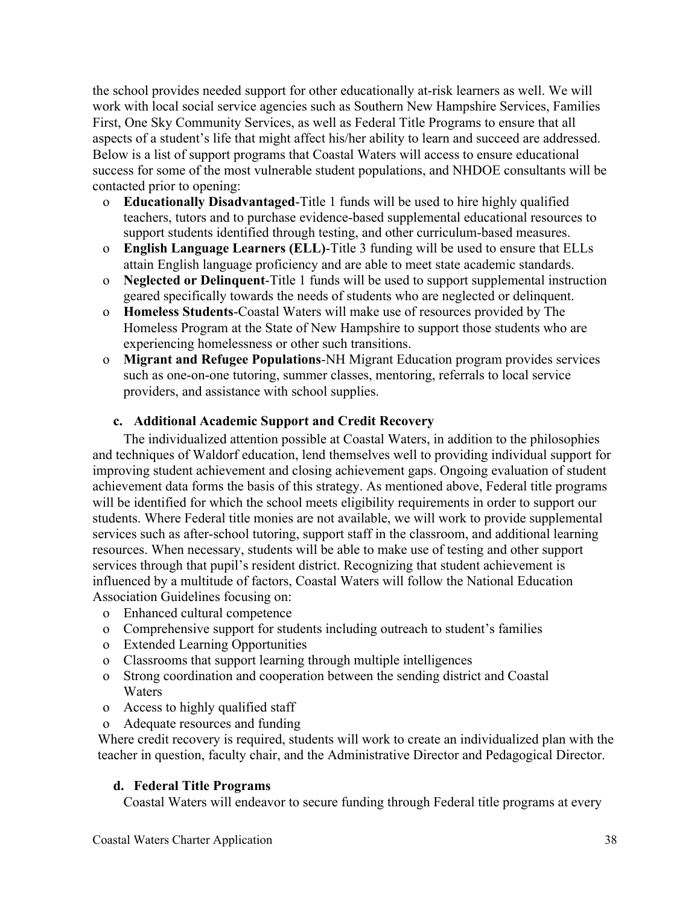the school provides needed support for other educationally at-risk learners as well. We will work with local social service agencies such as Southern New Hampshire Services, Families First, One Sky Community Services, as well as Federal Title Programs to ensure that all aspects of a student's life that might affect his/her ability to learn and succeed are addressed. Below is a list of support programs that Coastal Waters will access to ensure educational success for some of the most vulnerable student populations, and NHDOE consultants will be contacted prior to opening:

- **Educationally Disadvantaged**-Title 1 funds will be used to hire highly qualified teachers, tutors and to purchase evidence-based supplemental educational resources to support students identified through testing, and other curriculum-based measures.
- **English Language Learners (ELL)**-Title 3 funding will be used to ensure that ELLs attain English language proficiency and are able to meet state academic standards.
- **Neglected or Delinquent**-Title 1 funds will be used to support supplemental instruction geared specifically towards the needs of students who are neglected or delinquent.
- **Homeless Students**-Coastal Waters will make use of resources provided by The Homeless Program at the State of New Hampshire to support those students who are experiencing homelessness or other such transitions.
- **Migrant and Refugee Populations**-NH Migrant Education program provides services such as one-on-one tutoring, summer classes, mentoring, referrals to local service providers, and assistance with school supplies.

### c. Additional Academic Support and Credit Recovery

The individualized attention possible at Coastal Waters, in addition to the philosophies and techniques of Waldorf education, lend themselves well to providing individual support for improving student achievement and closing achievement gaps. Ongoing evaluation of student achievement data forms the basis of this strategy. As mentioned above, Federal title programs will be identified for which the school meets eligibility requirements in order to support our students. Where Federal title monies are not available, we will work to provide supplemental services such as after-school tutoring, support staff in the classroom, and additional learning resources. When necessary, students will be able to make use of testing and other support services through that pupil's resident district. Recognizing that student achievement is influenced by a multitude of factors, Coastal Waters will follow the National Education Association Guidelines focusing on:

- Enhanced cultural competence
- Comprehensive support for students including outreach to student's families
- Extended Learning Opportunities
- Classrooms that support learning through multiple intelligences
- Strong coordination and cooperation between the sending district and Coastal Waters
- Access to highly qualified staff
- Adequate resources and funding

Where credit recovery is required, students will work to create an individualized plan with the teacher in question, faculty chair, and the Administrative Director and Pedagogical Director.

### d. Federal Title Programs

Coastal Waters will endeavor to secure funding through Federal title programs at every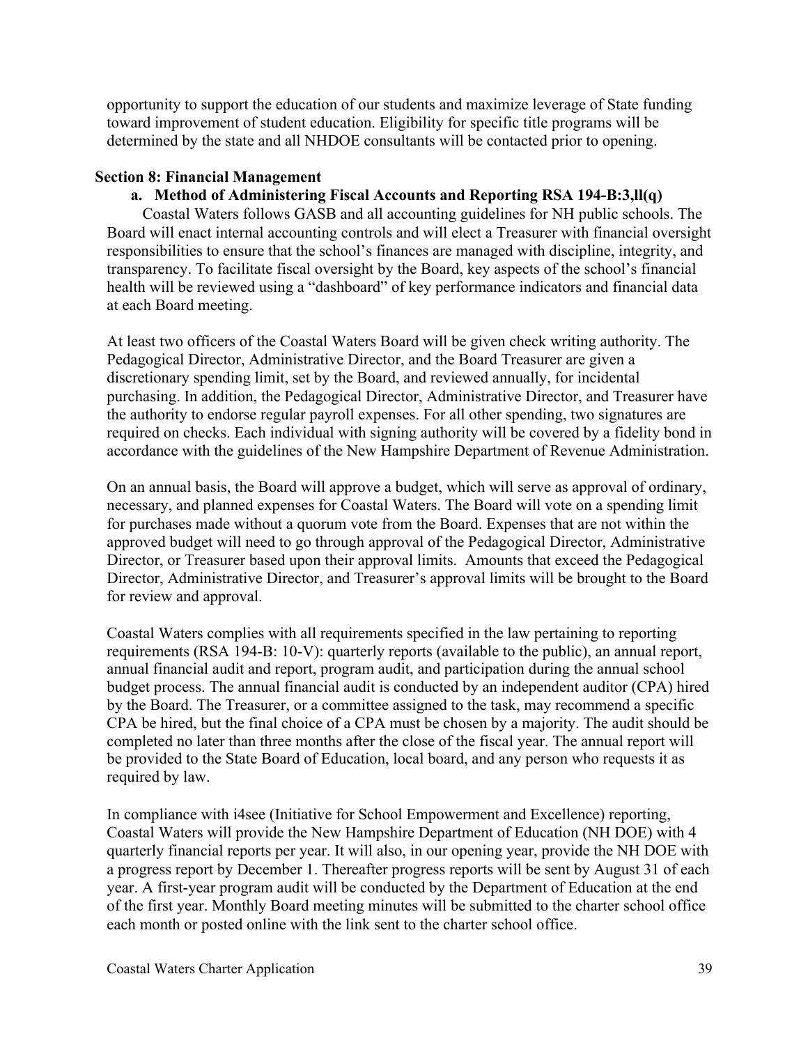opportunity to support the education of our students and maximize leverage of State funding toward improvement of student education. Eligibility for specific title programs will be determined by the state and all NHDOE consultants will be contacted prior to opening.

## Section 8: Financial Management

### a. Method of Administering Fiscal Accounts and Reporting RSA 194-B:3,ll(q)

Coastal Waters follows GASB and all accounting guidelines for NH public schools. The Board will enact internal accounting controls and will elect a Treasurer with financial oversight responsibilities to ensure that the school's finances are managed with discipline, integrity, and transparency. To facilitate fiscal oversight by the Board, key aspects of the school's financial health will be reviewed using a "dashboard" of key performance indicators and financial data at each Board meeting.

At least two officers of the Coastal Waters Board will be given check writing authority. The Pedagogical Director, Administrative Director, and the Board Treasurer are given a discretionary spending limit, set by the Board, and reviewed annually, for incidental purchasing. In addition, the Pedagogical Director, Administrative Director, and Treasurer have the authority to endorse regular payroll expenses. For all other spending, two signatures are required on checks. Each individual with signing authority will be covered by a fidelity bond in accordance with the guidelines of the New Hampshire Department of Revenue Administration.

On an annual basis, the Board will approve a budget, which will serve as approval of ordinary, necessary, and planned expenses for Coastal Waters. The Board will vote on a spending limit for purchases made without a quorum vote from the Board. Expenses that are not within the approved budget will need to go through approval of the Pedagogical Director, Administrative Director, or Treasurer based upon their approval limits. Amounts that exceed the Pedagogical Director, Administrative Director, and Treasurer's approval limits will be brought to the Board for review and approval.

Coastal Waters complies with all requirements specified in the law pertaining to reporting requirements (RSA 194-B: 10-V): quarterly reports (available to the public), an annual report, annual financial audit and report, program audit, and participation during the annual school budget process. The annual financial audit is conducted by an independent auditor (CPA) hired by the Board. The Treasurer, or a committee assigned to the task, may recommend a specific CPA be hired, but the final choice of a CPA must be chosen by a majority. The audit should be completed no later than three months after the close of the fiscal year. The annual report will be provided to the State Board of Education, local board, and any person who requests it as required by law.

In compliance with i4see (Initiative for School Empowerment and Excellence) reporting, Coastal Waters will provide the New Hampshire Department of Education (NH DOE) with 4 quarterly financial reports per year. It will also, in our opening year, provide the NH DOE with a progress report by December 1. Thereafter progress reports will be sent by August 31 of each year. A first-year program audit will be conducted by the Department of Education at the end of the first year. Monthly Board meeting minutes will be submitted to the charter school office each month or posted online with the link sent to the charter school office.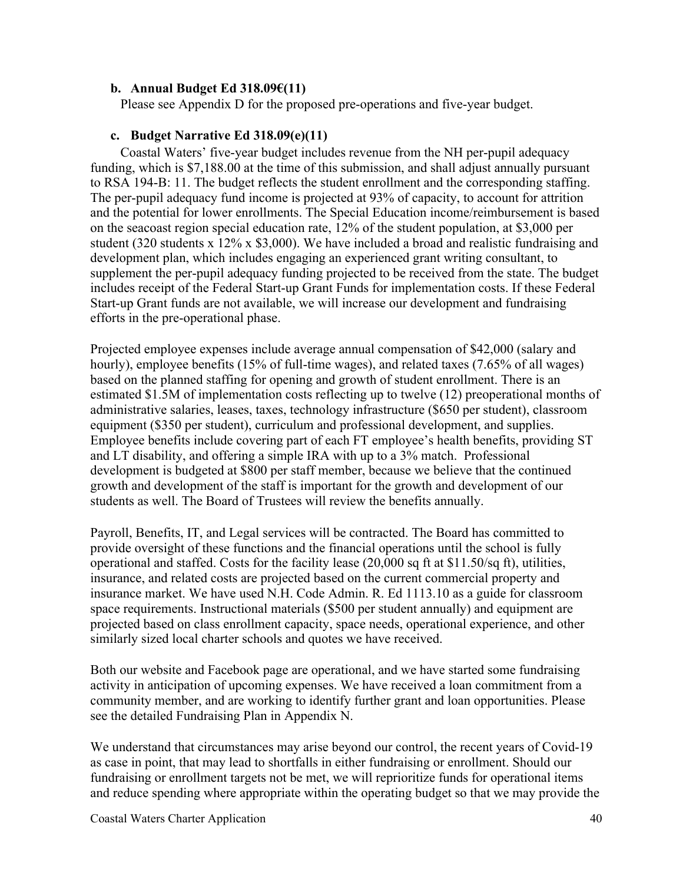### b. Annual Budget Ed 318.09€(11)

Please see Appendix D for the proposed pre-operations and five-year budget.

### c. Budget Narrative Ed 318.09(e)(11)

Coastal Waters' five-year budget includes revenue from the NH per-pupil adequacy funding, which is $7,188.00 at the time of this submission, and shall adjust annually pursuant to RSA 194-B: 11. The budget reflects the student enrollment and the corresponding staffing. The per-pupil adequacy fund income is projected at 93% of capacity, to account for attrition and the potential for lower enrollments. The Special Education income/reimbursement is based on the seacoast region special education rate, 12% of the student population, at $3,000 per student (320 students x 12% x $3,000). We have included a broad and realistic fundraising and development plan, which includes engaging an experienced grant writing consultant, to supplement the per-pupil adequacy funding projected to be received from the state. The budget includes receipt of the Federal Start-up Grant Funds for implementation costs. If these Federal Start-up Grant funds are not available, we will increase our development and fundraising efforts in the pre-operational phase.

Projected employee expenses include average annual compensation of $42,000 (salary and hourly), employee benefits (15% of full-time wages), and related taxes (7.65% of all wages) based on the planned staffing for opening and growth of student enrollment. There is an estimated $1.5M of implementation costs reflecting up to twelve (12) preoperational months of administrative salaries, leases, taxes, technology infrastructure ($650 per student), classroom equipment ($350 per student), curriculum and professional development, and supplies. Employee benefits include covering part of each FT employee's health benefits, providing ST and LT disability, and offering a simple IRA with up to a 3% match. Professional development is budgeted at $800 per staff member, because we believe that the continued growth and development of the staff is important for the growth and development of our students as well. The Board of Trustees will review the benefits annually.

Payroll, Benefits, IT, and Legal services will be contracted. The Board has committed to provide oversight of these functions and the financial operations until the school is fully operational and staffed. Costs for the facility lease (20,000 sq ft at $11.50/sq ft), utilities, insurance, and related costs are projected based on the current commercial property and insurance market. We have used N.H. Code Admin. R. Ed 1113.10 as a guide for classroom space requirements. Instructional materials ($500 per student annually) and equipment are projected based on class enrollment capacity, space needs, operational experience, and other similarly sized local charter schools and quotes we have received.

Both our website and Facebook page are operational, and we have started some fundraising activity in anticipation of upcoming expenses. We have received a loan commitment from a community member, and are working to identify further grant and loan opportunities. Please see the detailed Fundraising Plan in Appendix N.

We understand that circumstances may arise beyond our control, the recent years of Covid-19 as case in point, that may lead to shortfalls in either fundraising or enrollment. Should our fundraising or enrollment targets not be met, we will reprioritize funds for operational items and reduce spending where appropriate within the operating budget so that we may provide the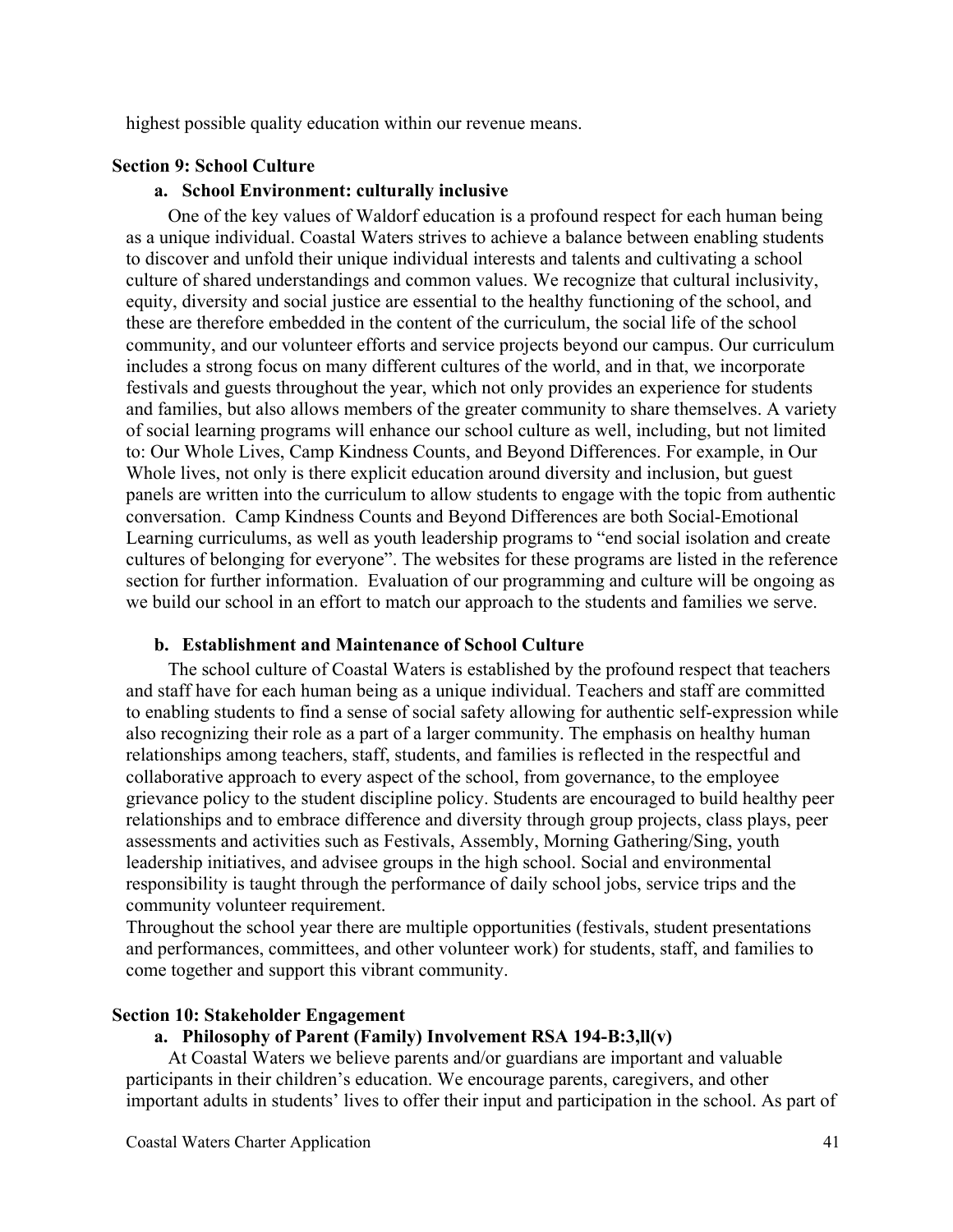highest possible quality education within our revenue means.

## Section 9: School Culture

### a. School Environment: culturally inclusive

One of the key values of Waldorf education is a profound respect for each human being as a unique individual. Coastal Waters strives to achieve a balance between enabling students to discover and unfold their unique individual interests and talents and cultivating a school culture of shared understandings and common values. We recognize that cultural inclusivity, equity, diversity and social justice are essential to the healthy functioning of the school, and these are therefore embedded in the content of the curriculum, the social life of the school community, and our volunteer efforts and service projects beyond our campus. Our curriculum includes a strong focus on many different cultures of the world, and in that, we incorporate festivals and guests throughout the year, which not only provides an experience for students and families, but also allows members of the greater community to share themselves. A variety of social learning programs will enhance our school culture as well, including, but not limited to: Our Whole Lives, Camp Kindness Counts, and Beyond Differences. For example, in Our Whole lives, not only is there explicit education around diversity and inclusion, but guest panels are written into the curriculum to allow students to engage with the topic from authentic conversation. Camp Kindness Counts and Beyond Differences are both Social-Emotional Learning curriculums, as well as youth leadership programs to "end social isolation and create cultures of belonging for everyone". The websites for these programs are listed in the reference section for further information. Evaluation of our programming and culture will be ongoing as we build our school in an effort to match our approach to the students and families we serve.

### b. Establishment and Maintenance of School Culture

The school culture of Coastal Waters is established by the profound respect that teachers and staff have for each human being as a unique individual. Teachers and staff are committed to enabling students to find a sense of social safety allowing for authentic self-expression while also recognizing their role as a part of a larger community. The emphasis on healthy human relationships among teachers, staff, students, and families is reflected in the respectful and collaborative approach to every aspect of the school, from governance, to the employee grievance policy to the student discipline policy. Students are encouraged to build healthy peer relationships and to embrace difference and diversity through group projects, class plays, peer assessments and activities such as Festivals, Assembly, Morning Gathering/Sing, youth leadership initiatives, and advisee groups in the high school. Social and environmental responsibility is taught through the performance of daily school jobs, service trips and the community volunteer requirement.

Throughout the school year there are multiple opportunities (festivals, student presentations and performances, committees, and other volunteer work) for students, staff, and families to come together and support this vibrant community.

## Section 10: Stakeholder Engagement

### a. Philosophy of Parent (Family) Involvement RSA 194-B:3,ll(v)

At Coastal Waters we believe parents and/or guardians are important and valuable participants in their children's education. We encourage parents, caregivers, and other important adults in students' lives to offer their input and participation in the school. As part of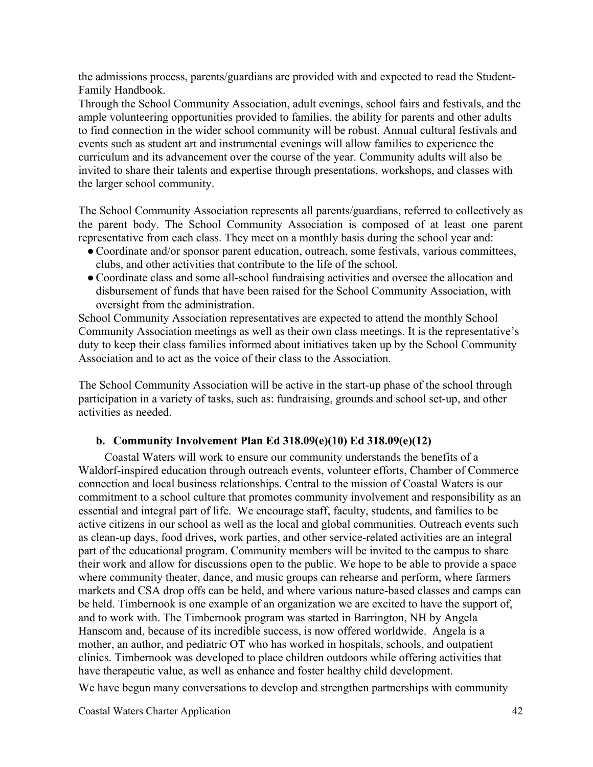the admissions process, parents/guardians are provided with and expected to read the Student-Family Handbook.
Through the School Community Association, adult evenings, school fairs and festivals, and the ample volunteering opportunities provided to families, the ability for parents and other adults to find connection in the wider school community will be robust. Annual cultural festivals and events such as student art and instrumental evenings will allow families to experience the curriculum and its advancement over the course of the year. Community adults will also be invited to share their talents and expertise through presentations, workshops, and classes with the larger school community.

The School Community Association represents all parents/guardians, referred to collectively as the parent body. The School Community Association is composed of at least one parent representative from each class. They meet on a monthly basis during the school year and:

- Coordinate and/or sponsor parent education, outreach, some festivals, various committees, clubs, and other activities that contribute to the life of the school.
- Coordinate class and some all-school fundraising activities and oversee the allocation and disbursement of funds that have been raised for the School Community Association, with oversight from the administration.

School Community Association representatives are expected to attend the monthly School Community Association meetings as well as their own class meetings. It is the representative's duty to keep their class families informed about initiatives taken up by the School Community Association and to act as the voice of their class to the Association.

The School Community Association will be active in the start-up phase of the school through participation in a variety of tasks, such as: fundraising, grounds and school set-up, and other activities as needed.

### b. Community Involvement Plan Ed 318.09(e)(10) Ed 318.09(e)(12)

Coastal Waters will work to ensure our community understands the benefits of a Waldorf-inspired education through outreach events, volunteer efforts, Chamber of Commerce connection and local business relationships. Central to the mission of Coastal Waters is our commitment to a school culture that promotes community involvement and responsibility as an essential and integral part of life. We encourage staff, faculty, students, and families to be active citizens in our school as well as the local and global communities. Outreach events such as clean-up days, food drives, work parties, and other service-related activities are an integral part of the educational program. Community members will be invited to the campus to share their work and allow for discussions open to the public. We hope to be able to provide a space where community theater, dance, and music groups can rehearse and perform, where farmers markets and CSA drop offs can be held, and where various nature-based classes and camps can be held. Timbernook is one example of an organization we are excited to have the support of, and to work with. The Timbernook program was started in Barrington, NH by Angela Hanscom and, because of its incredible success, is now offered worldwide. Angela is a mother, an author, and pediatric OT who has worked in hospitals, schools, and outpatient clinics. Timbernook was developed to place children outdoors while offering activities that have therapeutic value, as well as enhance and foster healthy child development.

We have begun many conversations to develop and strengthen partnerships with community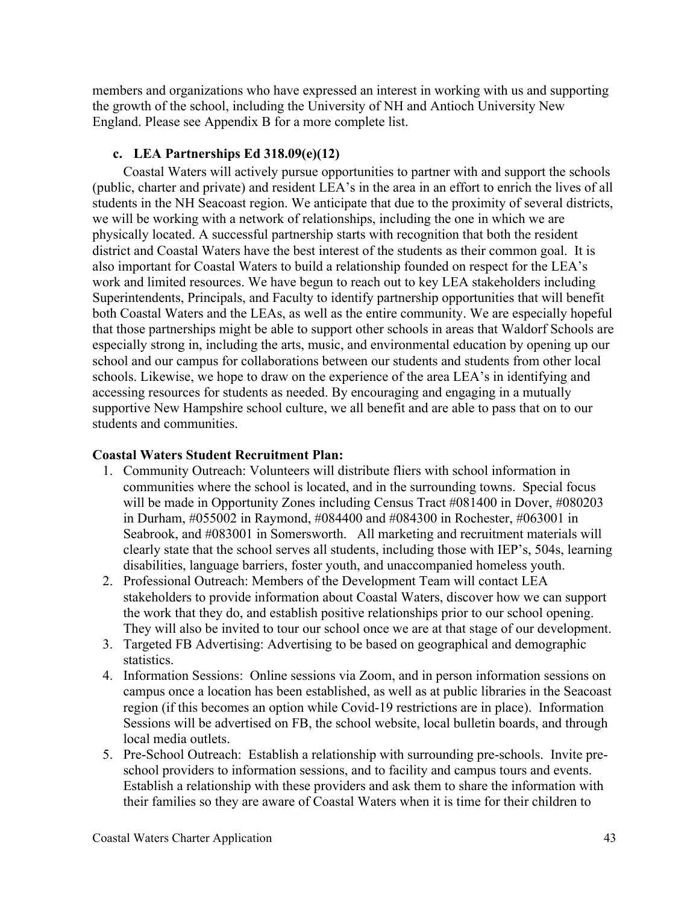members and organizations who have expressed an interest in working with us and supporting the growth of the school, including the University of NH and Antioch University New England. Please see Appendix B for a more complete list.

### c. LEA Partnerships Ed 318.09(e)(12)

Coastal Waters will actively pursue opportunities to partner with and support the schools (public, charter and private) and resident LEA's in the area in an effort to enrich the lives of all students in the NH Seacoast region. We anticipate that due to the proximity of several districts, we will be working with a network of relationships, including the one in which we are physically located. A successful partnership starts with recognition that both the resident district and Coastal Waters have the best interest of the students as their common goal. It is also important for Coastal Waters to build a relationship founded on respect for the LEA's work and limited resources. We have begun to reach out to key LEA stakeholders including Superintendents, Principals, and Faculty to identify partnership opportunities that will benefit both Coastal Waters and the LEAs, as well as the entire community. We are especially hopeful that those partnerships might be able to support other schools in areas that Waldorf Schools are especially strong in, including the arts, music, and environmental education by opening up our school and our campus for collaborations between our students and students from other local schools. Likewise, we hope to draw on the experience of the area LEA's in identifying and accessing resources for students as needed. By encouraging and engaging in a mutually supportive New Hampshire school culture, we all benefit and are able to pass that on to our students and communities.

**Coastal Waters Student Recruitment Plan:**

1. Community Outreach: Volunteers will distribute fliers with school information in communities where the school is located, and in the surrounding towns. Special focus will be made in Opportunity Zones including Census Tract #081400 in Dover, #080203 in Durham, #055002 in Raymond, #084400 and #084300 in Rochester, #063001 in Seabrook, and #083001 in Somersworth. All marketing and recruitment materials will clearly state that the school serves all students, including those with IEP's, 504s, learning disabilities, language barriers, foster youth, and unaccompanied homeless youth.
2. Professional Outreach: Members of the Development Team will contact LEA stakeholders to provide information about Coastal Waters, discover how we can support the work that they do, and establish positive relationships prior to our school opening. They will also be invited to tour our school once we are at that stage of our development.
3. Targeted FB Advertising: Advertising to be based on geographical and demographic statistics.
4. Information Sessions: Online sessions via Zoom, and in person information sessions on campus once a location has been established, as well as at public libraries in the Seacoast region (if this becomes an option while Covid-19 restrictions are in place). Information Sessions will be advertised on FB, the school website, local bulletin boards, and through local media outlets.
5. Pre-School Outreach: Establish a relationship with surrounding pre-schools. Invite pre-school providers to information sessions, and to facility and campus tours and events. Establish a relationship with these providers and ask them to share the information with their families so they are aware of Coastal Waters when it is time for their children to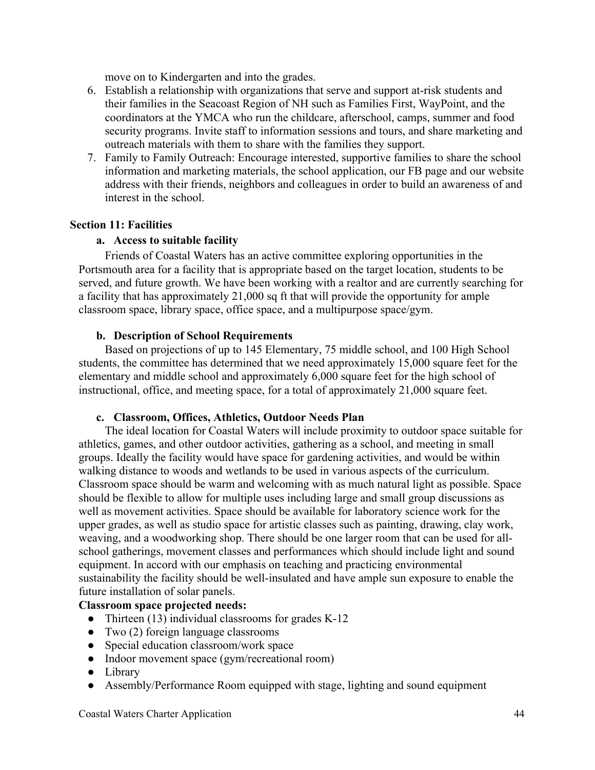move on to Kindergarten and into the grades.

6. Establish a relationship with organizations that serve and support at-risk students and their families in the Seacoast Region of NH such as Families First, WayPoint, and the coordinators at the YMCA who run the childcare, afterschool, camps, summer and food security programs. Invite staff to information sessions and tours, and share marketing and outreach materials with them to share with the families they support.
7. Family to Family Outreach: Encourage interested, supportive families to share the school information and marketing materials, the school application, our FB page and our website address with their friends, neighbors and colleagues in order to build an awareness of and interest in the school.

## Section 11: Facilities

### a. Access to suitable facility

Friends of Coastal Waters has an active committee exploring opportunities in the Portsmouth area for a facility that is appropriate based on the target location, students to be served, and future growth. We have been working with a realtor and are currently searching for a facility that has approximately 21,000 sq ft that will provide the opportunity for ample classroom space, library space, office space, and a multipurpose space/gym.

### b. Description of School Requirements

Based on projections of up to 145 Elementary, 75 middle school, and 100 High School students, the committee has determined that we need approximately 15,000 square feet for the elementary and middle school and approximately 6,000 square feet for the high school of instructional, office, and meeting space, for a total of approximately 21,000 square feet.

### c. Classroom, Offices, Athletics, Outdoor Needs Plan

The ideal location for Coastal Waters will include proximity to outdoor space suitable for athletics, games, and other outdoor activities, gathering as a school, and meeting in small groups. Ideally the facility would have space for gardening activities, and would be within walking distance to woods and wetlands to be used in various aspects of the curriculum. Classroom space should be warm and welcoming with as much natural light as possible. Space should be flexible to allow for multiple uses including large and small group discussions as well as movement activities. Space should be available for laboratory science work for the upper grades, as well as studio space for artistic classes such as painting, drawing, clay work, weaving, and a woodworking shop. There should be one larger room that can be used for all-school gatherings, movement classes and performances which should include light and sound equipment. In accord with our emphasis on teaching and practicing environmental sustainability the facility should be well-insulated and have ample sun exposure to enable the future installation of solar panels.

**Classroom space projected needs:**

- Thirteen (13) individual classrooms for grades K-12
- Two (2) foreign language classrooms
- Special education classroom/work space
- Indoor movement space (gym/recreational room)
- Library
- Assembly/Performance Room equipped with stage, lighting and sound equipment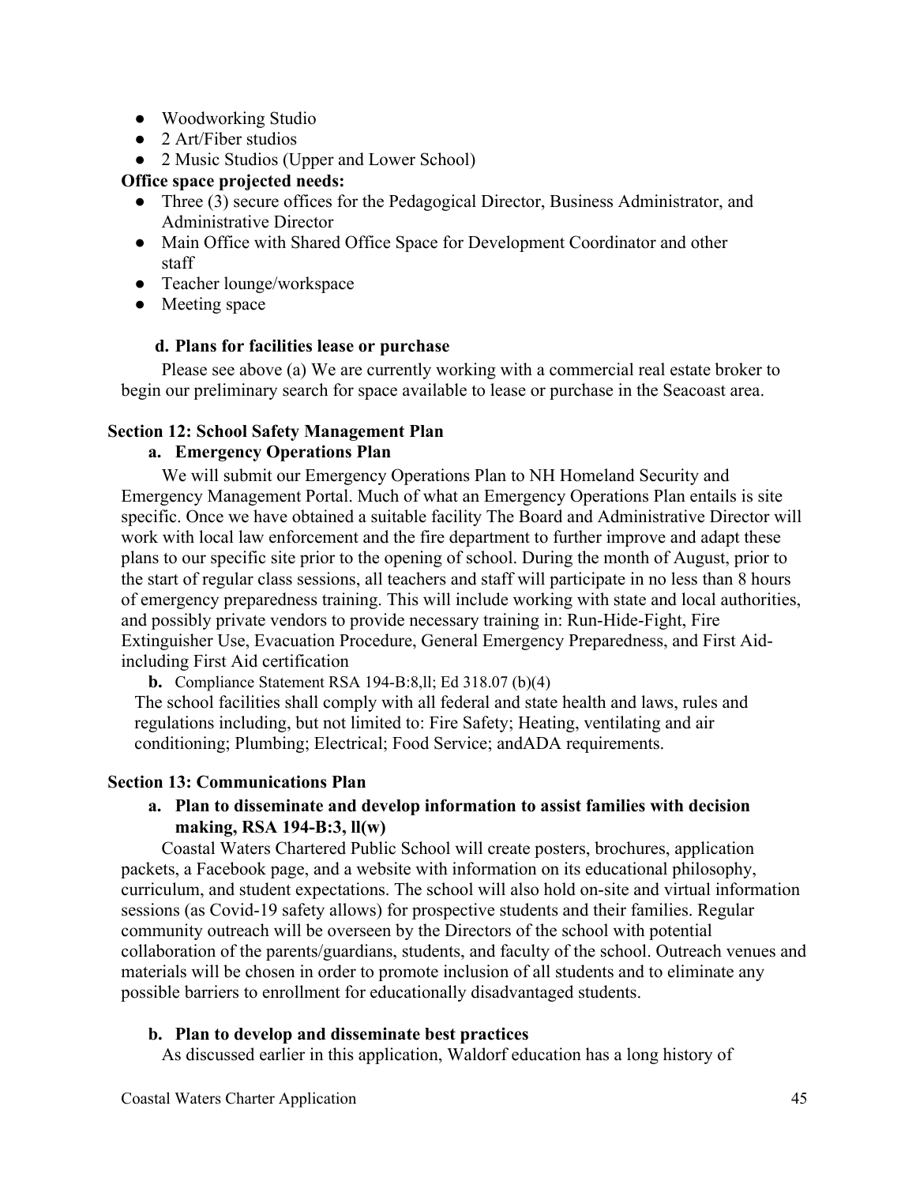- Woodworking Studio
- 2 Art/Fiber studios
- 2 Music Studios (Upper and Lower School)

**Office space projected needs:**

- Three (3) secure offices for the Pedagogical Director, Business Administrator, and Administrative Director
- Main Office with Shared Office Space for Development Coordinator and other staff
- Teacher lounge/workspace
- Meeting space

**d. Plans for facilities lease or purchase**

Please see above (a) We are currently working with a commercial real estate broker to begin our preliminary search for space available to lease or purchase in the Seacoast area.

## Section 12: School Safety Management Plan

**a. Emergency Operations Plan**

We will submit our Emergency Operations Plan to NH Homeland Security and Emergency Management Portal. Much of what an Emergency Operations Plan entails is site specific. Once we have obtained a suitable facility The Board and Administrative Director will work with local law enforcement and the fire department to further improve and adapt these plans to our specific site prior to the opening of school. During the month of August, prior to the start of regular class sessions, all teachers and staff will participate in no less than 8 hours of emergency preparedness training. This will include working with state and local authorities, and possibly private vendors to provide necessary training in: Run-Hide-Fight, Fire Extinguisher Use, Evacuation Procedure, General Emergency Preparedness, and First Aid- including First Aid certification

**b.** Compliance Statement RSA 194-B:8,ll; Ed 318.07 (b)(4)

The school facilities shall comply with all federal and state health and laws, rules and regulations including, but not limited to: Fire Safety; Heating, ventilating and air conditioning; Plumbing; Electrical; Food Service; andADA requirements.

## Section 13: Communications Plan

**a. Plan to disseminate and develop information to assist families with decision making, RSA 194-B:3, ll(w)**

Coastal Waters Chartered Public School will create posters, brochures, application packets, a Facebook page, and a website with information on its educational philosophy, curriculum, and student expectations. The school will also hold on-site and virtual information sessions (as Covid-19 safety allows) for prospective students and their families. Regular community outreach will be overseen by the Directors of the school with potential collaboration of the parents/guardians, students, and faculty of the school. Outreach venues and materials will be chosen in order to promote inclusion of all students and to eliminate any possible barriers to enrollment for educationally disadvantaged students.

**b. Plan to develop and disseminate best practices**

As discussed earlier in this application, Waldorf education has a long history of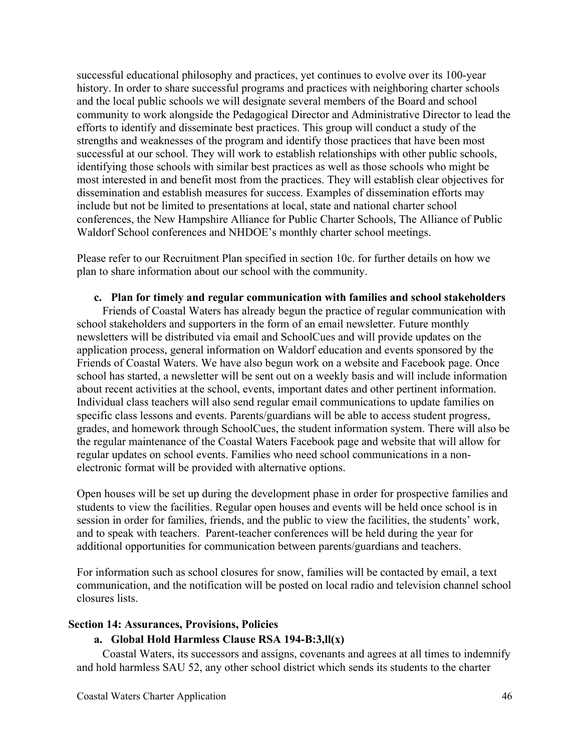successful educational philosophy and practices, yet continues to evolve over its 100-year history. In order to share successful programs and practices with neighboring charter schools and the local public schools we will designate several members of the Board and school community to work alongside the Pedagogical Director and Administrative Director to lead the efforts to identify and disseminate best practices. This group will conduct a study of the strengths and weaknesses of the program and identify those practices that have been most successful at our school. They will work to establish relationships with other public schools, identifying those schools with similar best practices as well as those schools who might be most interested in and benefit most from the practices. They will establish clear objectives for dissemination and establish measures for success. Examples of dissemination efforts may include but not be limited to presentations at local, state and national charter school conferences, the New Hampshire Alliance for Public Charter Schools, The Alliance of Public Waldorf School conferences and NHDOE's monthly charter school meetings.

Please refer to our Recruitment Plan specified in section 10c. for further details on how we plan to share information about our school with the community.

### c. Plan for timely and regular communication with families and school stakeholders

Friends of Coastal Waters has already begun the practice of regular communication with school stakeholders and supporters in the form of an email newsletter. Future monthly newsletters will be distributed via email and SchoolCues and will provide updates on the application process, general information on Waldorf education and events sponsored by the Friends of Coastal Waters. We have also begun work on a website and Facebook page. Once school has started, a newsletter will be sent out on a weekly basis and will include information about recent activities at the school, events, important dates and other pertinent information. Individual class teachers will also send regular email communications to update families on specific class lessons and events. Parents/guardians will be able to access student progress, grades, and homework through SchoolCues, the student information system. There will also be the regular maintenance of the Coastal Waters Facebook page and website that will allow for regular updates on school events. Families who need school communications in a non-electronic format will be provided with alternative options.

Open houses will be set up during the development phase in order for prospective families and students to view the facilities. Regular open houses and events will be held once school is in session in order for families, friends, and the public to view the facilities, the students' work, and to speak with teachers. Parent-teacher conferences will be held during the year for additional opportunities for communication between parents/guardians and teachers.

For information such as school closures for snow, families will be contacted by email, a text communication, and the notification will be posted on local radio and television channel school closures lists.

## Section 14: Assurances, Provisions, Policies

### a. Global Hold Harmless Clause RSA 194-B:3,ll(x)

Coastal Waters, its successors and assigns, covenants and agrees at all times to indemnify and hold harmless SAU 52, any other school district which sends its students to the charter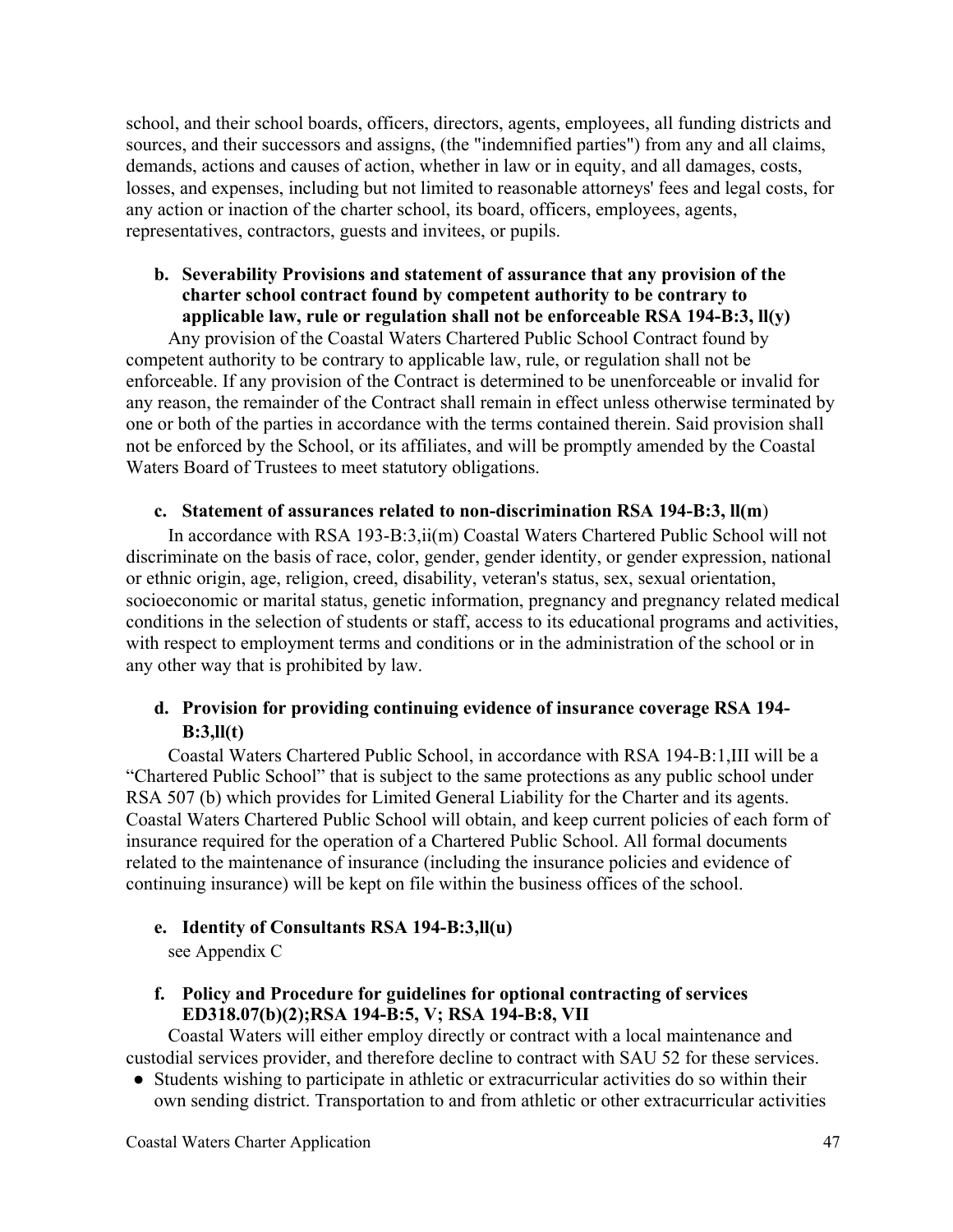school, and their school boards, officers, directors, agents, employees, all funding districts and sources, and their successors and assigns, (the "indemnified parties") from any and all claims, demands, actions and causes of action, whether in law or in equity, and all damages, costs, losses, and expenses, including but not limited to reasonable attorneys' fees and legal costs, for any action or inaction of the charter school, its board, officers, employees, agents, representatives, contractors, guests and invitees, or pupils.

**b. Severability Provisions and statement of assurance that any provision of the charter school contract found by competent authority to be contrary to applicable law, rule or regulation shall not be enforceable RSA 194-B:3, ll(y)**

Any provision of the Coastal Waters Chartered Public School Contract found by competent authority to be contrary to applicable law, rule, or regulation shall not be enforceable. If any provision of the Contract is determined to be unenforceable or invalid for any reason, the remainder of the Contract shall remain in effect unless otherwise terminated by one or both of the parties in accordance with the terms contained therein. Said provision shall not be enforced by the School, or its affiliates, and will be promptly amended by the Coastal Waters Board of Trustees to meet statutory obligations.

**c. Statement of assurances related to non-discrimination RSA 194-B:3, ll(m)**

In accordance with RSA 193-B:3,ii(m) Coastal Waters Chartered Public School will not discriminate on the basis of race, color, gender, gender identity, or gender expression, national or ethnic origin, age, religion, creed, disability, veteran's status, sex, sexual orientation, socioeconomic or marital status, genetic information, pregnancy and pregnancy related medical conditions in the selection of students or staff, access to its educational programs and activities, with respect to employment terms and conditions or in the administration of the school or in any other way that is prohibited by law.

**d. Provision for providing continuing evidence of insurance coverage RSA 194-B:3,ll(t)**

Coastal Waters Chartered Public School, in accordance with RSA 194-B:1,III will be a “Chartered Public School” that is subject to the same protections as any public school under RSA 507 (b) which provides for Limited General Liability for the Charter and its agents. Coastal Waters Chartered Public School will obtain, and keep current policies of each form of insurance required for the operation of a Chartered Public School. All formal documents related to the maintenance of insurance (including the insurance policies and evidence of continuing insurance) will be kept on file within the business offices of the school.

**e. Identity of Consultants RSA 194-B:3,ll(u)**

see Appendix C

**f. Policy and Procedure for guidelines for optional contracting of services ED318.07(b)(2);RSA 194-B:5, V; RSA 194-B:8, VII**

Coastal Waters will either employ directly or contract with a local maintenance and custodial services provider, and therefore decline to contract with SAU 52 for these services.

- Students wishing to participate in athletic or extracurricular activities do so within their own sending district. Transportation to and from athletic or other extracurricular activities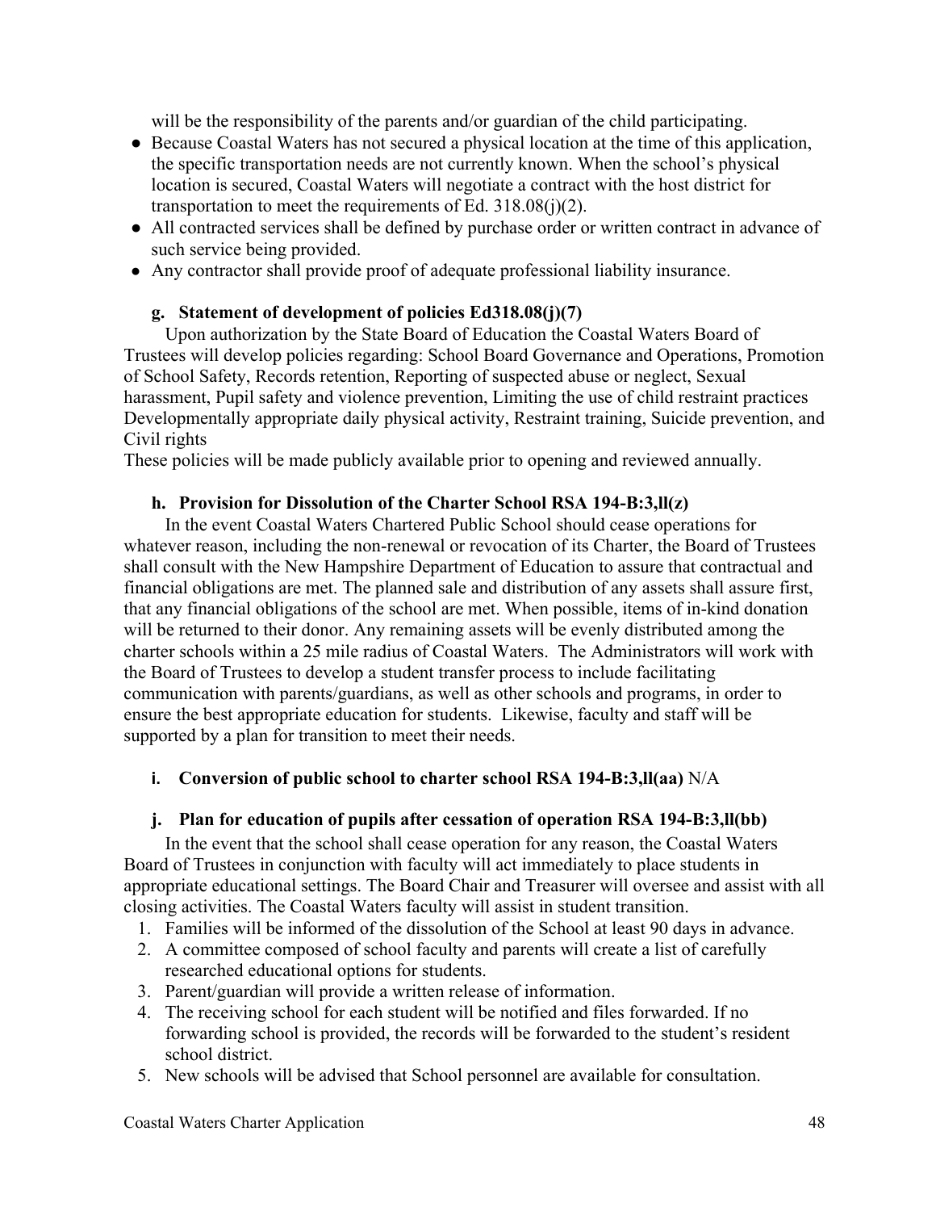will be the responsibility of the parents and/or guardian of the child participating.

- Because Coastal Waters has not secured a physical location at the time of this application, the specific transportation needs are not currently known. When the school's physical location is secured, Coastal Waters will negotiate a contract with the host district for transportation to meet the requirements of Ed. 318.08(j)(2).
- All contracted services shall be defined by purchase order or written contract in advance of such service being provided.
- Any contractor shall provide proof of adequate professional liability insurance.

### g. Statement of development of policies Ed318.08(j)(7)

Upon authorization by the State Board of Education the Coastal Waters Board of Trustees will develop policies regarding: School Board Governance and Operations, Promotion of School Safety, Records retention, Reporting of suspected abuse or neglect, Sexual harassment, Pupil safety and violence prevention, Limiting the use of child restraint practices Developmentally appropriate daily physical activity, Restraint training, Suicide prevention, and Civil rights

These policies will be made publicly available prior to opening and reviewed annually.

### h. Provision for Dissolution of the Charter School RSA 194-B:3,ll(z)

In the event Coastal Waters Chartered Public School should cease operations for whatever reason, including the non-renewal or revocation of its Charter, the Board of Trustees shall consult with the New Hampshire Department of Education to assure that contractual and financial obligations are met. The planned sale and distribution of any assets shall assure first, that any financial obligations of the school are met. When possible, items of in-kind donation will be returned to their donor. Any remaining assets will be evenly distributed among the charter schools within a 25 mile radius of Coastal Waters. The Administrators will work with the Board of Trustees to develop a student transfer process to include facilitating communication with parents/guardians, as well as other schools and programs, in order to ensure the best appropriate education for students. Likewise, faculty and staff will be supported by a plan for transition to meet their needs.

### i. Conversion of public school to charter school RSA 194-B:3,ll(aa) N/A

### j. Plan for education of pupils after cessation of operation RSA 194-B:3,ll(bb)

In the event that the school shall cease operation for any reason, the Coastal Waters Board of Trustees in conjunction with faculty will act immediately to place students in appropriate educational settings. The Board Chair and Treasurer will oversee and assist with all closing activities. The Coastal Waters faculty will assist in student transition.

1. Families will be informed of the dissolution of the School at least 90 days in advance.
2. A committee composed of school faculty and parents will create a list of carefully researched educational options for students.
3. Parent/guardian will provide a written release of information.
4. The receiving school for each student will be notified and files forwarded. If no forwarding school is provided, the records will be forwarded to the student's resident school district.
5. New schools will be advised that School personnel are available for consultation.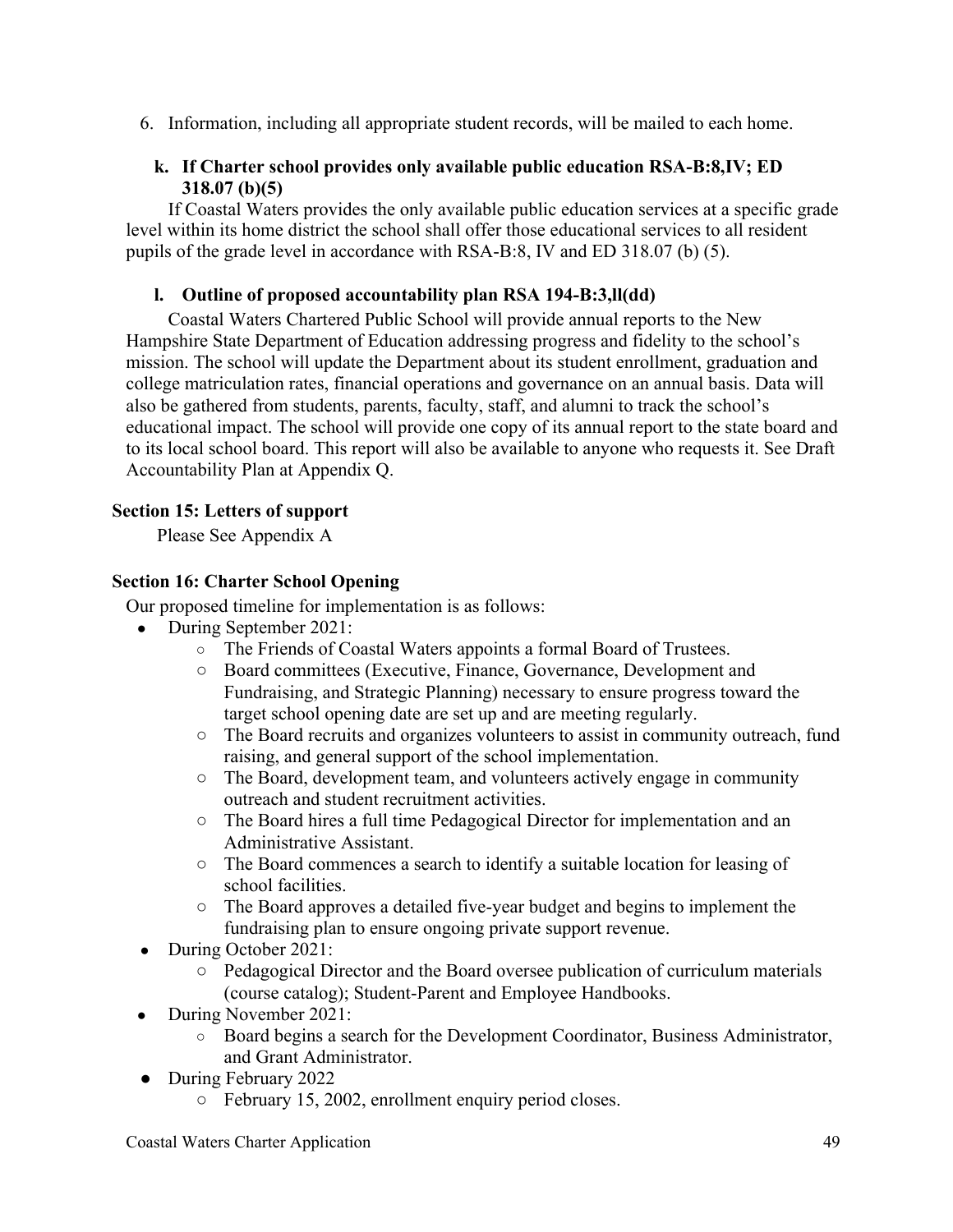6. Information, including all appropriate student records, will be mailed to each home.

### k. If Charter school provides only available public education RSA-B:8,IV; ED 318.07 (b)(5)

If Coastal Waters provides the only available public education services at a specific grade level within its home district the school shall offer those educational services to all resident pupils of the grade level in accordance with RSA-B:8, IV and ED 318.07 (b) (5).

### l. Outline of proposed accountability plan RSA 194-B:3,ll(dd)

Coastal Waters Chartered Public School will provide annual reports to the New Hampshire State Department of Education addressing progress and fidelity to the school's mission. The school will update the Department about its student enrollment, graduation and college matriculation rates, financial operations and governance on an annual basis. Data will also be gathered from students, parents, faculty, staff, and alumni to track the school's educational impact. The school will provide one copy of its annual report to the state board and to its local school board. This report will also be available to anyone who requests it. See Draft Accountability Plan at Appendix Q.

## Section 15: Letters of support

Please See Appendix A

## Section 16: Charter School Opening

Our proposed timeline for implementation is as follows:

- During September 2021:
  - The Friends of Coastal Waters appoints a formal Board of Trustees.
  - Board committees (Executive, Finance, Governance, Development and Fundraising, and Strategic Planning) necessary to ensure progress toward the target school opening date are set up and are meeting regularly.
  - The Board recruits and organizes volunteers to assist in community outreach, fund raising, and general support of the school implementation.
  - The Board, development team, and volunteers actively engage in community outreach and student recruitment activities.
  - The Board hires a full time Pedagogical Director for implementation and an Administrative Assistant.
  - The Board commences a search to identify a suitable location for leasing of school facilities.
  - The Board approves a detailed five-year budget and begins to implement the fundraising plan to ensure ongoing private support revenue.
- During October 2021:
  - Pedagogical Director and the Board oversee publication of curriculum materials (course catalog); Student-Parent and Employee Handbooks.
- During November 2021:
  - Board begins a search for the Development Coordinator, Business Administrator, and Grant Administrator.
- During February 2022
  - February 15, 2002, enrollment enquiry period closes.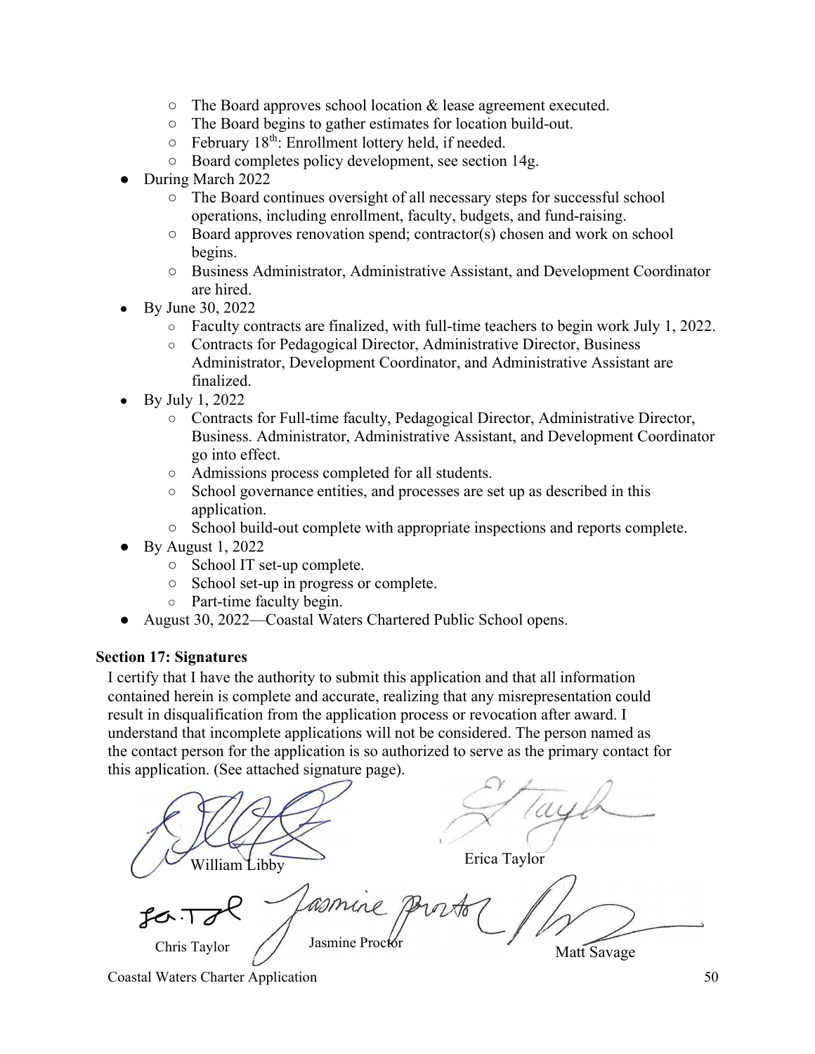- The Board approves school location & lease agreement executed.
  - The Board begins to gather estimates for location build-out.
  - February 18th: Enrollment lottery held, if needed.
  - Board completes policy development, see section 14g.
- During March 2022
  - The Board continues oversight of all necessary steps for successful school operations, including enrollment, faculty, budgets, and fund-raising.
  - Board approves renovation spend; contractor(s) chosen and work on school begins.
  - Business Administrator, Administrative Assistant, and Development Coordinator are hired.
- By June 30, 2022
  - Faculty contracts are finalized, with full-time teachers to begin work July 1, 2022.
  - Contracts for Pedagogical Director, Administrative Director, Business Administrator, Development Coordinator, and Administrative Assistant are finalized.
- By July 1, 2022
  - Contracts for Full-time faculty, Pedagogical Director, Administrative Director, Business. Administrator, Administrative Assistant, and Development Coordinator go into effect.
  - Admissions process completed for all students.
  - School governance entities, and processes are set up as described in this application.
  - School build-out complete with appropriate inspections and reports complete.
- By August 1, 2022
  - School IT set-up complete.
  - School set-up in progress or complete.
  - Part-time faculty begin.
- August 30, 2022—Coastal Waters Chartered Public School opens.

**Section 17: Signatures**

I certify that I have the authority to submit this application and that all information contained herein is complete and accurate, realizing that any misrepresentation could result in disqualification from the application process or revocation after award. I understand that incomplete applications will not be considered. The person named as the contact person for the application is so authorized to serve as the primary contact for this application. (See attached signature page).

William Libby

Erica Taylor

Chris Taylor

Jasmine Proctor

Matt Savage